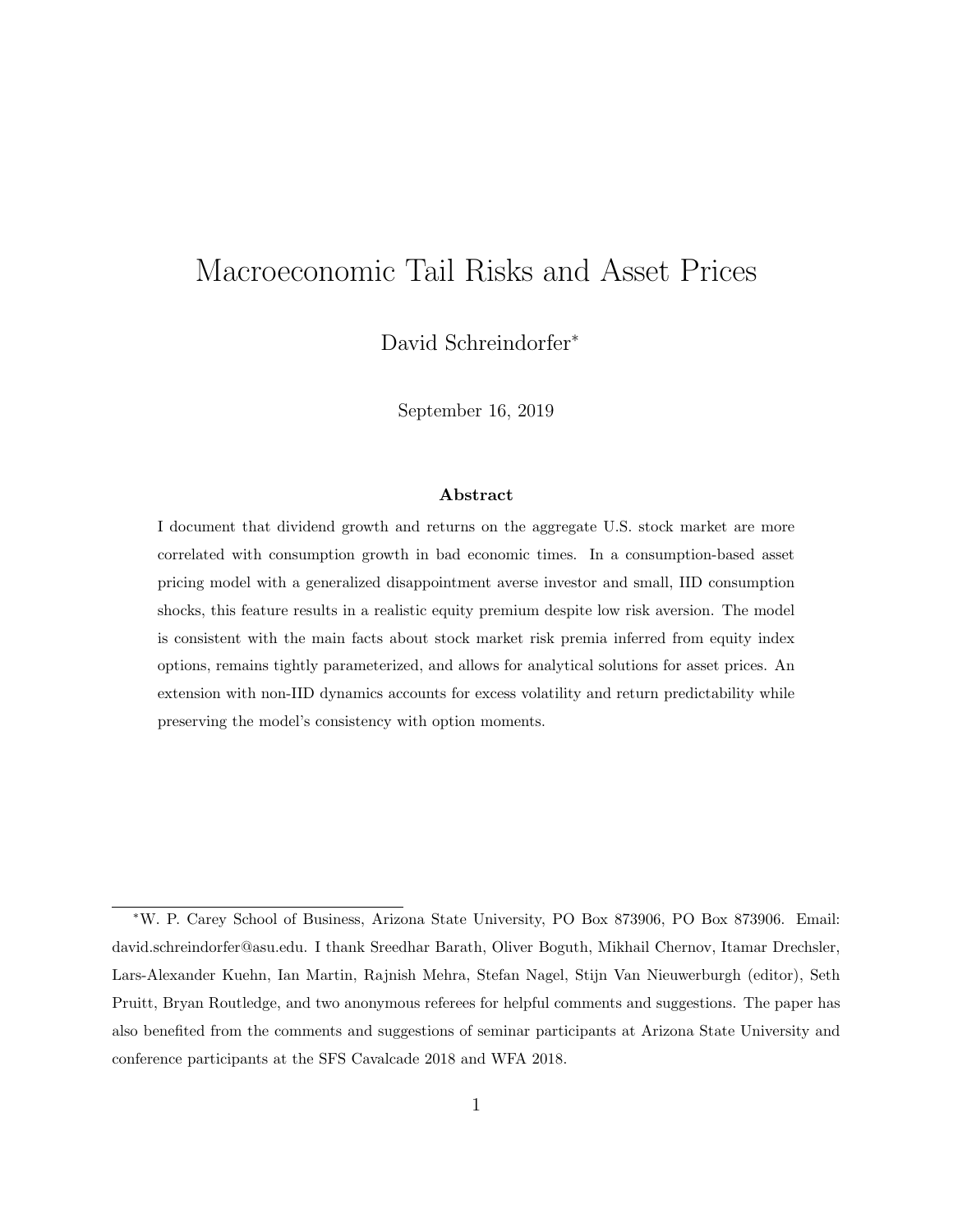# Macroeconomic Tail Risks and Asset Prices

David Schreindorfer*

September 16, 2019

### Abstract

I document that dividend growth and returns on the aggregate U.S. stock market are more correlated with consumption growth in bad economic times. In a consumption-based asset pricing model with a generalized disappointment averse investor and small, IID consumption shocks, this feature results in a realistic equity premium despite low risk aversion. The model is consistent with the main facts about stock market risk premia inferred from equity index options, remains tightly parameterized, and allows for analytical solutions for asset prices. An extension with non-IID dynamics accounts for excess volatility and return predictability while preserving the model's consistency with option moments.

---

*W. P. Carey School of Business, Arizona State University, PO Box 873906, PO Box 873906. Email: david.schreindorfer@asu.edu. I thank Sreedhar Barath, Oliver Boguth, Mikhail Chernov, Itamar Drechsler, Lars-Alexander Kuehn, Ian Martin, Rajnish Mehra, Stefan Nagel, Stijn Van Nieuwerburgh (editor), Seth Pruitt, Bryan Routledge, and two anonymous referees for helpful comments and suggestions. The paper has also benefited from the comments and suggestions of seminar participants at Arizona State University and conference participants at the SFS Cavalcade 2018 and WFA 2018.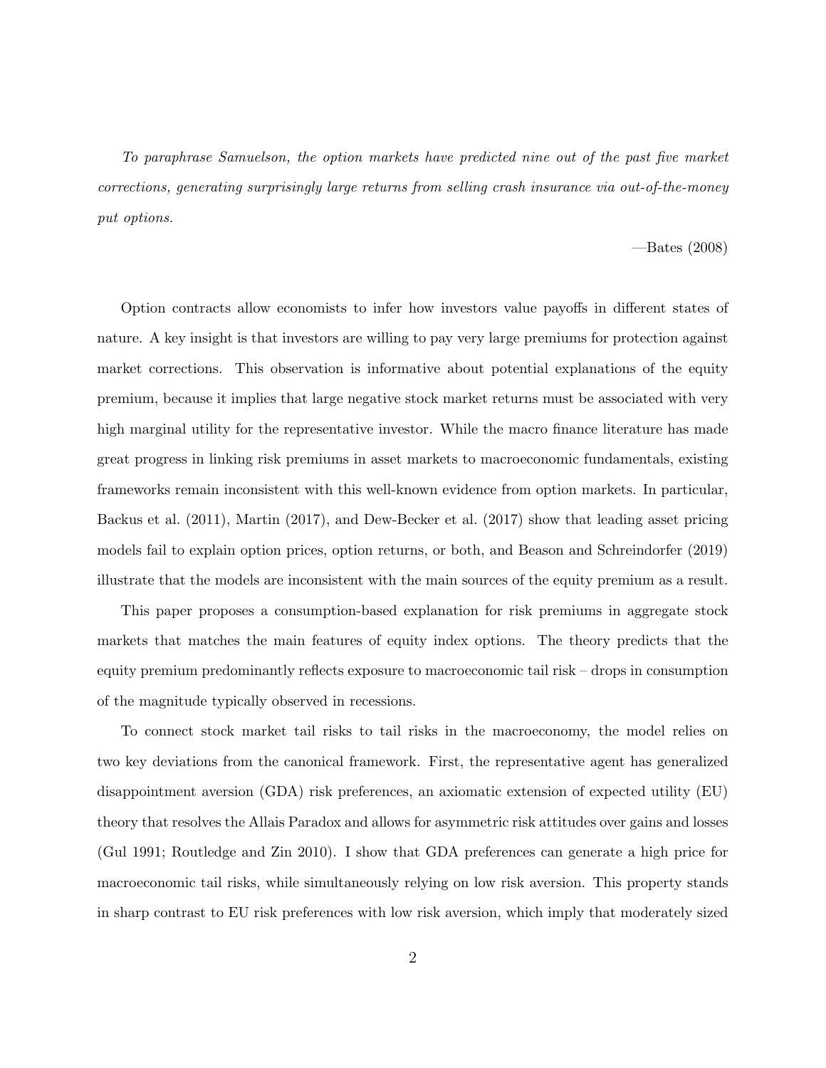*To paraphrase Samuelson, the option markets have predicted nine out of the past five market corrections, generating surprisingly large returns from selling crash insurance via out-of-the-money put options.*

—Bates (2008)

Option contracts allow economists to infer how investors value payoffs in different states of nature. A key insight is that investors are willing to pay very large premiums for protection against market corrections. This observation is informative about potential explanations of the equity premium, because it implies that large negative stock market returns must be associated with very high marginal utility for the representative investor. While the macro finance literature has made great progress in linking risk premiums in asset markets to macroeconomic fundamentals, existing frameworks remain inconsistent with this well-known evidence from option markets. In particular, Backus et al. (2011), Martin (2017), and Dew-Becker et al. (2017) show that leading asset pricing models fail to explain option prices, option returns, or both, and Beason and Schreindorfer (2019) illustrate that the models are inconsistent with the main sources of the equity premium as a result.

This paper proposes a consumption-based explanation for risk premiums in aggregate stock markets that matches the main features of equity index options. The theory predicts that the equity premium predominantly reflects exposure to macroeconomic tail risk – drops in consumption of the magnitude typically observed in recessions.

To connect stock market tail risks to tail risks in the macroeconomy, the model relies on two key deviations from the canonical framework. First, the representative agent has generalized disappointment aversion (GDA) risk preferences, an axiomatic extension of expected utility (EU) theory that resolves the Allais Paradox and allows for asymmetric risk attitudes over gains and losses (Gul 1991; Routledge and Zin 2010). I show that GDA preferences can generate a high price for macroeconomic tail risks, while simultaneously relying on low risk aversion. This property stands in sharp contrast to EU risk preferences with low risk aversion, which imply that moderately sized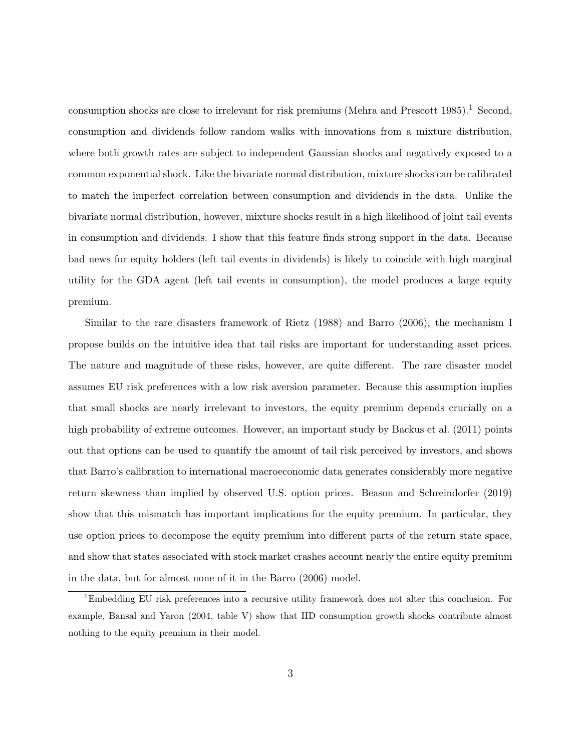consumption shocks are close to irrelevant for risk premiums (Mehra and Prescott 1985).[1] Second, consumption and dividends follow random walks with innovations from a mixture distribution, where both growth rates are subject to independent Gaussian shocks and negatively exposed to a common exponential shock. Like the bivariate normal distribution, mixture shocks can be calibrated to match the imperfect correlation between consumption and dividends in the data. Unlike the bivariate normal distribution, however, mixture shocks result in a high likelihood of joint tail events in consumption and dividends. I show that this feature finds strong support in the data. Because bad news for equity holders (left tail events in dividends) is likely to coincide with high marginal utility for the GDA agent (left tail events in consumption), the model produces a large equity premium.

Similar to the rare disasters framework of Rietz (1988) and Barro (2006), the mechanism I propose builds on the intuitive idea that tail risks are important for understanding asset prices. The nature and magnitude of these risks, however, are quite different. The rare disaster model assumes EU risk preferences with a low risk aversion parameter. Because this assumption implies that small shocks are nearly irrelevant to investors, the equity premium depends crucially on a high probability of extreme outcomes. However, an important study by Backus et al. (2011) points out that options can be used to quantify the amount of tail risk perceived by investors, and shows that Barro's calibration to international macroeconomic data generates considerably more negative return skewness than implied by observed U.S. option prices. Beason and Schreindorfer (2019) show that this mismatch has important implications for the equity premium. In particular, they use option prices to decompose the equity premium into different parts of the return state space, and show that states associated with stock market crashes account nearly the entire equity premium in the data, but for almost none of it in the Barro (2006) model.

[1] Embedding EU risk preferences into a recursive utility framework does not alter this conclusion. For example, Bansal and Yaron (2004, table V) show that IID consumption growth shocks contribute almost nothing to the equity premium in their model.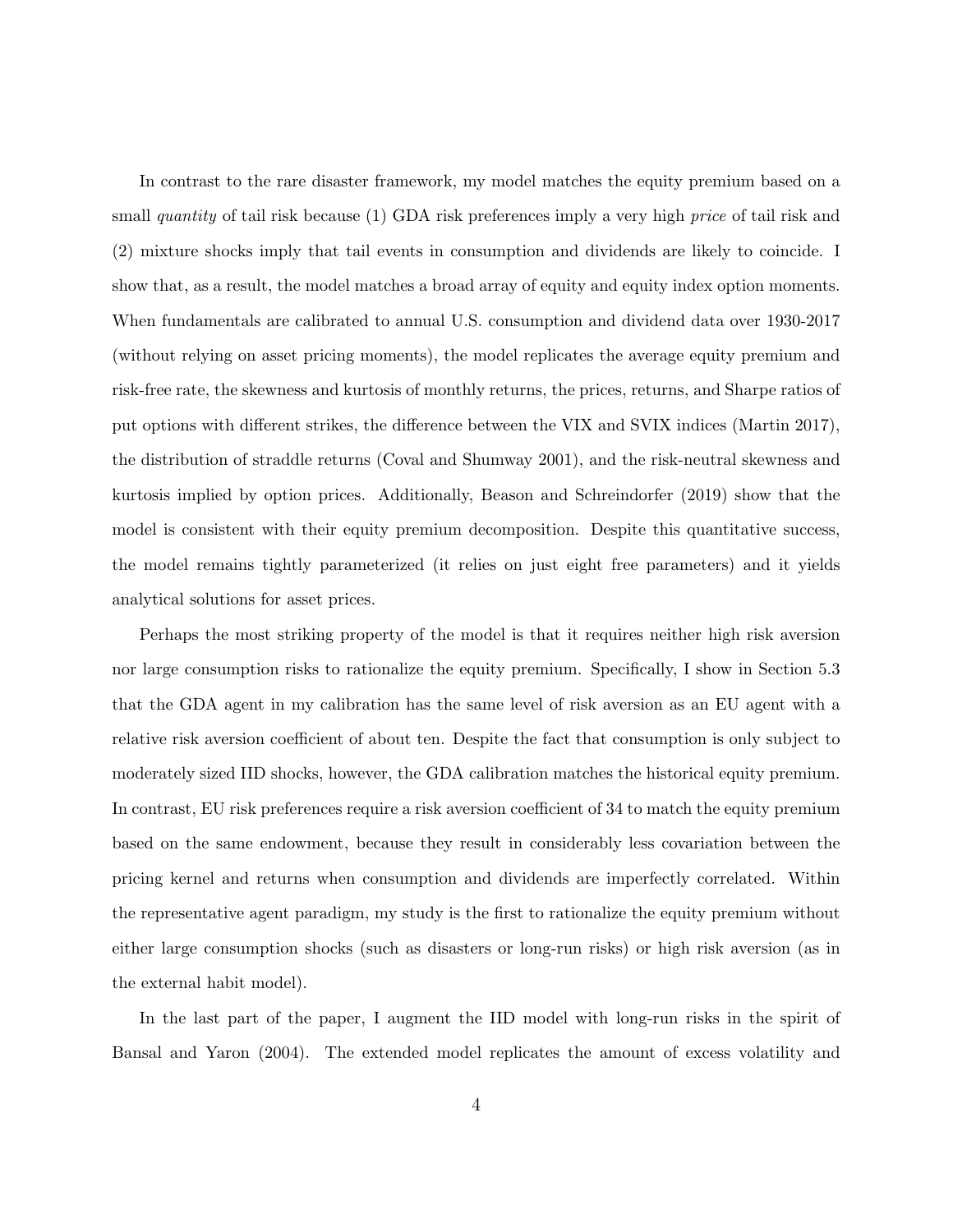In contrast to the rare disaster framework, my model matches the equity premium based on a small *quantity* of tail risk because (1) GDA risk preferences imply a very high *price* of tail risk and (2) mixture shocks imply that tail events in consumption and dividends are likely to coincide. I show that, as a result, the model matches a broad array of equity and equity index option moments. When fundamentals are calibrated to annual U.S. consumption and dividend data over 1930-2017 (without relying on asset pricing moments), the model replicates the average equity premium and risk-free rate, the skewness and kurtosis of monthly returns, the prices, returns, and Sharpe ratios of put options with different strikes, the difference between the VIX and SVIX indices (Martin 2017), the distribution of straddle returns (Coval and Shumway 2001), and the risk-neutral skewness and kurtosis implied by option prices. Additionally, Beason and Schreindorfer (2019) show that the model is consistent with their equity premium decomposition. Despite this quantitative success, the model remains tightly parameterized (it relies on just eight free parameters) and it yields analytical solutions for asset prices.

Perhaps the most striking property of the model is that it requires neither high risk aversion nor large consumption risks to rationalize the equity premium. Specifically, I show in Section 5.3 that the GDA agent in my calibration has the same level of risk aversion as an EU agent with a relative risk aversion coefficient of about ten. Despite the fact that consumption is only subject to moderately sized IID shocks, however, the GDA calibration matches the historical equity premium. In contrast, EU risk preferences require a risk aversion coefficient of 34 to match the equity premium based on the same endowment, because they result in considerably less covariation between the pricing kernel and returns when consumption and dividends are imperfectly correlated. Within the representative agent paradigm, my study is the first to rationalize the equity premium without either large consumption shocks (such as disasters or long-run risks) or high risk aversion (as in the external habit model).

In the last part of the paper, I augment the IID model with long-run risks in the spirit of Bansal and Yaron (2004). The extended model replicates the amount of excess volatility and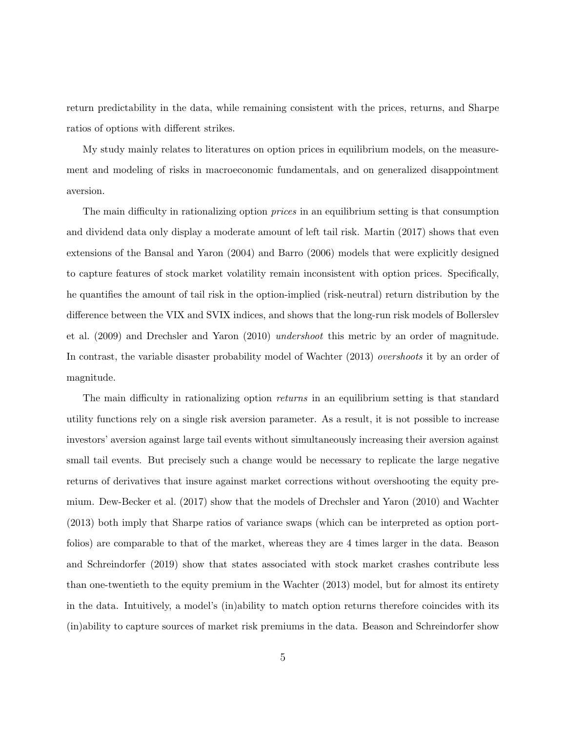return predictability in the data, while remaining consistent with the prices, returns, and Sharpe ratios of options with different strikes.

My study mainly relates to literatures on option prices in equilibrium models, on the measurement and modeling of risks in macroeconomic fundamentals, and on generalized disappointment aversion.

The main difficulty in rationalizing option *prices* in an equilibrium setting is that consumption and dividend data only display a moderate amount of left tail risk. Martin (2017) shows that even extensions of the Bansal and Yaron (2004) and Barro (2006) models that were explicitly designed to capture features of stock market volatility remain inconsistent with option prices. Specifically, he quantifies the amount of tail risk in the option-implied (risk-neutral) return distribution by the difference between the VIX and SVIX indices, and shows that the long-run risk models of Bollerslev et al. (2009) and Drechsler and Yaron (2010) *undershoot* this metric by an order of magnitude. In contrast, the variable disaster probability model of Wachter (2013) *overshoots* it by an order of magnitude.

The main difficulty in rationalizing option *returns* in an equilibrium setting is that standard utility functions rely on a single risk aversion parameter. As a result, it is not possible to increase investors' aversion against large tail events without simultaneously increasing their aversion against small tail events. But precisely such a change would be necessary to replicate the large negative returns of derivatives that insure against market corrections without overshooting the equity premium. Dew-Becker et al. (2017) show that the models of Drechsler and Yaron (2010) and Wachter (2013) both imply that Sharpe ratios of variance swaps (which can be interpreted as option portfolios) are comparable to that of the market, whereas they are 4 times larger in the data. Beason and Schreindorfer (2019) show that states associated with stock market crashes contribute less than one-twentieth to the equity premium in the Wachter (2013) model, but for almost its entirety in the data. Intuitively, a model's (in)ability to match option returns therefore coincides with its (in)ability to capture sources of market risk premiums in the data. Beason and Schreindorfer show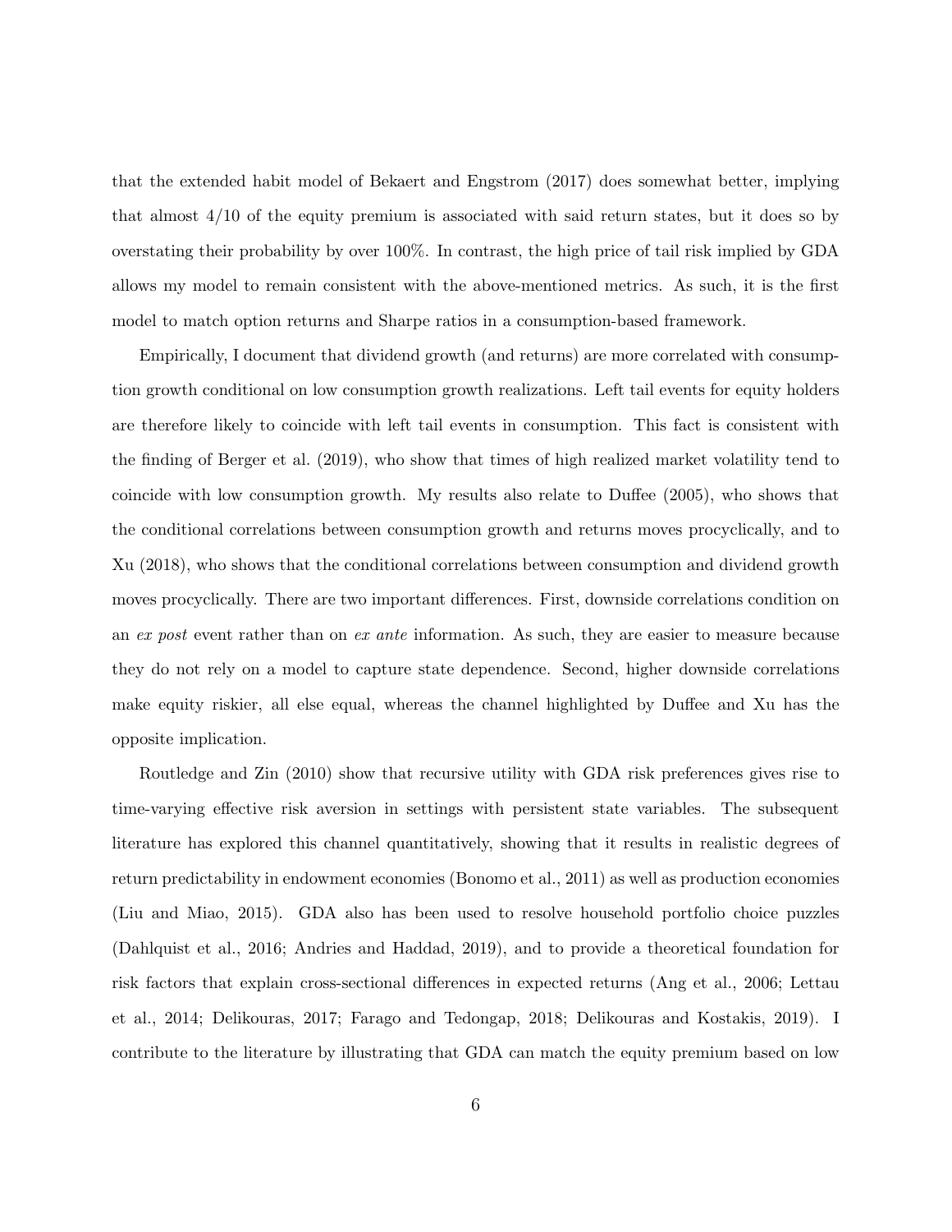that the extended habit model of Bekaert and Engstrom (2017) does somewhat better, implying that almost 4/10 of the equity premium is associated with said return states, but it does so by overstating their probability by over 100%. In contrast, the high price of tail risk implied by GDA allows my model to remain consistent with the above-mentioned metrics. As such, it is the first model to match option returns and Sharpe ratios in a consumption-based framework.

Empirically, I document that dividend growth (and returns) are more correlated with consumption growth conditional on low consumption growth realizations. Left tail events for equity holders are therefore likely to coincide with left tail events in consumption. This fact is consistent with the finding of Berger et al. (2019), who show that times of high realized market volatility tend to coincide with low consumption growth. My results also relate to Duffee (2005), who shows that the conditional correlations between consumption growth and returns moves procyclically, and to Xu (2018), who shows that the conditional correlations between consumption and dividend growth moves procyclically. There are two important differences. First, downside correlations condition on an *ex post* event rather than on *ex ante* information. As such, they are easier to measure because they do not rely on a model to capture state dependence. Second, higher downside correlations make equity riskier, all else equal, whereas the channel highlighted by Duffee and Xu has the opposite implication.

Routledge and Zin (2010) show that recursive utility with GDA risk preferences gives rise to time-varying effective risk aversion in settings with persistent state variables. The subsequent literature has explored this channel quantitatively, showing that it results in realistic degrees of return predictability in endowment economies (Bonomo et al., 2011) as well as production economies (Liu and Miao, 2015). GDA also has been used to resolve household portfolio choice puzzles (Dahlquist et al., 2016; Andries and Haddad, 2019), and to provide a theoretical foundation for risk factors that explain cross-sectional differences in expected returns (Ang et al., 2006; Lettau et al., 2014; Delikouras, 2017; Farago and Tedongap, 2018; Delikouras and Kostakis, 2019). I contribute to the literature by illustrating that GDA can match the equity premium based on low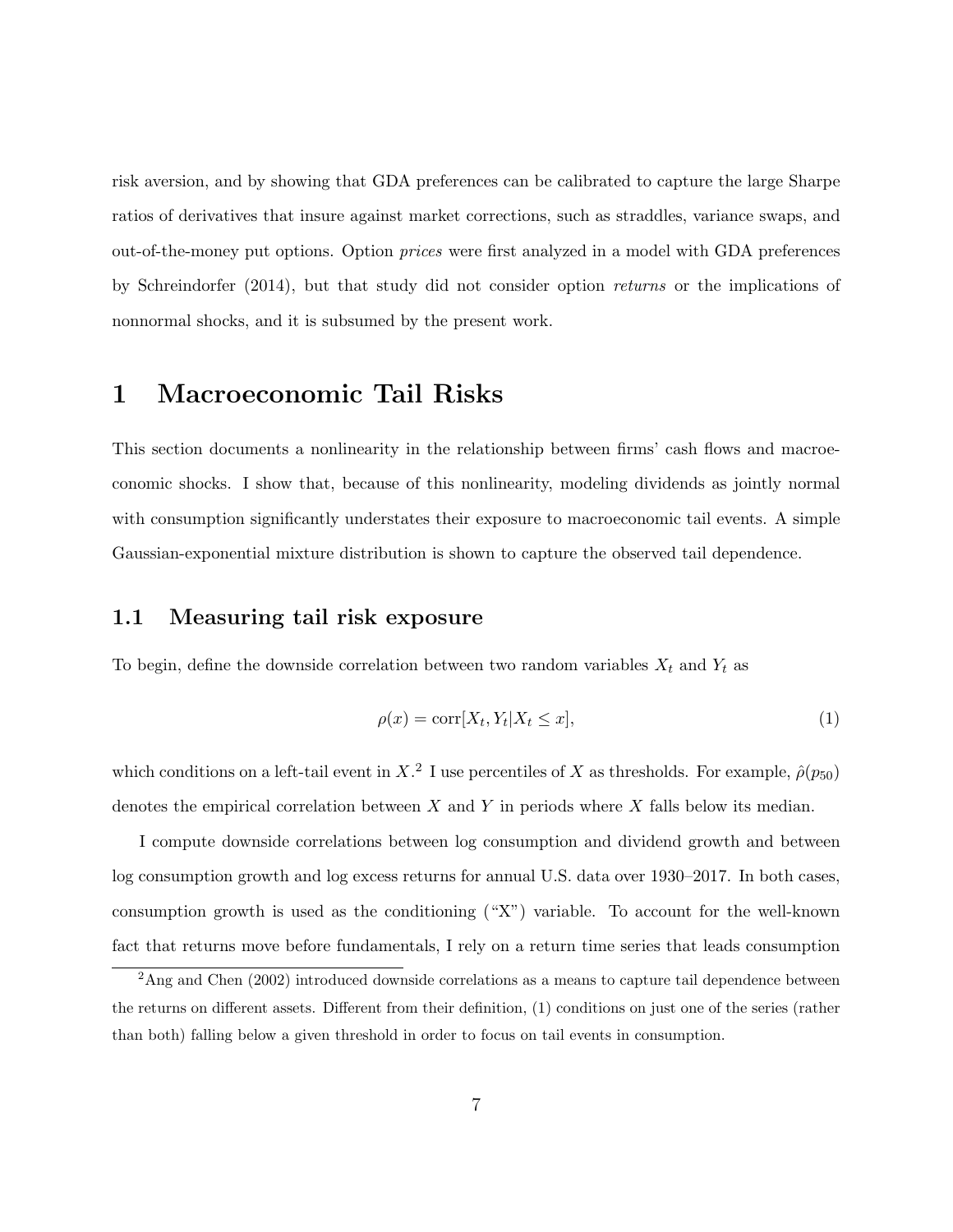risk aversion, and by showing that GDA preferences can be calibrated to capture the large Sharpe ratios of derivatives that insure against market corrections, such as straddles, variance swaps, and out-of-the-money put options. Option *prices* were first analyzed in a model with GDA preferences by Schreindorfer (2014), but that study did not consider option *returns* or the implications of nonnormal shocks, and it is subsumed by the present work.

# 1 Macroeconomic Tail Risks

This section documents a nonlinearity in the relationship between firms' cash flows and macroeconomic shocks. I show that, because of this nonlinearity, modeling dividends as jointly normal with consumption significantly understates their exposure to macroeconomic tail events. A simple Gaussian-exponential mixture distribution is shown to capture the observed tail dependence.

## 1.1 Measuring tail risk exposure

To begin, define the downside correlation between two random variables $X_t$ and $Y_t$ as

$$\rho(x) = \text{corr}[X_t, Y_t | X_t \leq x], \tag{1}$$

which conditions on a left-tail event in $X$.[2] I use percentiles of $X$ as thresholds. For example, $\hat{\rho}(p_{50})$ denotes the empirical correlation between $X$ and $Y$ in periods where $X$ falls below its median.

I compute downside correlations between log consumption and dividend growth and between log consumption growth and log excess returns for annual U.S. data over 1930–2017. In both cases, consumption growth is used as the conditioning ("X") variable. To account for the well-known fact that returns move before fundamentals, I rely on a return time series that leads consumption

[2] Ang and Chen (2002) introduced downside correlations as a means to capture tail dependence between the returns on different assets. Different from their definition, (1) conditions on just one of the series (rather than both) falling below a given threshold in order to focus on tail events in consumption.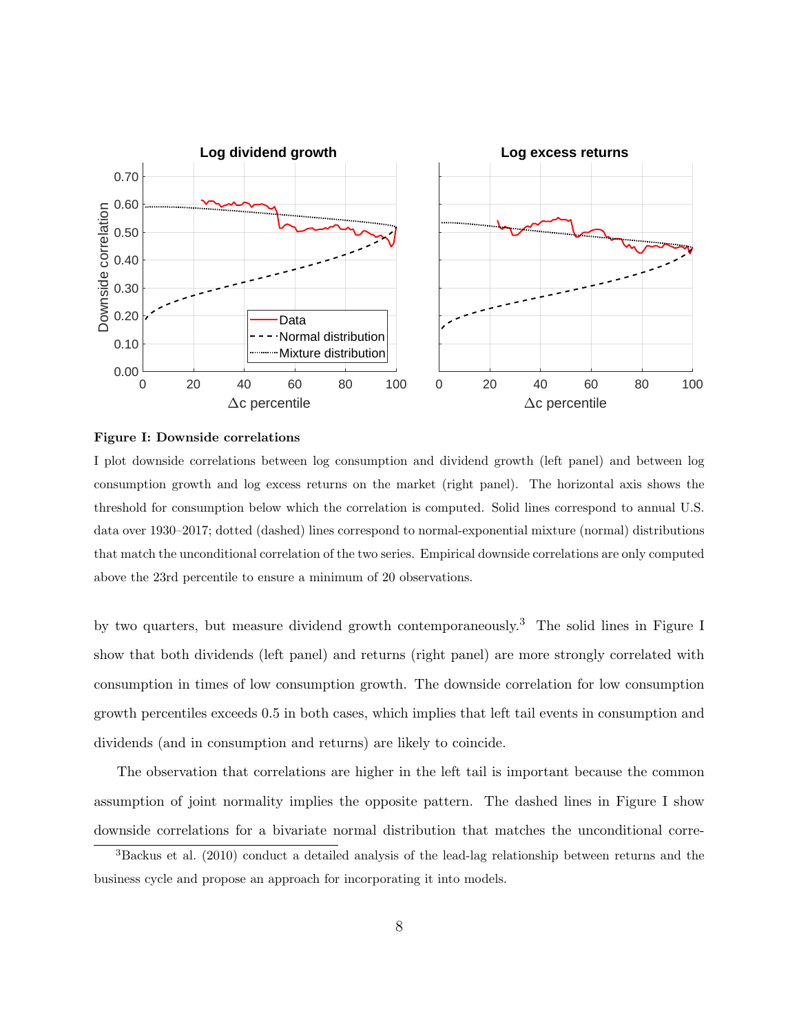**Figure I: Downside correlations**

I plot downside correlations between log consumption and dividend growth (left panel) and between log consumption growth and log excess returns on the market (right panel). The horizontal axis shows the threshold for consumption below which the correlation is computed. Solid lines correspond to annual U.S. data over 1930–2017; dotted (dashed) lines correspond to normal-exponential mixture (normal) distributions that match the unconditional correlation of the two series. Empirical downside correlations are only computed above the 23rd percentile to ensure a minimum of 20 observations.

by two quarters, but measure dividend growth contemporaneously.[3] The solid lines in Figure I show that both dividends (left panel) and returns (right panel) are more strongly correlated with consumption in times of low consumption growth. The downside correlation for low consumption growth percentiles exceeds 0.5 in both cases, which implies that left tail events in consumption and dividends (and in consumption and returns) are likely to coincide.

The observation that correlations are higher in the left tail is important because the common assumption of joint normality implies the opposite pattern. The dashed lines in Figure I show downside correlations for a bivariate normal distribution that matches the unconditional corre-

[3] Backus et al. (2010) conduct a detailed analysis of the lead-lag relationship between returns and the business cycle and propose an approach for incorporating it into models.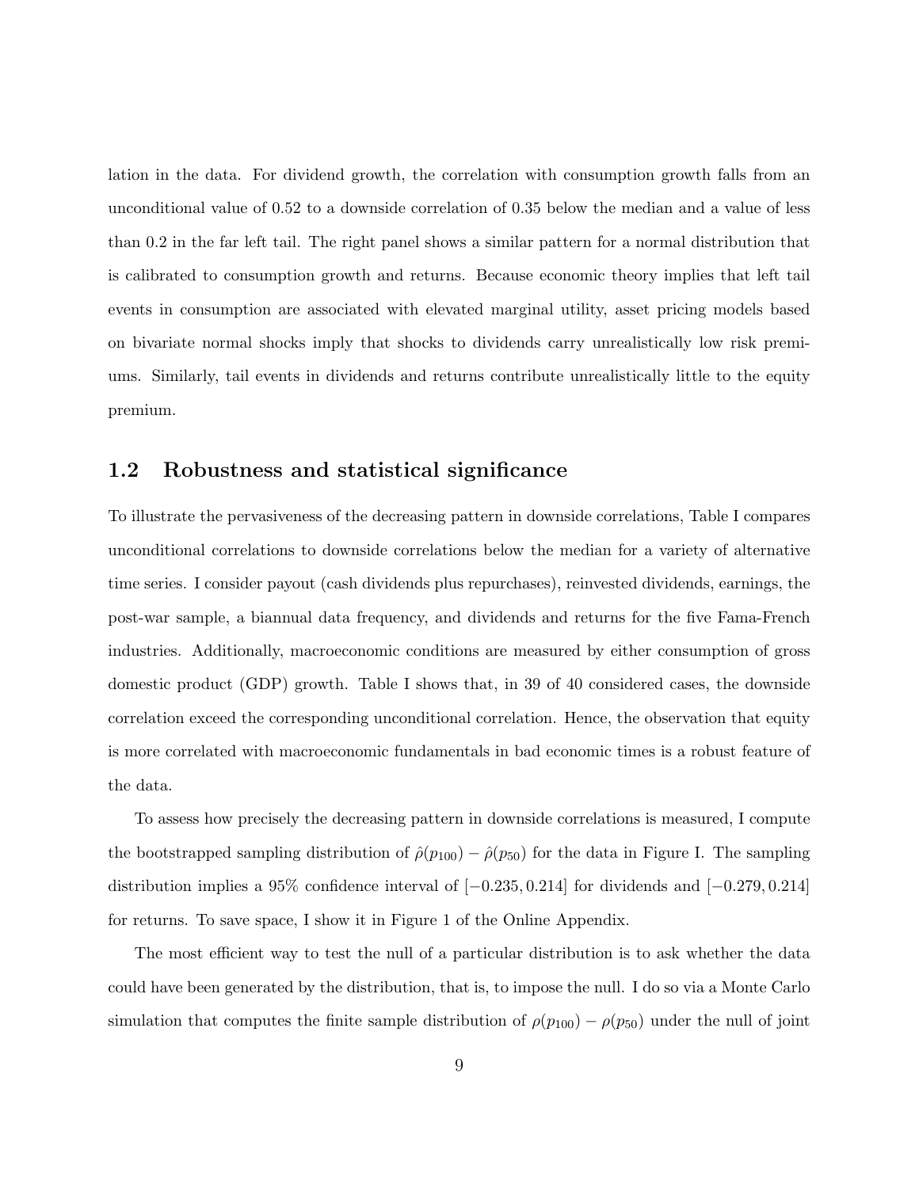lation in the data. For dividend growth, the correlation with consumption growth falls from an unconditional value of 0.52 to a downside correlation of 0.35 below the median and a value of less than 0.2 in the far left tail. The right panel shows a similar pattern for a normal distribution that is calibrated to consumption growth and returns. Because economic theory implies that left tail events in consumption are associated with elevated marginal utility, asset pricing models based on bivariate normal shocks imply that shocks to dividends carry unrealistically low risk premiums. Similarly, tail events in dividends and returns contribute unrealistically little to the equity premium.

## 1.2 Robustness and statistical significance

To illustrate the pervasiveness of the decreasing pattern in downside correlations, Table I compares unconditional correlations to downside correlations below the median for a variety of alternative time series. I consider payout (cash dividends plus repurchases), reinvested dividends, earnings, the post-war sample, a biannual data frequency, and dividends and returns for the five Fama-French industries. Additionally, macroeconomic conditions are measured by either consumption of gross domestic product (GDP) growth. Table I shows that, in 39 of 40 considered cases, the downside correlation exceed the corresponding unconditional correlation. Hence, the observation that equity is more correlated with macroeconomic fundamentals in bad economic times is a robust feature of the data.

To assess how precisely the decreasing pattern in downside correlations is measured, I compute the bootstrapped sampling distribution of $\hat{\rho}(p_{100}) - \hat{\rho}(p_{50})$ for the data in Figure I. The sampling distribution implies a 95% confidence interval of $[-0.235, 0.214]$ for dividends and $[-0.279, 0.214]$ for returns. To save space, I show it in Figure 1 of the Online Appendix.

The most efficient way to test the null of a particular distribution is to ask whether the data could have been generated by the distribution, that is, to impose the null. I do so via a Monte Carlo simulation that computes the finite sample distribution of $\rho(p_{100}) - \rho(p_{50})$ under the null of joint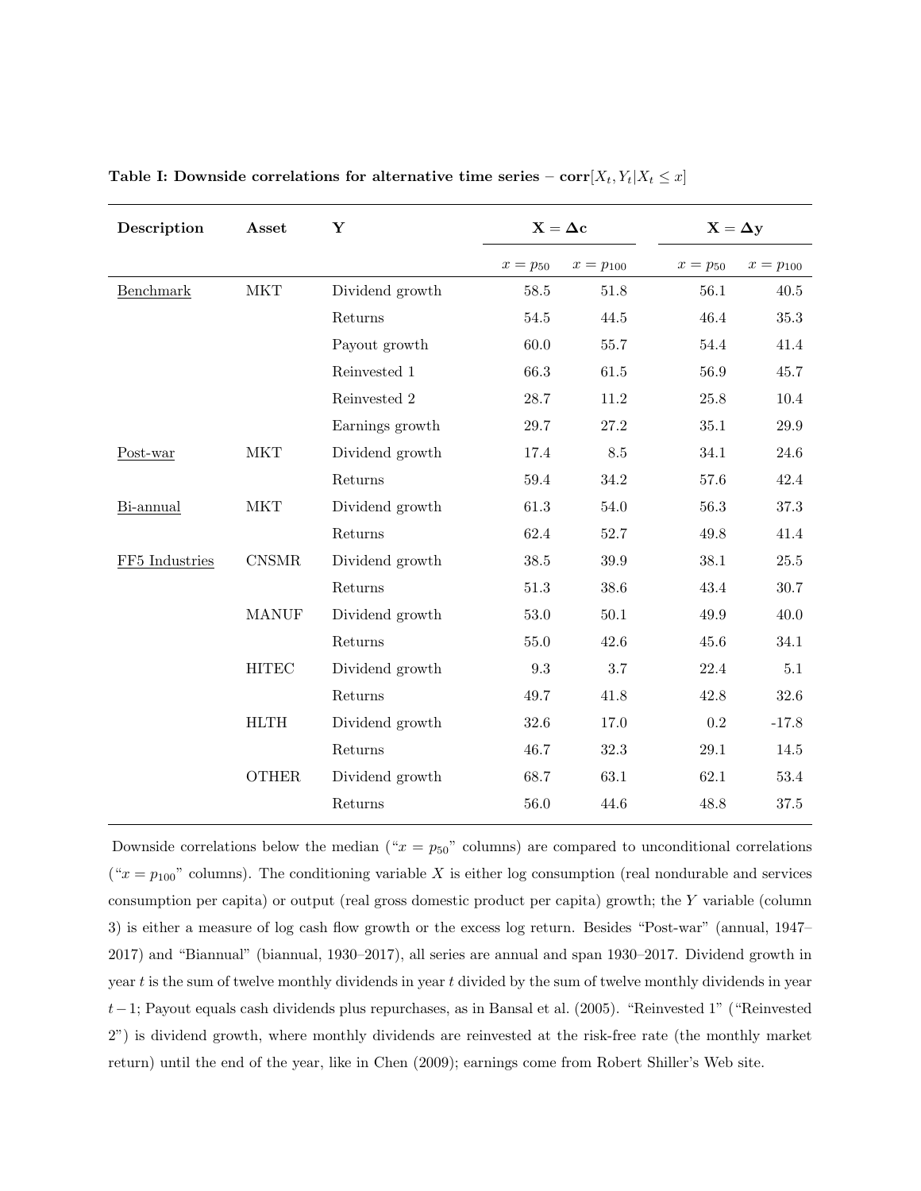**Table I: Downside correlations for alternative time series – corr$[X_t, Y_t | X_t \leq x]$**

| Description | Asset | Y | $\mathbf{X = \Delta c}$ | | $\mathbf{X = \Delta y}$ | |
|---|---|---|---|---|---|---|
| | | | $x = p_{50}$ | $x = p_{100}$ | $x = p_{50}$ | $x = p_{100}$ |
| Benchmark | MKT | Dividend growth | 58.5 | 51.8 | 56.1 | 40.5 |
| | | Returns | 54.5 | 44.5 | 46.4 | 35.3 |
| | | Payout growth | 60.0 | 55.7 | 54.4 | 41.4 |
| | | Reinvested 1 | 66.3 | 61.5 | 56.9 | 45.7 |
| | | Reinvested 2 | 28.7 | 11.2 | 25.8 | 10.4 |
| | | Earnings growth | 29.7 | 27.2 | 35.1 | 29.9 |
| Post-war | MKT | Dividend growth | 17.4 | 8.5 | 34.1 | 24.6 |
| | | Returns | 59.4 | 34.2 | 57.6 | 42.4 |
| Bi-annual | MKT | Dividend growth | 61.3 | 54.0 | 56.3 | 37.3 |
| | | Returns | 62.4 | 52.7 | 49.8 | 41.4 |
| FF5 Industries | CNSMR | Dividend growth | 38.5 | 39.9 | 38.1 | 25.5 |
| | | Returns | 51.3 | 38.6 | 43.4 | 30.7 |
| | MANUF | Dividend growth | 53.0 | 50.1 | 49.9 | 40.0 |
| | | Returns | 55.0 | 42.6 | 45.6 | 34.1 |
| | HITEC | Dividend growth | 9.3 | 3.7 | 22.4 | 5.1 |
| | | Returns | 49.7 | 41.8 | 42.8 | 32.6 |
| | HLTH | Dividend growth | 32.6 | 17.0 | 0.2 | -17.8 |
| | | Returns | 46.7 | 32.3 | 29.1 | 14.5 |
| | OTHER | Dividend growth | 68.7 | 63.1 | 62.1 | 53.4 |
| | | Returns | 56.0 | 44.6 | 48.8 | 37.5 |

Downside correlations below the median ("$x = p_{50}$" columns) are compared to unconditional correlations ("$x = p_{100}$" columns). The conditioning variable $X$ is either log consumption (real nondurable and services consumption per capita) or output (real gross domestic product per capita) growth; the $Y$ variable (column 3) is either a measure of log cash flow growth or the excess log return. Besides "Post-war" (annual, 1947–2017) and "Biannual" (biannual, 1930–2017), all series are annual and span 1930–2017. Dividend growth in year $t$ is the sum of twelve monthly dividends in year $t$ divided by the sum of twelve monthly dividends in year $t-1$; Payout equals cash dividends plus repurchases, as in Bansal et al. (2005). "Reinvested 1" ("Reinvested 2") is dividend growth, where monthly dividends are reinvested at the risk-free rate (the monthly market return) until the end of the year, like in Chen (2009); earnings come from Robert Shiller's Web site.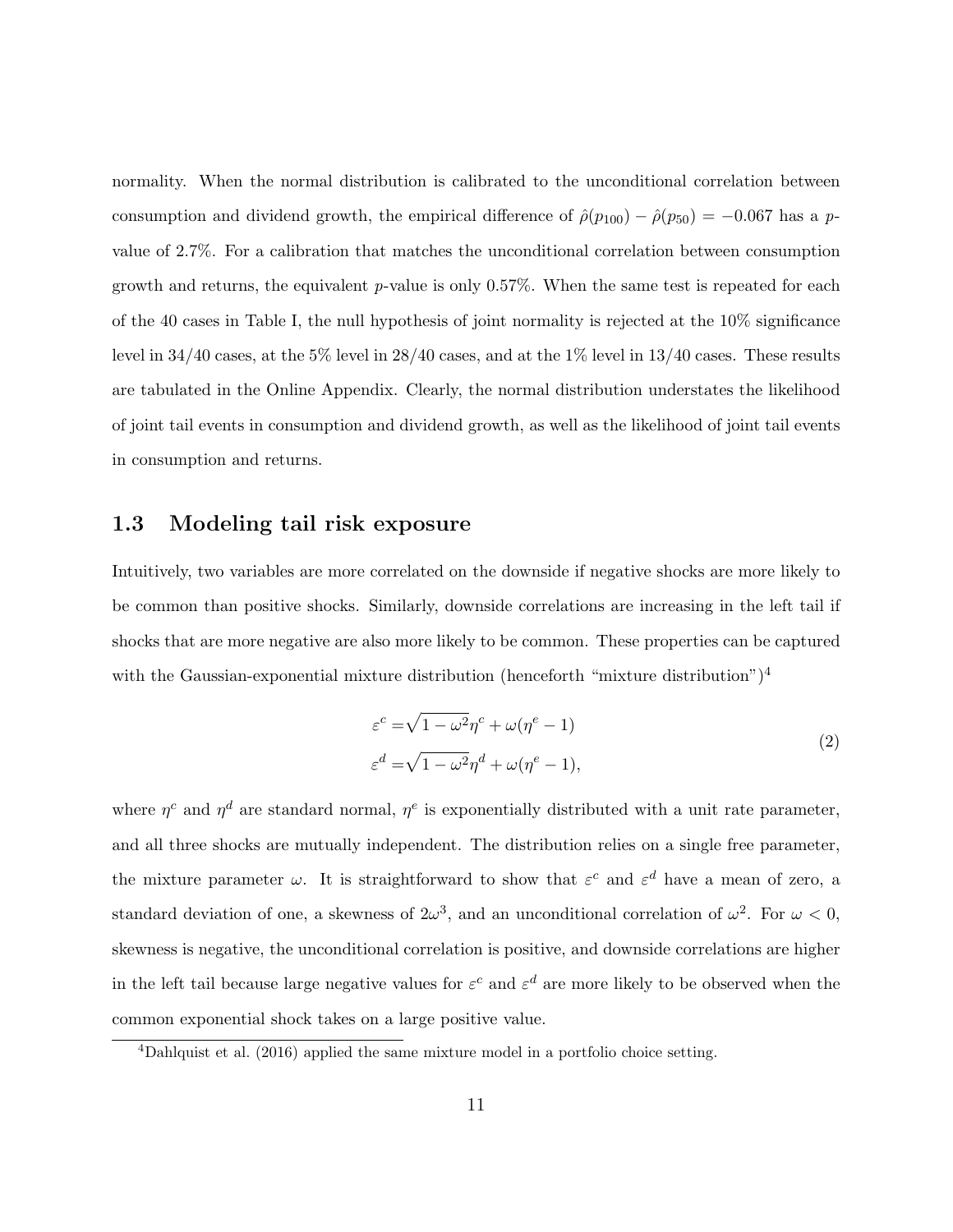normality. When the normal distribution is calibrated to the unconditional correlation between consumption and dividend growth, the empirical difference of $\hat{\rho}(p_{100}) - \hat{\rho}(p_{50}) = -0.067$ has a $p$-value of 2.7%. For a calibration that matches the unconditional correlation between consumption growth and returns, the equivalent $p$-value is only 0.57%. When the same test is repeated for each of the 40 cases in Table I, the null hypothesis of joint normality is rejected at the 10% significance level in 34/40 cases, at the 5% level in 28/40 cases, and at the 1% level in 13/40 cases. These results are tabulated in the Online Appendix. Clearly, the normal distribution understates the likelihood of joint tail events in consumption and dividend growth, as well as the likelihood of joint tail events in consumption and returns.

## 1.3 Modeling tail risk exposure

Intuitively, two variables are more correlated on the downside if negative shocks are more likely to be common than positive shocks. Similarly, downside correlations are increasing in the left tail if shocks that are more negative are also more likely to be common. These properties can be captured with the Gaussian-exponential mixture distribution (henceforth "mixture distribution")[4]

$$
\begin{aligned}
\varepsilon^c &= \sqrt{1-\omega^2}\eta^c + \omega(\eta^e - 1) \\
\varepsilon^d &= \sqrt{1-\omega^2}\eta^d + \omega(\eta^e - 1),
\end{aligned}
\tag{2}
$$

where $\eta^c$ and $\eta^d$ are standard normal, $\eta^e$ is exponentially distributed with a unit rate parameter, and all three shocks are mutually independent. The distribution relies on a single free parameter, the mixture parameter $\omega$. It is straightforward to show that $\varepsilon^c$ and $\varepsilon^d$ have a mean of zero, a standard deviation of one, a skewness of $2\omega^3$, and an unconditional correlation of $\omega^2$. For $\omega < 0$, skewness is negative, the unconditional correlation is positive, and downside correlations are higher in the left tail because large negative values for $\varepsilon^c$ and $\varepsilon^d$ are more likely to be observed when the common exponential shock takes on a large positive value.

[4] Dahlquist et al. (2016) applied the same mixture model in a portfolio choice setting.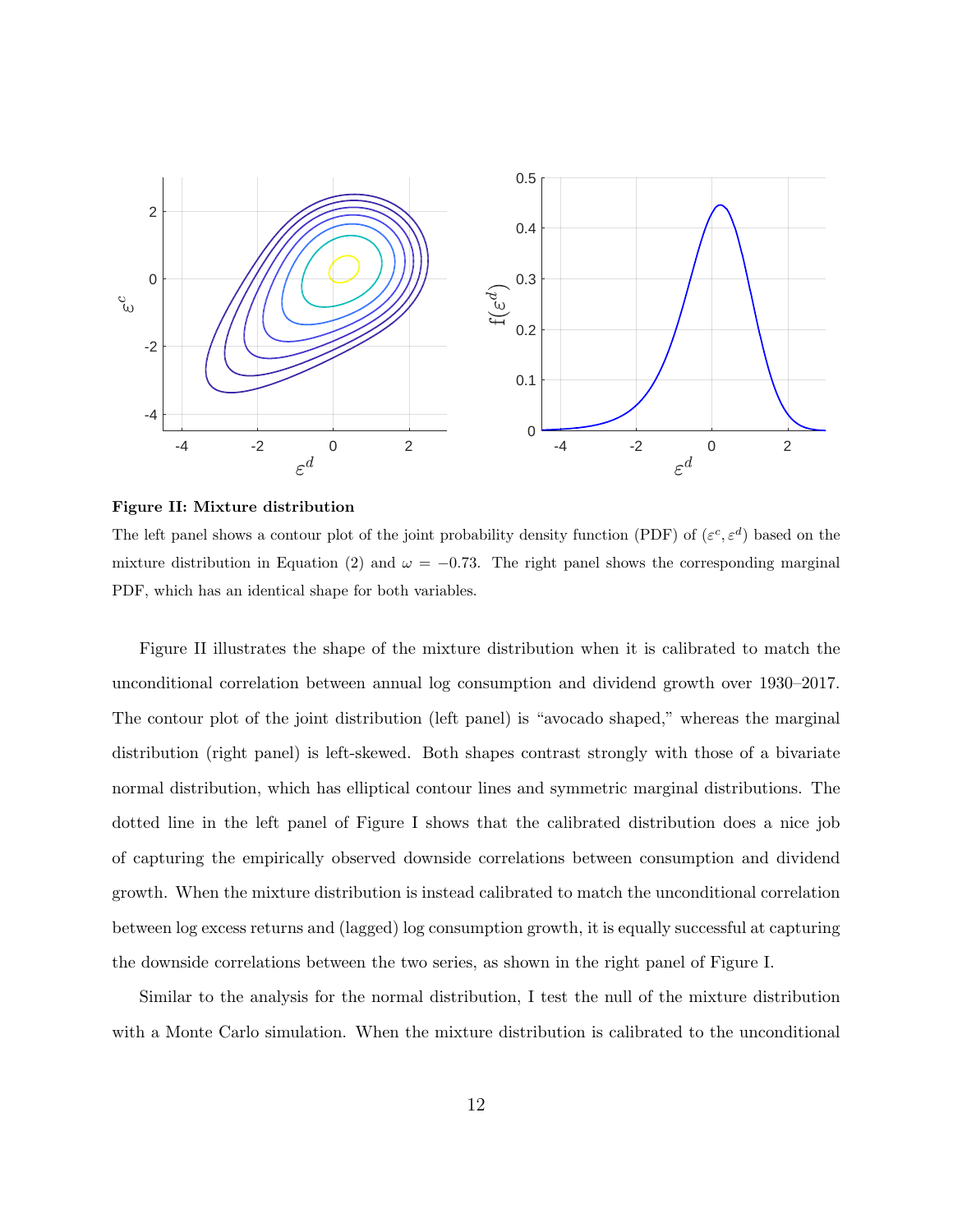**Figure II: Mixture distribution**

The left panel shows a contour plot of the joint probability density function (PDF) of $(\varepsilon^c, \varepsilon^d)$ based on the mixture distribution in Equation (2) and $\omega = -0.73$. The right panel shows the corresponding marginal PDF, which has an identical shape for both variables.

Figure II illustrates the shape of the mixture distribution when it is calibrated to match the unconditional correlation between annual log consumption and dividend growth over 1930–2017. The contour plot of the joint distribution (left panel) is "avocado shaped," whereas the marginal distribution (right panel) is left-skewed. Both shapes contrast strongly with those of a bivariate normal distribution, which has elliptical contour lines and symmetric marginal distributions. The dotted line in the left panel of Figure I shows that the calibrated distribution does a nice job of capturing the empirically observed downside correlations between consumption and dividend growth. When the mixture distribution is instead calibrated to match the unconditional correlation between log excess returns and (lagged) log consumption growth, it is equally successful at capturing the downside correlations between the two series, as shown in the right panel of Figure I.

Similar to the analysis for the normal distribution, I test the null of the mixture distribution with a Monte Carlo simulation. When the mixture distribution is calibrated to the unconditional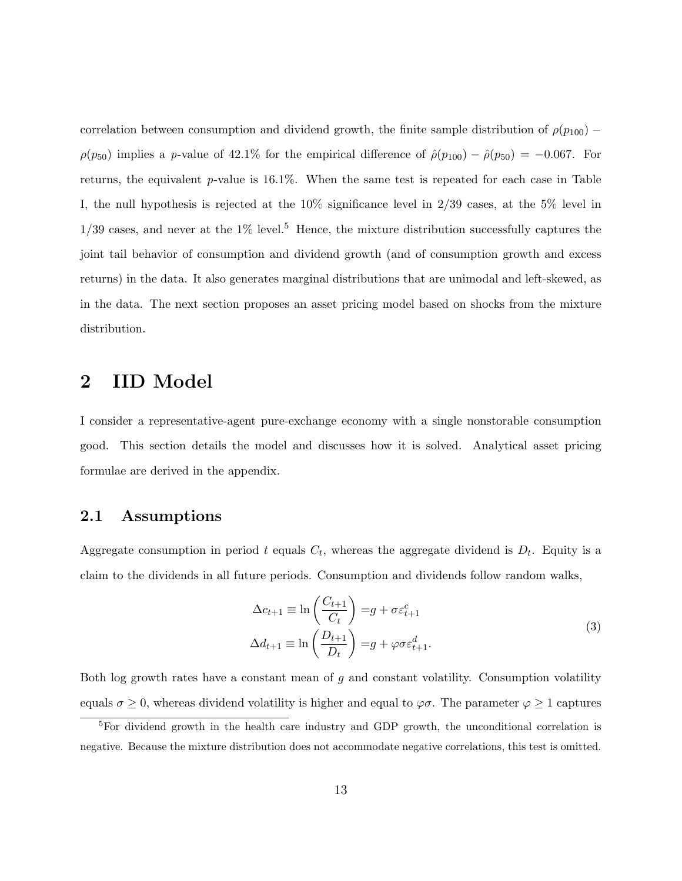correlation between consumption and dividend growth, the finite sample distribution of $\rho(p_{100}) - \rho(p_{50})$ implies a $p$-value of 42.1% for the empirical difference of $\hat{\rho}(p_{100}) - \hat{\rho}(p_{50}) = -0.067$. For returns, the equivalent $p$-value is 16.1%. When the same test is repeated for each case in Table I, the null hypothesis is rejected at the 10% significance level in 2/39 cases, at the 5% level in 1/39 cases, and never at the 1% level.[5] Hence, the mixture distribution successfully captures the joint tail behavior of consumption and dividend growth (and of consumption growth and excess returns) in the data. It also generates marginal distributions that are unimodal and left-skewed, as in the data. The next section proposes an asset pricing model based on shocks from the mixture distribution.

# 2 IID Model

I consider a representative-agent pure-exchange economy with a single nonstorable consumption good. This section details the model and discusses how it is solved. Analytical asset pricing formulae are derived in the appendix.

## 2.1 Assumptions

Aggregate consumption in period $t$ equals $C_t$, whereas the aggregate dividend is $D_t$. Equity is a claim to the dividends in all future periods. Consumption and dividends follow random walks,

$$
\begin{aligned}
\Delta c_{t+1} \equiv \ln\left(\frac{C_{t+1}}{C_t}\right) &= g + \sigma \varepsilon^c_{t+1} \\
\Delta d_{t+1} \equiv \ln\left(\frac{D_{t+1}}{D_t}\right) &= g + \varphi \sigma \varepsilon^d_{t+1}.
\end{aligned}
\tag{3}
$$

Both log growth rates have a constant mean of $g$ and constant volatility. Consumption volatility equals $\sigma \geq 0$, whereas dividend volatility is higher and equal to $\varphi\sigma$. The parameter $\varphi \geq 1$ captures

[5] For dividend growth in the health care industry and GDP growth, the unconditional correlation is negative. Because the mixture distribution does not accommodate negative correlations, this test is omitted.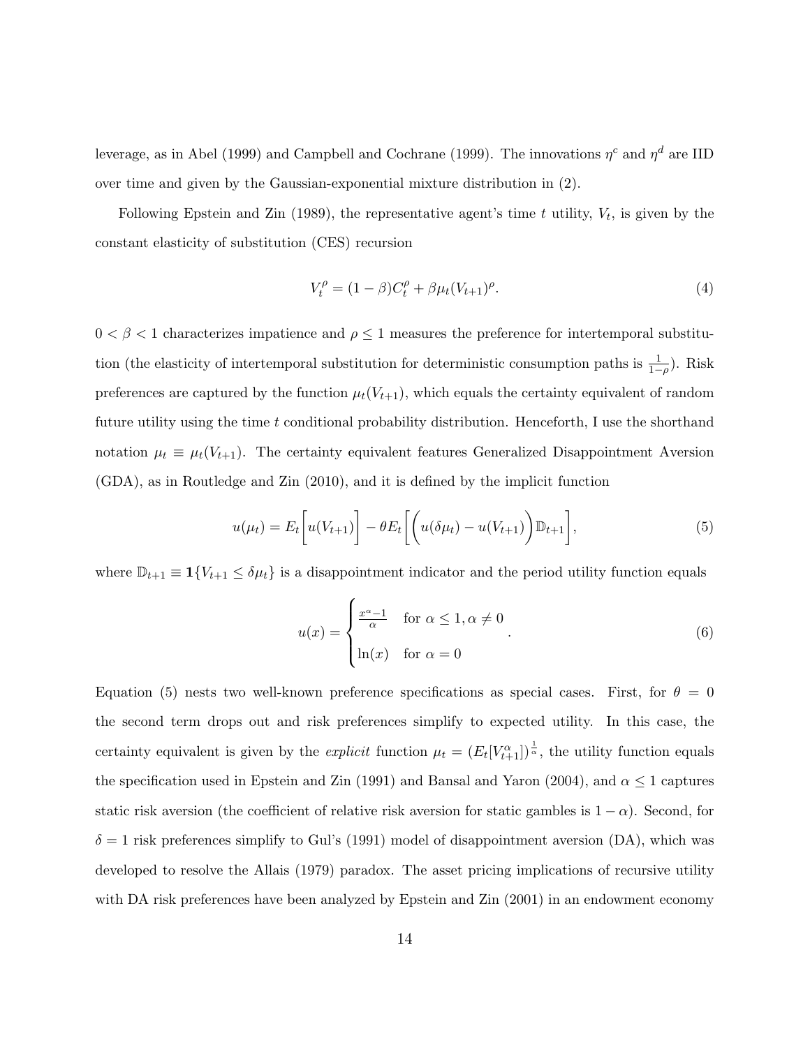leverage, as in Abel (1999) and Campbell and Cochrane (1999). The innovations $\eta^c$ and $\eta^d$ are IID over time and given by the Gaussian-exponential mixture distribution in (2).

Following Epstein and Zin (1989), the representative agent's time $t$ utility, $V_t$, is given by the constant elasticity of substitution (CES) recursion

$$V_t^\rho = (1-\beta)C_t^\rho + \beta \mu_t(V_{t+1})^\rho. \tag{4}$$

$0 < \beta < 1$ characterizes impatience and $\rho \leq 1$ measures the preference for intertemporal substitution (the elasticity of intertemporal substitution for deterministic consumption paths is $\frac{1}{1-\rho}$). Risk preferences are captured by the function $\mu_t(V_{t+1})$, which equals the certainty equivalent of random future utility using the time $t$ conditional probability distribution. Henceforth, I use the shorthand notation $\mu_t \equiv \mu_t(V_{t+1})$. The certainty equivalent features Generalized Disappointment Aversion (GDA), as in Routledge and Zin (2010), and it is defined by the implicit function

$$u(\mu_t) = E_t\Big[u(V_{t+1})\Big] - \theta E_t\Big[\Big(u(\delta\mu_t) - u(V_{t+1})\Big)\mathbb{D}_{t+1}\Big], \tag{5}$$

where $\mathbb{D}_{t+1} \equiv \mathbf{1}\{V_{t+1} \leq \delta\mu_t\}$ is a disappointment indicator and the period utility function equals

$$u(x) = \begin{cases} \frac{x^\alpha - 1}{\alpha} & \text{for } \alpha \leq 1, \alpha \neq 0 \\ \ln(x) & \text{for } \alpha = 0 \end{cases}. \tag{6}$$

Equation (5) nests two well-known preference specifications as special cases. First, for $\theta = 0$ the second term drops out and risk preferences simplify to expected utility. In this case, the certainty equivalent is given by the *explicit* function $\mu_t = (E_t[V_{t+1}^\alpha])^{\frac{1}{\alpha}}$, the utility function equals the specification used in Epstein and Zin (1991) and Bansal and Yaron (2004), and $\alpha \leq 1$ captures static risk aversion (the coefficient of relative risk aversion for static gambles is $1-\alpha$). Second, for $\delta = 1$ risk preferences simplify to Gul's (1991) model of disappointment aversion (DA), which was developed to resolve the Allais (1979) paradox. The asset pricing implications of recursive utility with DA risk preferences have been analyzed by Epstein and Zin (2001) in an endowment economy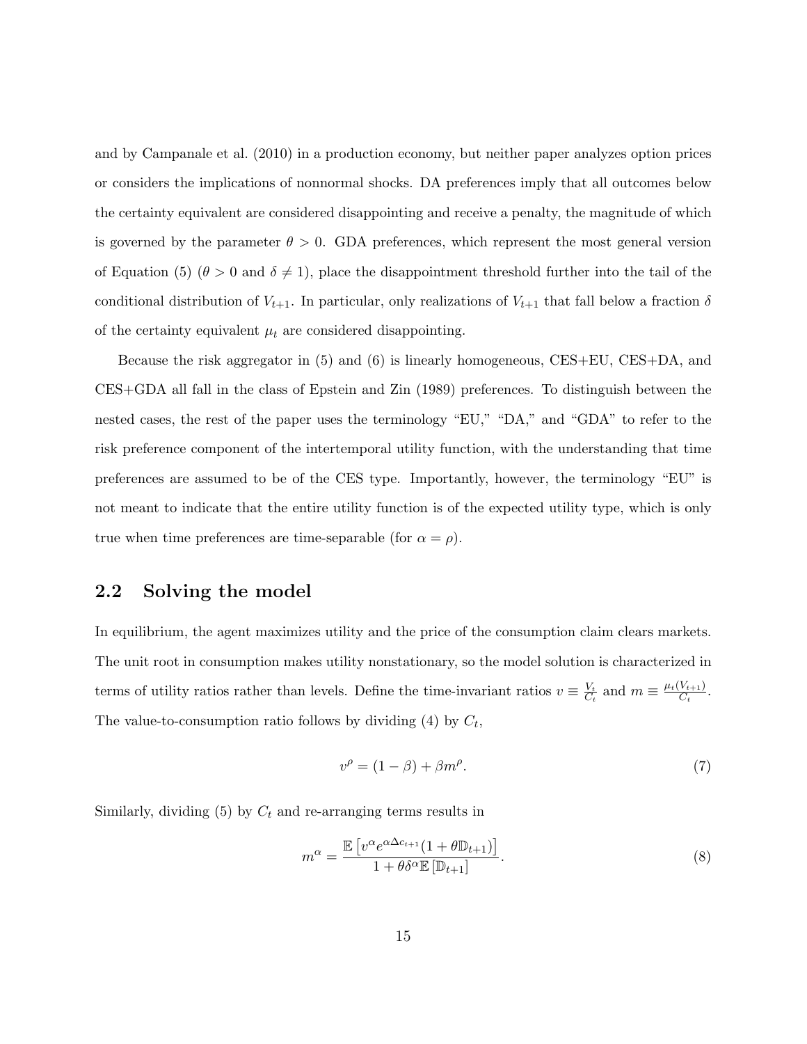and by Campanale et al. (2010) in a production economy, but neither paper analyzes option prices or considers the implications of nonnormal shocks. DA preferences imply that all outcomes below the certainty equivalent are considered disappointing and receive a penalty, the magnitude of which is governed by the parameter $\theta > 0$. GDA preferences, which represent the most general version of Equation (5) ($\theta > 0$ and $\delta \neq 1$), place the disappointment threshold further into the tail of the conditional distribution of $V_{t+1}$. In particular, only realizations of $V_{t+1}$ that fall below a fraction $\delta$ of the certainty equivalent $\mu_t$ are considered disappointing.

Because the risk aggregator in (5) and (6) is linearly homogeneous, CES+EU, CES+DA, and CES+GDA all fall in the class of Epstein and Zin (1989) preferences. To distinguish between the nested cases, the rest of the paper uses the terminology "EU," "DA," and "GDA" to refer to the risk preference component of the intertemporal utility function, with the understanding that time preferences are assumed to be of the CES type. Importantly, however, the terminology "EU" is not meant to indicate that the entire utility function is of the expected utility type, which is only true when time preferences are time-separable (for $\alpha = \rho$).

## 2.2 Solving the model

In equilibrium, the agent maximizes utility and the price of the consumption claim clears markets. The unit root in consumption makes utility nonstationary, so the model solution is characterized in terms of utility ratios rather than levels. Define the time-invariant ratios $v \equiv \frac{V_t}{C_t}$ and $m \equiv \frac{\mu_t(V_{t+1})}{C_t}$. The value-to-consumption ratio follows by dividing (4) by $C_t$,

$$v^{\rho} = (1 - \beta) + \beta m^{\rho}. \tag{7}$$

Similarly, dividing (5) by $C_t$ and re-arranging terms results in

$$m^{\alpha} = \frac{\mathbb{E}\left[v^{\alpha} e^{\alpha \Delta c_{t+1}} (1 + \theta \mathbb{D}_{t+1})\right]}{1 + \theta \delta^{\alpha} \mathbb{E}\left[\mathbb{D}_{t+1}\right]}. \tag{8}$$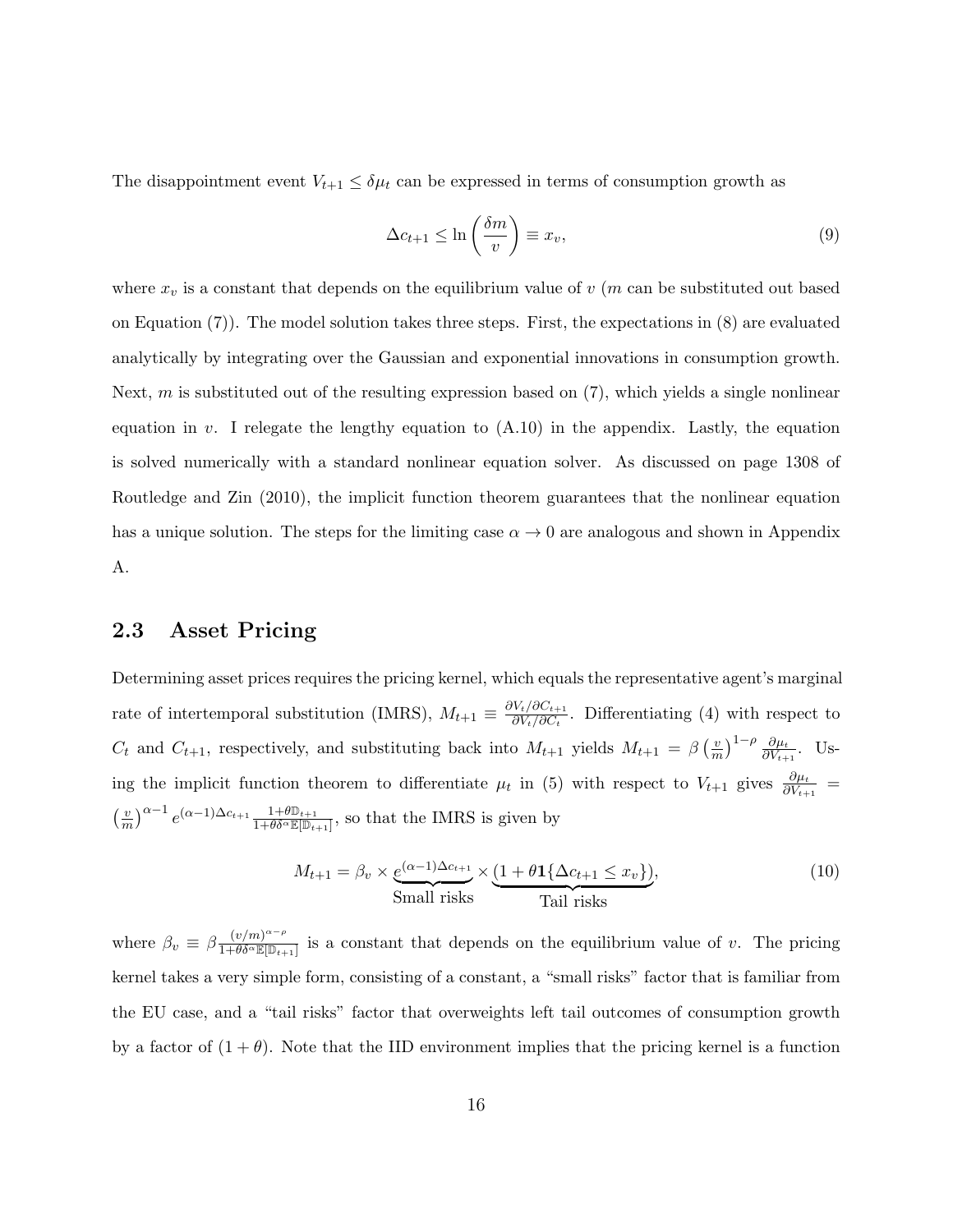The disappointment event $V_{t+1} \leq \delta \mu_t$ can be expressed in terms of consumption growth as

$$\Delta c_{t+1} \leq \ln\left(\frac{\delta m}{v}\right) \equiv x_v, \tag{9}$$

where $x_v$ is a constant that depends on the equilibrium value of $v$ ($m$ can be substituted out based on Equation (7)). The model solution takes three steps. First, the expectations in (8) are evaluated analytically by integrating over the Gaussian and exponential innovations in consumption growth. Next, $m$ is substituted out of the resulting expression based on (7), which yields a single nonlinear equation in $v$. I relegate the lengthy equation to (A.10) in the appendix. Lastly, the equation is solved numerically with a standard nonlinear equation solver. As discussed on page 1308 of Routledge and Zin (2010), the implicit function theorem guarantees that the nonlinear equation has a unique solution. The steps for the limiting case $\alpha \to 0$ are analogous and shown in Appendix A.

## 2.3 Asset Pricing

Determining asset prices requires the pricing kernel, which equals the representative agent's marginal rate of intertemporal substitution (IMRS), $M_{t+1} \equiv \frac{\partial V_t / \partial C_{t+1}}{\partial V_t / \partial C_t}$. Differentiating (4) with respect to $C_t$ and $C_{t+1}$, respectively, and substituting back into $M_{t+1}$ yields $M_{t+1} = \beta \left(\frac{v}{m}\right)^{1-\rho} \frac{\partial \mu_t}{\partial V_{t+1}}$. Using the implicit function theorem to differentiate $\mu_t$ in (5) with respect to $V_{t+1}$ gives $\frac{\partial \mu_t}{\partial V_{t+1}} = \left(\frac{v}{m}\right)^{\alpha-1} e^{(\alpha-1)\Delta c_{t+1}} \frac{1+\theta \mathbb{D}_{t+1}}{1+\theta \delta^{\alpha} \mathbb{E}[\mathbb{D}_{t+1}]}$, so that the IMRS is given by

$$M_{t+1} = \beta_v \times \underbrace{e^{(\alpha-1)\Delta c_{t+1}}}_{\text{Small risks}} \times \underbrace{(1 + \theta \mathbf{1}\{\Delta c_{t+1} \leq x_v\})}_{\text{Tail risks}}, \tag{10}$$

where $\beta_v \equiv \beta \frac{(v/m)^{\alpha-\rho}}{1+\theta \delta^{\alpha} \mathbb{E}[\mathbb{D}_{t+1}]}$ is a constant that depends on the equilibrium value of $v$. The pricing kernel takes a very simple form, consisting of a constant, a "small risks" factor that is familiar from the EU case, and a "tail risks" factor that overweights left tail outcomes of consumption growth by a factor of $(1 + \theta)$. Note that the IID environment implies that the pricing kernel is a function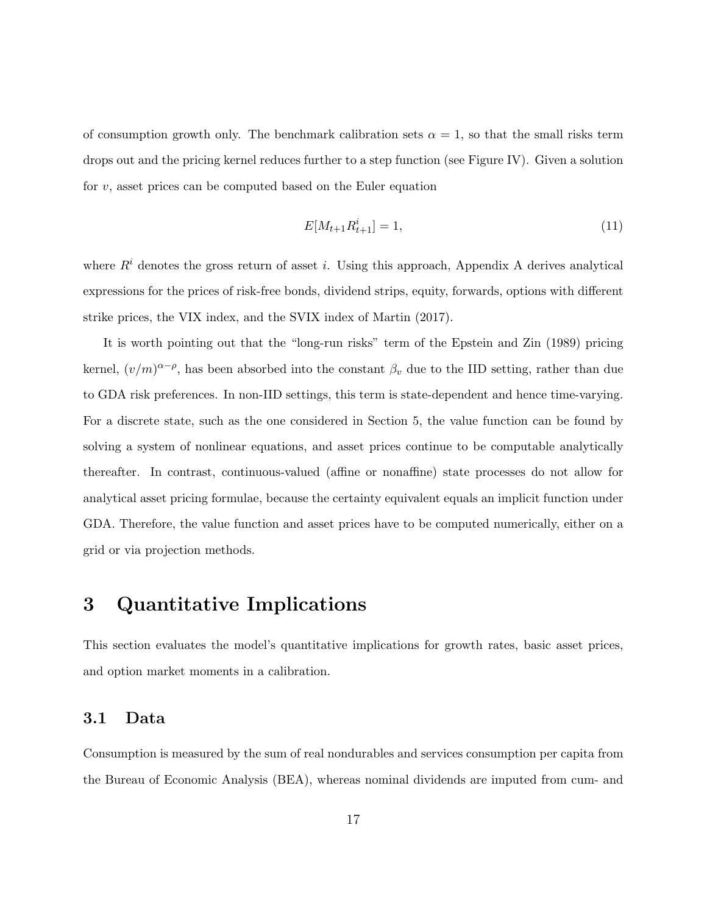of consumption growth only. The benchmark calibration sets $\alpha = 1$, so that the small risks term drops out and the pricing kernel reduces further to a step function (see Figure IV). Given a solution for $v$, asset prices can be computed based on the Euler equation

$$E[M_{t+1}R^i_{t+1}] = 1, \tag{11}$$

where $R^i$ denotes the gross return of asset $i$. Using this approach, Appendix A derives analytical expressions for the prices of risk-free bonds, dividend strips, equity, forwards, options with different strike prices, the VIX index, and the SVIX index of Martin (2017).

It is worth pointing out that the "long-run risks" term of the Epstein and Zin (1989) pricing kernel, $(v/m)^{\alpha-\rho}$, has been absorbed into the constant $\beta_v$ due to the IID setting, rather than due to GDA risk preferences. In non-IID settings, this term is state-dependent and hence time-varying. For a discrete state, such as the one considered in Section 5, the value function can be found by solving a system of nonlinear equations, and asset prices continue to be computable analytically thereafter. In contrast, continuous-valued (affine or nonaffine) state processes do not allow for analytical asset pricing formulae, because the certainty equivalent equals an implicit function under GDA. Therefore, the value function and asset prices have to be computed numerically, either on a grid or via projection methods.

# 3 Quantitative Implications

This section evaluates the model's quantitative implications for growth rates, basic asset prices, and option market moments in a calibration.

## 3.1 Data

Consumption is measured by the sum of real nondurables and services consumption per capita from the Bureau of Economic Analysis (BEA), whereas nominal dividends are imputed from cum- and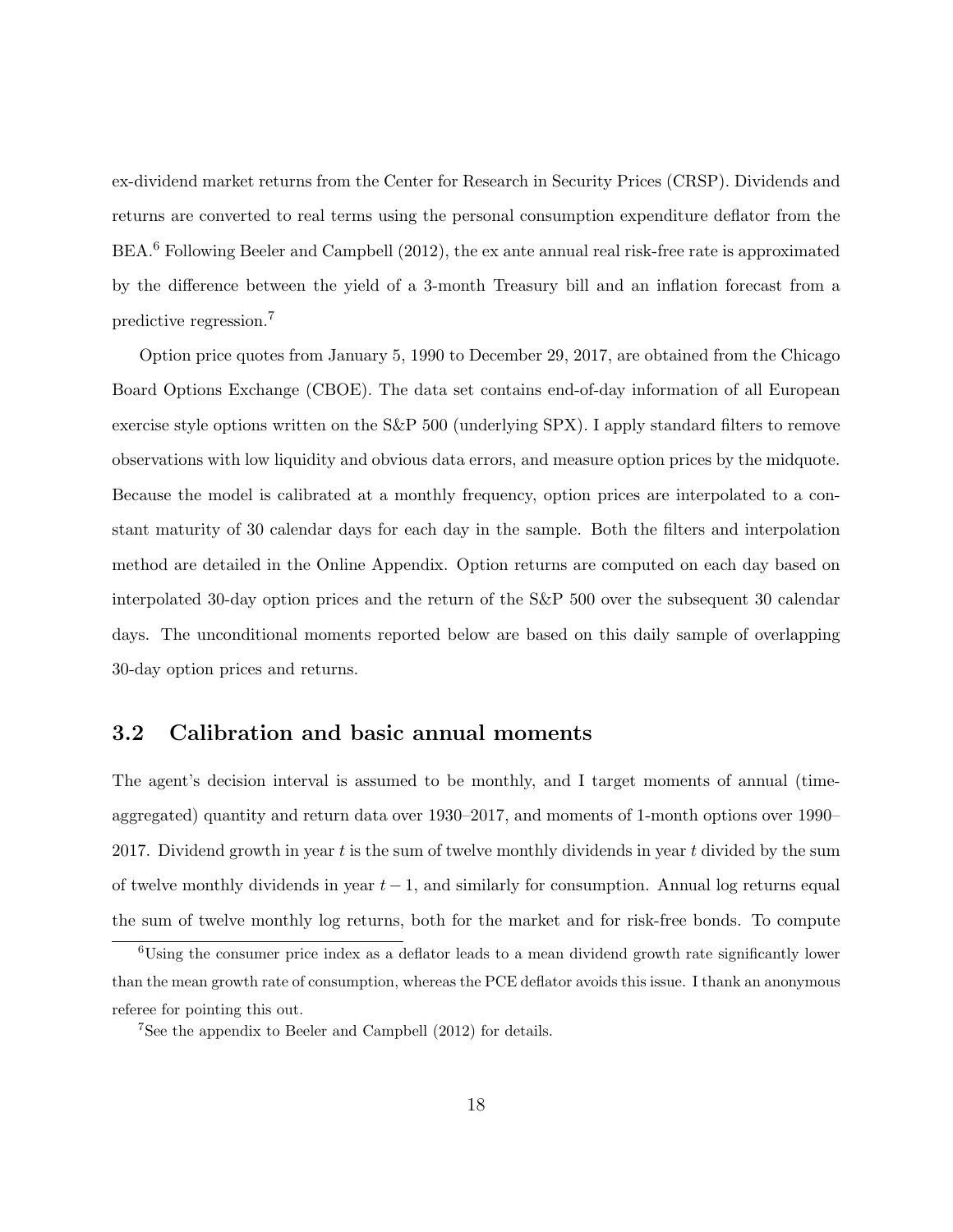ex-dividend market returns from the Center for Research in Security Prices (CRSP). Dividends and returns are converted to real terms using the personal consumption expenditure deflator from the BEA.[6] Following Beeler and Campbell (2012), the ex ante annual real risk-free rate is approximated by the difference between the yield of a 3-month Treasury bill and an inflation forecast from a predictive regression.[7]

Option price quotes from January 5, 1990 to December 29, 2017, are obtained from the Chicago Board Options Exchange (CBOE). The data set contains end-of-day information of all European exercise style options written on the S&P 500 (underlying SPX). I apply standard filters to remove observations with low liquidity and obvious data errors, and measure option prices by the midquote. Because the model is calibrated at a monthly frequency, option prices are interpolated to a constant maturity of 30 calendar days for each day in the sample. Both the filters and interpolation method are detailed in the Online Appendix. Option returns are computed on each day based on interpolated 30-day option prices and the return of the S&P 500 over the subsequent 30 calendar days. The unconditional moments reported below are based on this daily sample of overlapping 30-day option prices and returns.

## 3.2 Calibration and basic annual moments

The agent's decision interval is assumed to be monthly, and I target moments of annual (time-aggregated) quantity and return data over 1930–2017, and moments of 1-month options over 1990–2017. Dividend growth in year $t$ is the sum of twelve monthly dividends in year $t$ divided by the sum of twelve monthly dividends in year $t-1$, and similarly for consumption. Annual log returns equal the sum of twelve monthly log returns, both for the market and for risk-free bonds. To compute

[6]Using the consumer price index as a deflator leads to a mean dividend growth rate significantly lower than the mean growth rate of consumption, whereas the PCE deflator avoids this issue. I thank an anonymous referee for pointing this out.

[7]See the appendix to Beeler and Campbell (2012) for details.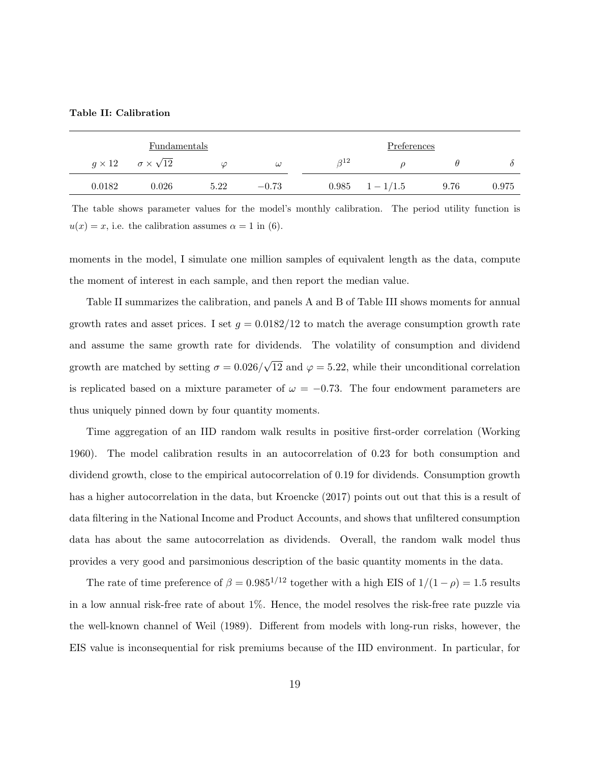**Table II: Calibration**

| Fundamentals | | | | Preferences | | | |
|---|---|---|---|---|---|---|---|
| $g \times 12$ | $\sigma \times \sqrt{12}$ | $\varphi$ | $\omega$ | $\beta^{12}$ | $\rho$ | $\theta$ | $\delta$ |
| 0.0182 | 0.026 | 5.22 | $-0.73$ | 0.985 | $1 - 1/1.5$ | 9.76 | 0.975 |

The table shows parameter values for the model's monthly calibration. The period utility function is $u(x) = x$, i.e. the calibration assumes $\alpha = 1$ in (6).

moments in the model, I simulate one million samples of equivalent length as the data, compute the moment of interest in each sample, and then report the median value.

Table II summarizes the calibration, and panels A and B of Table III shows moments for annual growth rates and asset prices. I set $g = 0.0182/12$ to match the average consumption growth rate and assume the same growth rate for dividends. The volatility of consumption and dividend growth are matched by setting $\sigma = 0.026/\sqrt{12}$ and $\varphi = 5.22$, while their unconditional correlation is replicated based on a mixture parameter of $\omega = -0.73$. The four endowment parameters are thus uniquely pinned down by four quantity moments.

Time aggregation of an IID random walk results in positive first-order correlation (Working 1960). The model calibration results in an autocorrelation of 0.23 for both consumption and dividend growth, close to the empirical autocorrelation of 0.19 for dividends. Consumption growth has a higher autocorrelation in the data, but Kroencke (2017) points out out that this is a result of data filtering in the National Income and Product Accounts, and shows that unfiltered consumption data has about the same autocorrelation as dividends. Overall, the random walk model thus provides a very good and parsimonious description of the basic quantity moments in the data.

The rate of time preference of $\beta = 0.985^{1/12}$ together with a high EIS of $1/(1-\rho) = 1.5$ results in a low annual risk-free rate of about 1%. Hence, the model resolves the risk-free rate puzzle via the well-known channel of Weil (1989). Different from models with long-run risks, however, the EIS value is inconsequential for risk premiums because of the IID environment. In particular, for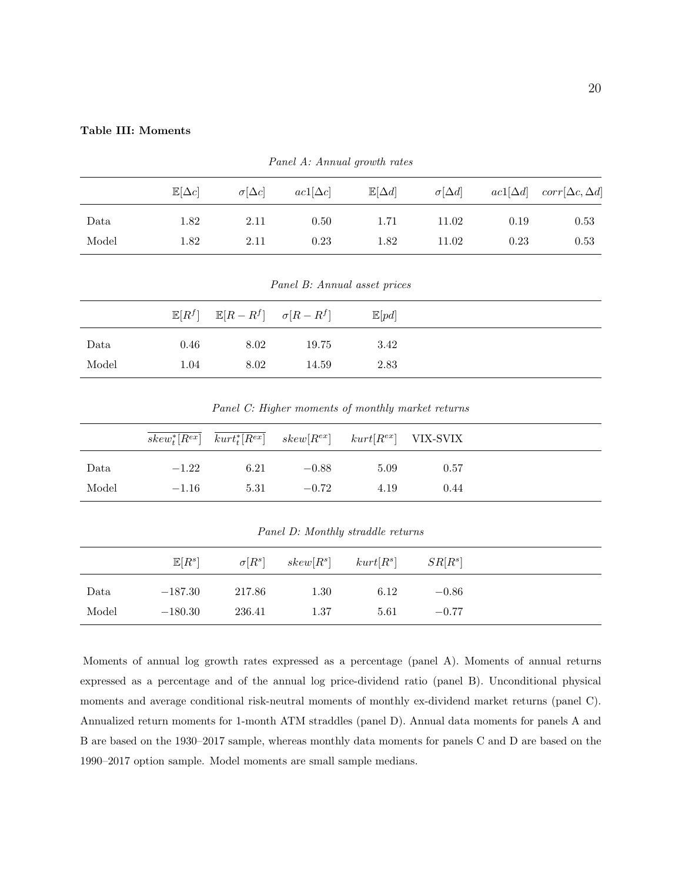**Table III: Moments**

*Panel A: Annual growth rates*

| | $\mathbb{E}[\Delta c]$ | $\sigma[\Delta c]$ | $ac1[\Delta c]$ | $\mathbb{E}[\Delta d]$ | $\sigma[\Delta d]$ | $ac1[\Delta d]$ | $corr[\Delta c, \Delta d]$ |
|---|---|---|---|---|---|---|---|
| Data | 1.82 | 2.11 | 0.50 | 1.71 | 11.02 | 0.19 | 0.53 |
| Model | 1.82 | 2.11 | 0.23 | 1.82 | 11.02 | 0.23 | 0.53 |

*Panel B: Annual asset prices*

| | $\mathbb{E}[R^f]$ | $\mathbb{E}[R - R^f]$ | $\sigma[R - R^f]$ | $\mathbb{E}[pd]$ |
|---|---|---|---|---|
| Data | 0.46 | 8.02 | 19.75 | 3.42 |
| Model | 1.04 | 8.02 | 14.59 | 2.83 |

*Panel C: Higher moments of monthly market returns*

| | $\overline{skew_t^*[R^{ex}]}$ | $\overline{kurt_t^*[R^{ex}]}$ | $skew[R^{ex}]$ | $kurt[R^{ex}]$ | VIX-SVIX |
|---|---|---|---|---|---|
| Data | $-1.22$ | 6.21 | $-0.88$ | 5.09 | 0.57 |
| Model | $-1.16$ | 5.31 | $-0.72$ | 4.19 | 0.44 |

*Panel D: Monthly straddle returns*

| | $\mathbb{E}[R^s]$ | $\sigma[R^s]$ | $skew[R^s]$ | $kurt[R^s]$ | $SR[R^s]$ |
|---|---|---|---|---|---|
| Data | $-187.30$ | 217.86 | 1.30 | 6.12 | $-0.86$ |
| Model | $-180.30$ | 236.41 | 1.37 | 5.61 | $-0.77$ |

Moments of annual log growth rates expressed as a percentage (panel A). Moments of annual returns expressed as a percentage and of the annual log price-dividend ratio (panel B). Unconditional physical moments and average conditional risk-neutral moments of monthly ex-dividend market returns (panel C). Annualized return moments for 1-month ATM straddles (panel D). Annual data moments for panels A and B are based on the 1930–2017 sample, whereas monthly data moments for panels C and D are based on the 1990–2017 option sample. Model moments are small sample medians.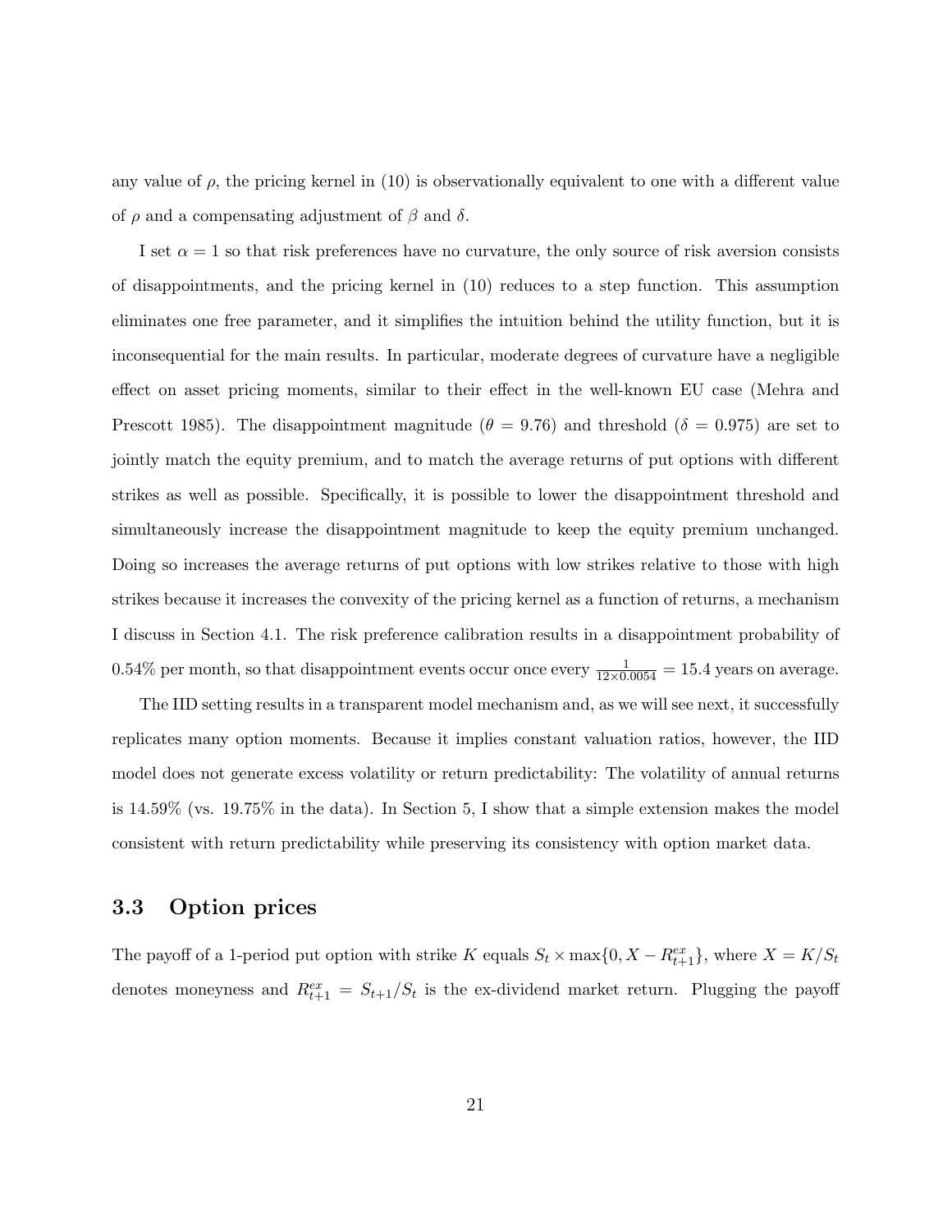any value of $\rho$, the pricing kernel in (10) is observationally equivalent to one with a different value of $\rho$ and a compensating adjustment of $\beta$ and $\delta$.

I set $\alpha = 1$ so that risk preferences have no curvature, the only source of risk aversion consists of disappointments, and the pricing kernel in (10) reduces to a step function. This assumption eliminates one free parameter, and it simplifies the intuition behind the utility function, but it is inconsequential for the main results. In particular, moderate degrees of curvature have a negligible effect on asset pricing moments, similar to their effect in the well-known EU case (Mehra and Prescott 1985). The disappointment magnitude ($\theta = 9.76$) and threshold ($\delta = 0.975$) are set to jointly match the equity premium, and to match the average returns of put options with different strikes as well as possible. Specifically, it is possible to lower the disappointment threshold and simultaneously increase the disappointment magnitude to keep the equity premium unchanged. Doing so increases the average returns of put options with low strikes relative to those with high strikes because it increases the convexity of the pricing kernel as a function of returns, a mechanism I discuss in Section 4.1. The risk preference calibration results in a disappointment probability of 0.54% per month, so that disappointment events occur once every $\frac{1}{12 \times 0.0054} = 15.4$ years on average.

The IID setting results in a transparent model mechanism and, as we will see next, it successfully replicates many option moments. Because it implies constant valuation ratios, however, the IID model does not generate excess volatility or return predictability: The volatility of annual returns is 14.59% (vs. 19.75% in the data). In Section 5, I show that a simple extension makes the model consistent with return predictability while preserving its consistency with option market data.

### 3.3 Option prices

The payoff of a 1-period put option with strike $K$ equals $S_t \times \max\{0, X - R^{ex}_{t+1}\}$, where $X = K/S_t$ denotes moneyness and $R^{ex}_{t+1} = S_{t+1}/S_t$ is the ex-dividend market return. Plugging the payoff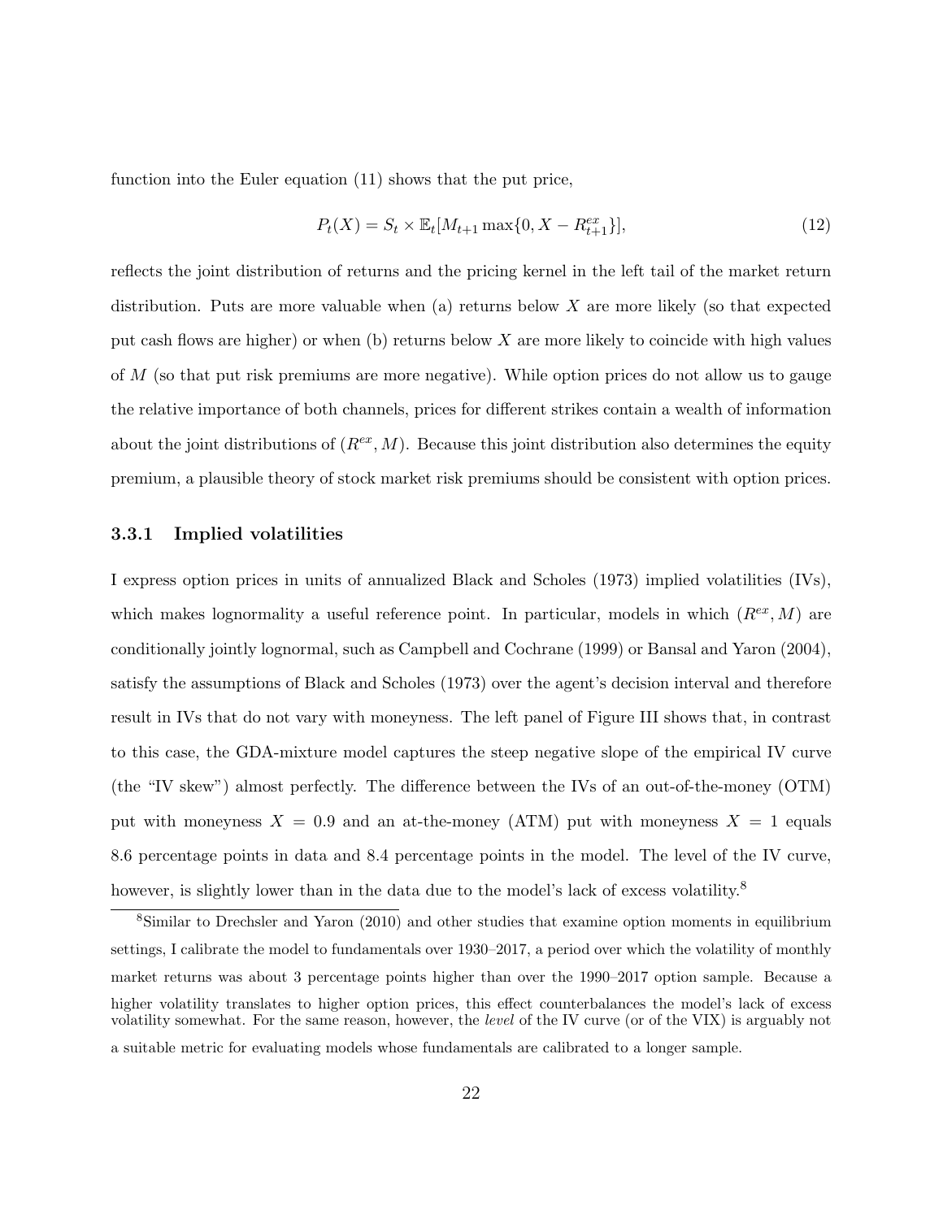function into the Euler equation (11) shows that the put price,

$$P_t(X) = S_t \times \mathbb{E}_t[M_{t+1} \max\{0, X - R^{ex}_{t+1}\}], \tag{12}$$

reflects the joint distribution of returns and the pricing kernel in the left tail of the market return distribution. Puts are more valuable when (a) returns below $X$ are more likely (so that expected put cash flows are higher) or when (b) returns below $X$ are more likely to coincide with high values of $M$ (so that put risk premiums are more negative). While option prices do not allow us to gauge the relative importance of both channels, prices for different strikes contain a wealth of information about the joint distributions of $(R^{ex}, M)$. Because this joint distribution also determines the equity premium, a plausible theory of stock market risk premiums should be consistent with option prices.

### 3.3.1 Implied volatilities

I express option prices in units of annualized Black and Scholes (1973) implied volatilities (IVs), which makes lognormality a useful reference point. In particular, models in which $(R^{ex}, M)$ are conditionally jointly lognormal, such as Campbell and Cochrane (1999) or Bansal and Yaron (2004), satisfy the assumptions of Black and Scholes (1973) over the agent's decision interval and therefore result in IVs that do not vary with moneyness. The left panel of Figure III shows that, in contrast to this case, the GDA-mixture model captures the steep negative slope of the empirical IV curve (the "IV skew") almost perfectly. The difference between the IVs of an out-of-the-money (OTM) put with moneyness $X = 0.9$ and an at-the-money (ATM) put with moneyness $X = 1$ equals 8.6 percentage points in data and 8.4 percentage points in the model. The level of the IV curve, however, is slightly lower than in the data due to the model's lack of excess volatility.[8]

[8] Similar to Drechsler and Yaron (2010) and other studies that examine option moments in equilibrium settings, I calibrate the model to fundamentals over 1930–2017, a period over which the volatility of monthly market returns was about 3 percentage points higher than over the 1990–2017 option sample. Because a higher volatility translates to higher option prices, this effect counterbalances the model's lack of excess volatility somewhat. For the same reason, however, the *level* of the IV curve (or of the VIX) is arguably not a suitable metric for evaluating models whose fundamentals are calibrated to a longer sample.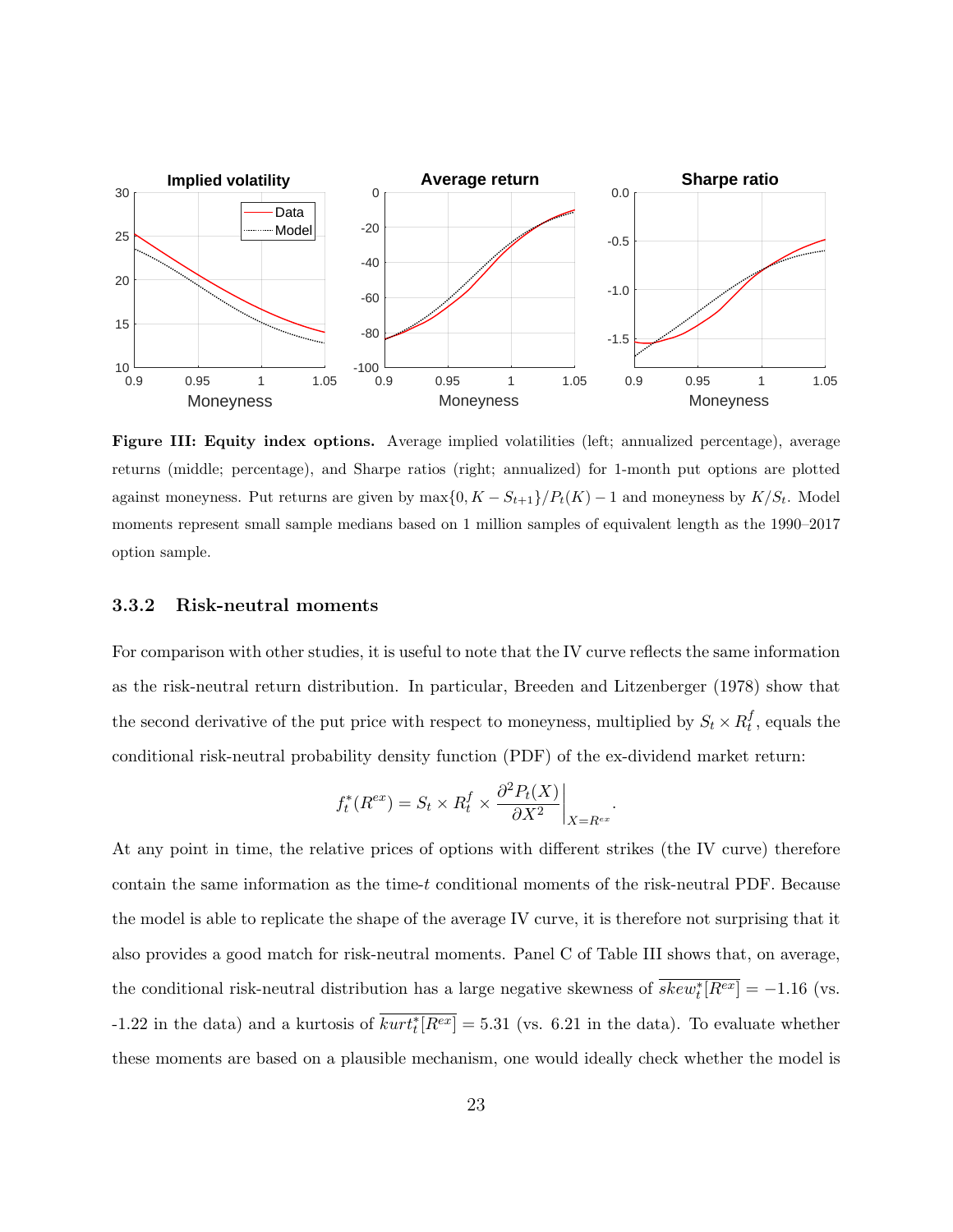**Figure III: Equity index options.** Average implied volatilities (left; annualized percentage), average returns (middle; percentage), and Sharpe ratios (right; annualized) for 1-month put options are plotted against moneyness. Put returns are given by $\max\{0, K - S_{t+1}\}/P_t(K) - 1$ and moneyness by $K/S_t$. Model moments represent small sample medians based on 1 million samples of equivalent length as the 1990–2017 option sample.

### 3.3.2 Risk-neutral moments

For comparison with other studies, it is useful to note that the IV curve reflects the same information as the risk-neutral return distribution. In particular, Breeden and Litzenberger (1978) show that the second derivative of the put price with respect to moneyness, multiplied by $S_t \times R_t^f$, equals the conditional risk-neutral probability density function (PDF) of the ex-dividend market return:

$$f_t^*(R^{ex}) = S_t \times R_t^f \times \left. \frac{\partial^2 P_t(X)}{\partial X^2} \right|_{X=R^{ex}}.$$

At any point in time, the relative prices of options with different strikes (the IV curve) therefore contain the same information as the time-$t$ conditional moments of the risk-neutral PDF. Because the model is able to replicate the shape of the average IV curve, it is therefore not surprising that it also provides a good match for risk-neutral moments. Panel C of Table III shows that, on average, the conditional risk-neutral distribution has a large negative skewness of $\overline{skew_t^*[R^{ex}]} = -1.16$ (vs. -1.22 in the data) and a kurtosis of $\overline{kurt_t^*[R^{ex}]} = 5.31$ (vs. 6.21 in the data). To evaluate whether these moments are based on a plausible mechanism, one would ideally check whether the model is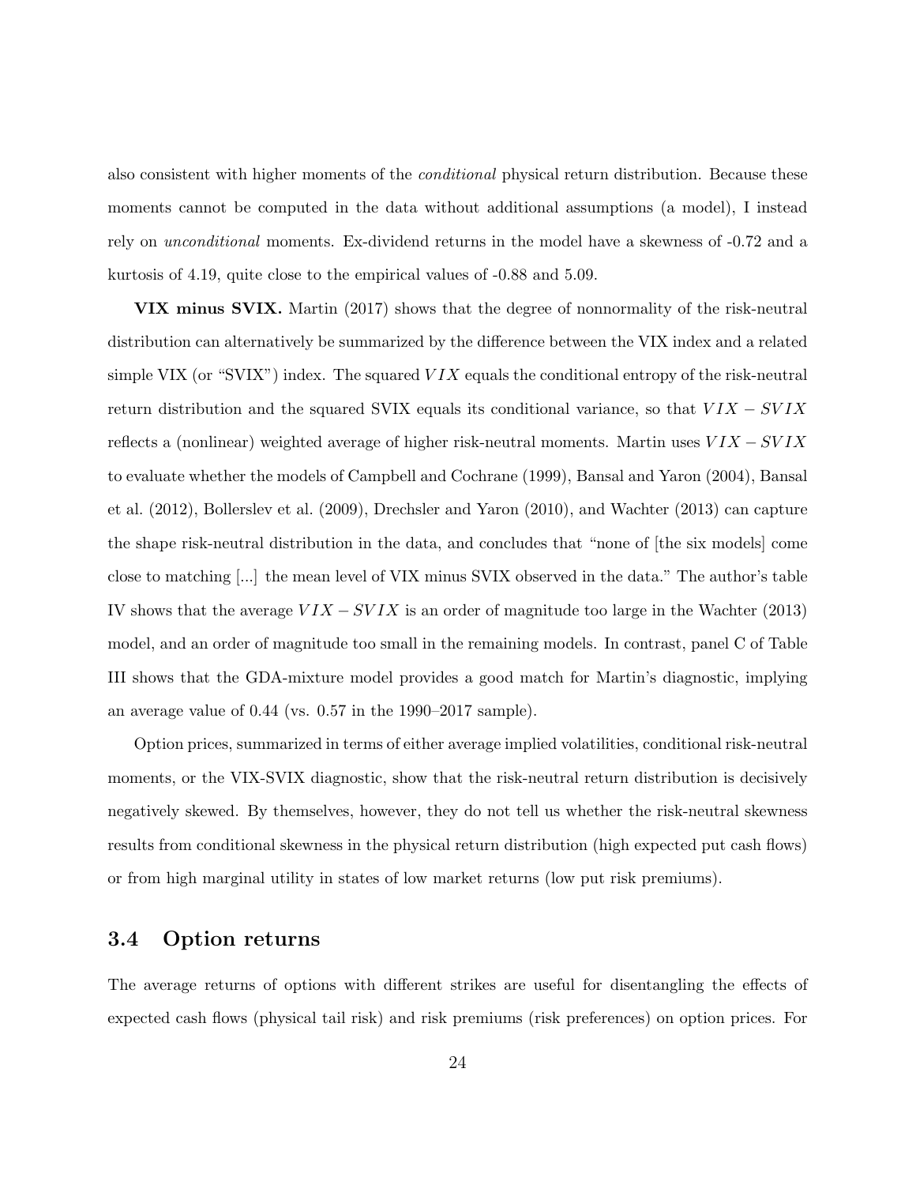also consistent with higher moments of the *conditional* physical return distribution. Because these moments cannot be computed in the data without additional assumptions (a model), I instead rely on *unconditional* moments. Ex-dividend returns in the model have a skewness of -0.72 and a kurtosis of 4.19, quite close to the empirical values of -0.88 and 5.09.

**VIX minus SVIX.** Martin (2017) shows that the degree of nonnormality of the risk-neutral distribution can alternatively be summarized by the difference between the VIX index and a related simple VIX (or "SVIX") index. The squared $VIX$ equals the conditional entropy of the risk-neutral return distribution and the squared SVIX equals its conditional variance, so that $VIX - SVIX$ reflects a (nonlinear) weighted average of higher risk-neutral moments. Martin uses $VIX - SVIX$ to evaluate whether the models of Campbell and Cochrane (1999), Bansal and Yaron (2004), Bansal et al. (2012), Bollerslev et al. (2009), Drechsler and Yaron (2010), and Wachter (2013) can capture the shape risk-neutral distribution in the data, and concludes that "none of [the six models] come close to matching [...] the mean level of VIX minus SVIX observed in the data." The author's table IV shows that the average $VIX - SVIX$ is an order of magnitude too large in the Wachter (2013) model, and an order of magnitude too small in the remaining models. In contrast, panel C of Table III shows that the GDA-mixture model provides a good match for Martin's diagnostic, implying an average value of 0.44 (vs. 0.57 in the 1990–2017 sample).

Option prices, summarized in terms of either average implied volatilities, conditional risk-neutral moments, or the VIX-SVIX diagnostic, show that the risk-neutral return distribution is decisively negatively skewed. By themselves, however, they do not tell us whether the risk-neutral skewness results from conditional skewness in the physical return distribution (high expected put cash flows) or from high marginal utility in states of low market returns (low put risk premiums).

### 3.4 Option returns

The average returns of options with different strikes are useful for disentangling the effects of expected cash flows (physical tail risk) and risk premiums (risk preferences) on option prices. For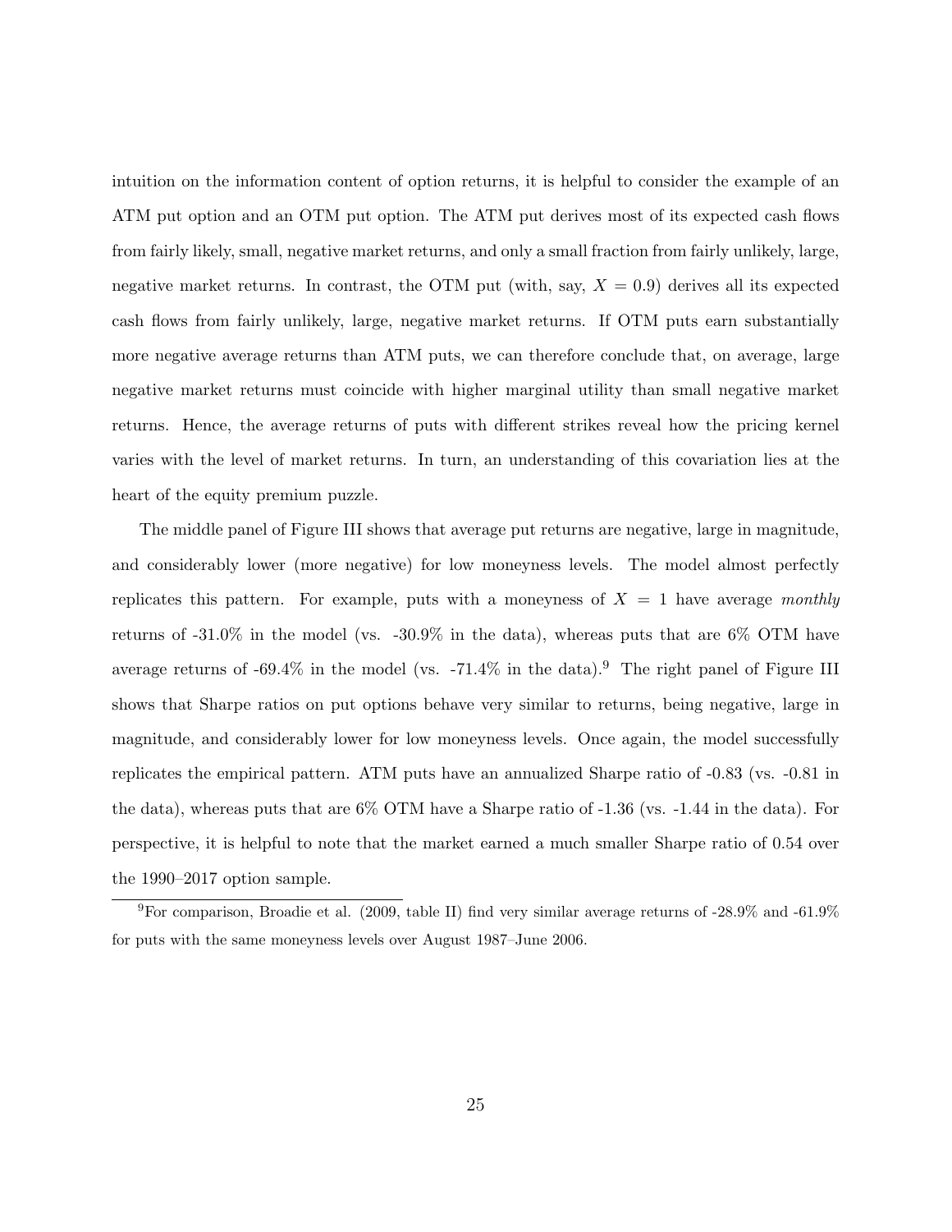intuition on the information content of option returns, it is helpful to consider the example of an ATM put option and an OTM put option. The ATM put derives most of its expected cash flows from fairly likely, small, negative market returns, and only a small fraction from fairly unlikely, large, negative market returns. In contrast, the OTM put (with, say, $X = 0.9$) derives all its expected cash flows from fairly unlikely, large, negative market returns. If OTM puts earn substantially more negative average returns than ATM puts, we can therefore conclude that, on average, large negative market returns must coincide with higher marginal utility than small negative market returns. Hence, the average returns of puts with different strikes reveal how the pricing kernel varies with the level of market returns. In turn, an understanding of this covariation lies at the heart of the equity premium puzzle.

The middle panel of Figure III shows that average put returns are negative, large in magnitude, and considerably lower (more negative) for low moneyness levels. The model almost perfectly replicates this pattern. For example, puts with a moneyness of $X = 1$ have average *monthly* returns of -31.0% in the model (vs. -30.9% in the data), whereas puts that are 6% OTM have average returns of -69.4% in the model (vs. -71.4% in the data).[9] The right panel of Figure III shows that Sharpe ratios on put options behave very similar to returns, being negative, large in magnitude, and considerably lower for low moneyness levels. Once again, the model successfully replicates the empirical pattern. ATM puts have an annualized Sharpe ratio of -0.83 (vs. -0.81 in the data), whereas puts that are 6% OTM have a Sharpe ratio of -1.36 (vs. -1.44 in the data). For perspective, it is helpful to note that the market earned a much smaller Sharpe ratio of 0.54 over the 1990–2017 option sample.

[9] For comparison, Broadie et al. (2009, table II) find very similar average returns of -28.9% and -61.9% for puts with the same moneyness levels over August 1987–June 2006.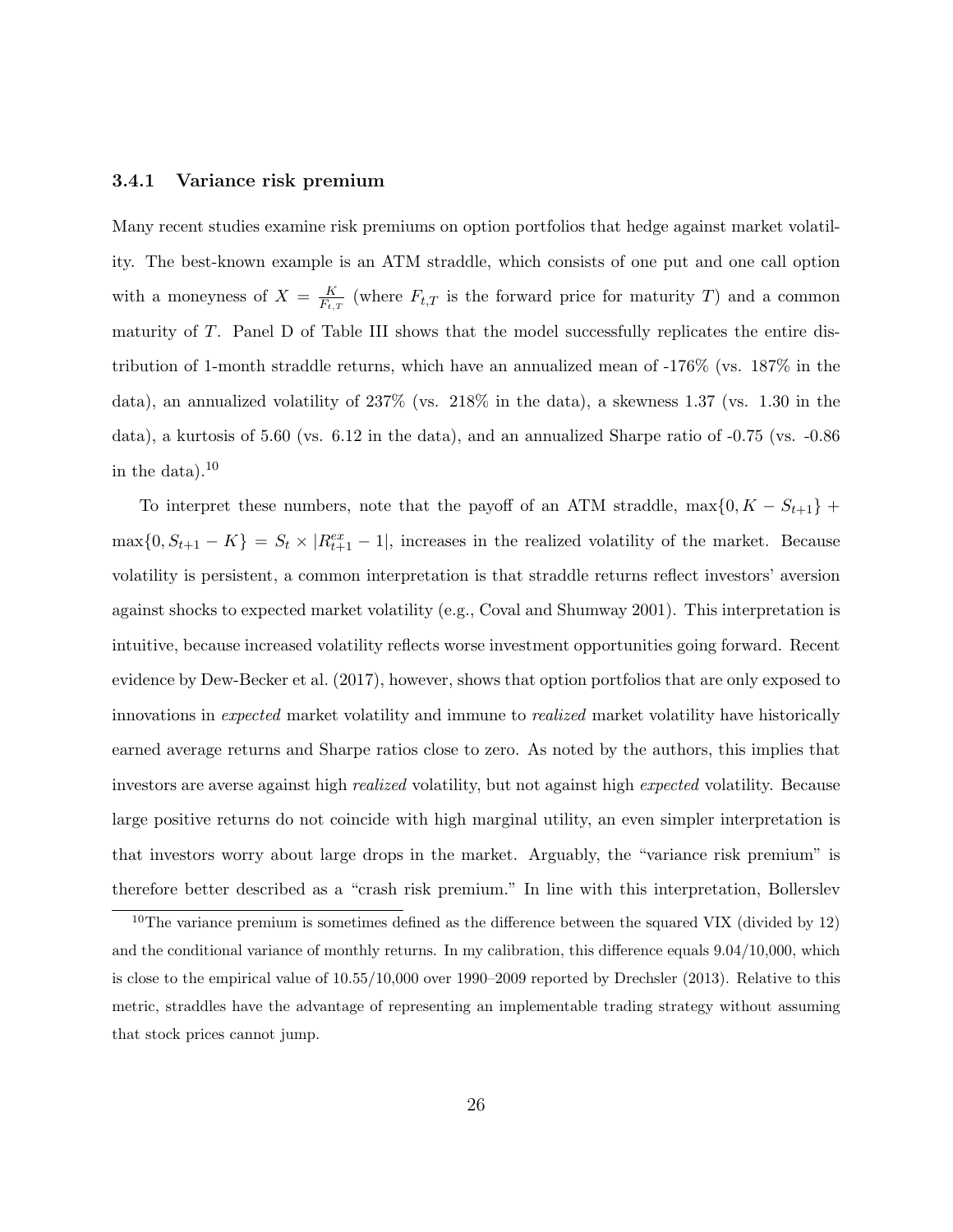### 3.4.1 Variance risk premium

Many recent studies examine risk premiums on option portfolios that hedge against market volatility. The best-known example is an ATM straddle, which consists of one put and one call option with a moneyness of $X = \frac{K}{F_{t,T}}$ (where $F_{t,T}$ is the forward price for maturity $T$) and a common maturity of $T$. Panel D of Table III shows that the model successfully replicates the entire distribution of 1-month straddle returns, which have an annualized mean of -176% (vs. 187% in the data), an annualized volatility of 237% (vs. 218% in the data), a skewness 1.37 (vs. 1.30 in the data), a kurtosis of 5.60 (vs. 6.12 in the data), and an annualized Sharpe ratio of -0.75 (vs. -0.86 in the data).[10]

To interpret these numbers, note that the payoff of an ATM straddle, $\max\{0, K - S_{t+1}\} + \max\{0, S_{t+1} - K\} = S_t \times |R^{ex}_{t+1} - 1|$, increases in the realized volatility of the market. Because volatility is persistent, a common interpretation is that straddle returns reflect investors' aversion against shocks to expected market volatility (e.g., Coval and Shumway 2001). This interpretation is intuitive, because increased volatility reflects worse investment opportunities going forward. Recent evidence by Dew-Becker et al. (2017), however, shows that option portfolios that are only exposed to innovations in *expected* market volatility and immune to *realized* market volatility have historically earned average returns and Sharpe ratios close to zero. As noted by the authors, this implies that investors are averse against high *realized* volatility, but not against high *expected* volatility. Because large positive returns do not coincide with high marginal utility, an even simpler interpretation is that investors worry about large drops in the market. Arguably, the "variance risk premium" is therefore better described as a "crash risk premium." In line with this interpretation, Bollerslev

[10] The variance premium is sometimes defined as the difference between the squared VIX (divided by 12) and the conditional variance of monthly returns. In my calibration, this difference equals 9.04/10,000, which is close to the empirical value of 10.55/10,000 over 1990–2009 reported by Drechsler (2013). Relative to this metric, straddles have the advantage of representing an implementable trading strategy without assuming that stock prices cannot jump.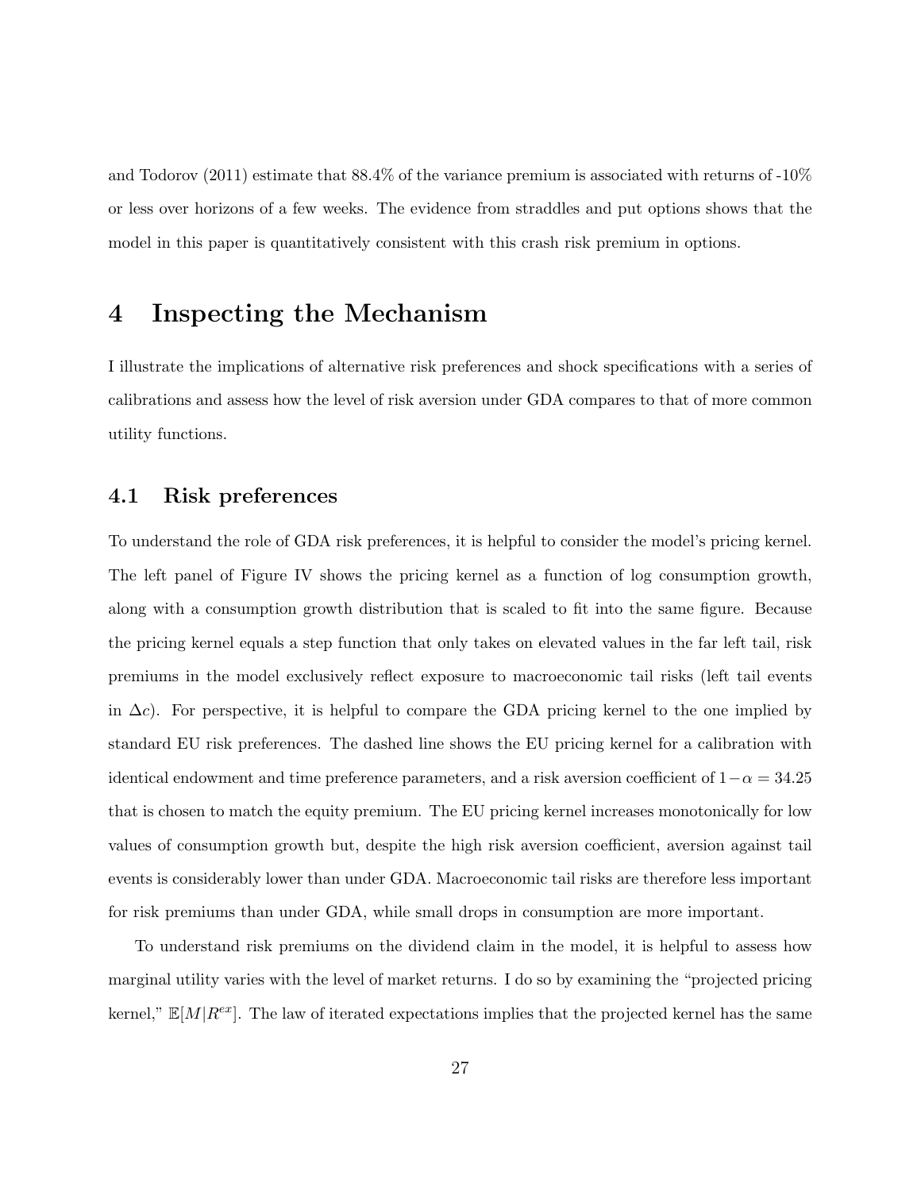and Todorov (2011) estimate that 88.4% of the variance premium is associated with returns of -10% or less over horizons of a few weeks. The evidence from straddles and put options shows that the model in this paper is quantitatively consistent with this crash risk premium in options.

# 4 Inspecting the Mechanism

I illustrate the implications of alternative risk preferences and shock specifications with a series of calibrations and assess how the level of risk aversion under GDA compares to that of more common utility functions.

## 4.1 Risk preferences

To understand the role of GDA risk preferences, it is helpful to consider the model's pricing kernel. The left panel of Figure IV shows the pricing kernel as a function of log consumption growth, along with a consumption growth distribution that is scaled to fit into the same figure. Because the pricing kernel equals a step function that only takes on elevated values in the far left tail, risk premiums in the model exclusively reflect exposure to macroeconomic tail risks (left tail events in $\Delta c$). For perspective, it is helpful to compare the GDA pricing kernel to the one implied by standard EU risk preferences. The dashed line shows the EU pricing kernel for a calibration with identical endowment and time preference parameters, and a risk aversion coefficient of $1-\alpha = 34.25$ that is chosen to match the equity premium. The EU pricing kernel increases monotonically for low values of consumption growth but, despite the high risk aversion coefficient, aversion against tail events is considerably lower than under GDA. Macroeconomic tail risks are therefore less important for risk premiums than under GDA, while small drops in consumption are more important.

To understand risk premiums on the dividend claim in the model, it is helpful to assess how marginal utility varies with the level of market returns. I do so by examining the "projected pricing kernel," $\mathbb{E}[M|R^{ex}]$. The law of iterated expectations implies that the projected kernel has the same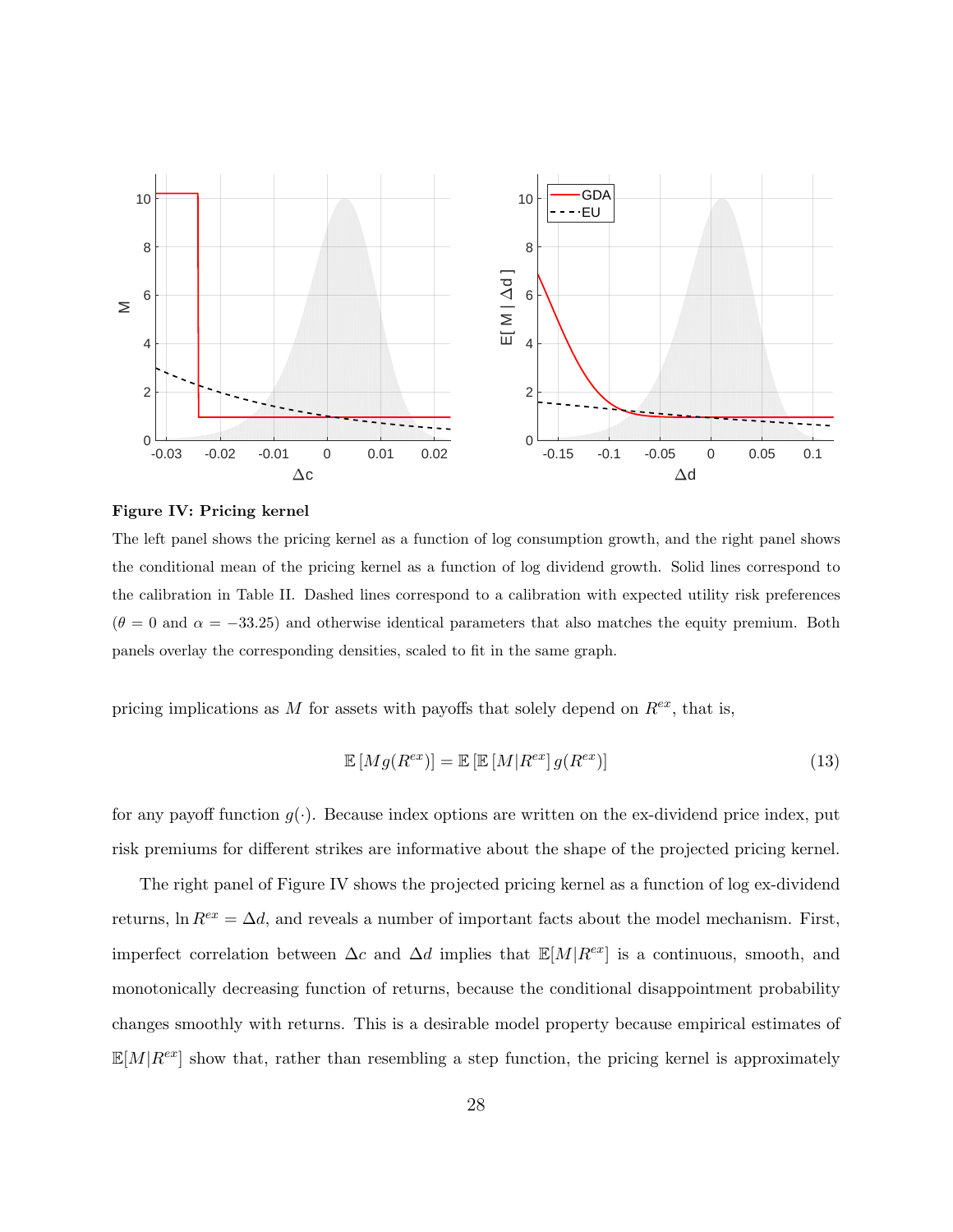**Figure IV: Pricing kernel**

The left panel shows the pricing kernel as a function of log consumption growth, and the right panel shows the conditional mean of the pricing kernel as a function of log dividend growth. Solid lines correspond to the calibration in Table II. Dashed lines correspond to a calibration with expected utility risk preferences ($\theta = 0$ and $\alpha = -33.25$) and otherwise identical parameters that also matches the equity premium. Both panels overlay the corresponding densities, scaled to fit in the same graph.

pricing implications as $M$ for assets with payoffs that solely depend on $R^{ex}$, that is,

$$\mathbb{E}\left[Mg(R^{ex})\right] = \mathbb{E}\left[\mathbb{E}\left[M|R^{ex}\right]g(R^{ex})\right] \tag{13}$$

for any payoff function $g(\cdot)$. Because index options are written on the ex-dividend price index, put risk premiums for different strikes are informative about the shape of the projected pricing kernel.

The right panel of Figure IV shows the projected pricing kernel as a function of log ex-dividend returns, $\ln R^{ex} = \Delta d$, and reveals a number of important facts about the model mechanism. First, imperfect correlation between $\Delta c$ and $\Delta d$ implies that $\mathbb{E}[M|R^{ex}]$ is a continuous, smooth, and monotonically decreasing function of returns, because the conditional disappointment probability changes smoothly with returns. This is a desirable model property because empirical estimates of $\mathbb{E}[M|R^{ex}]$ show that, rather than resembling a step function, the pricing kernel is approximately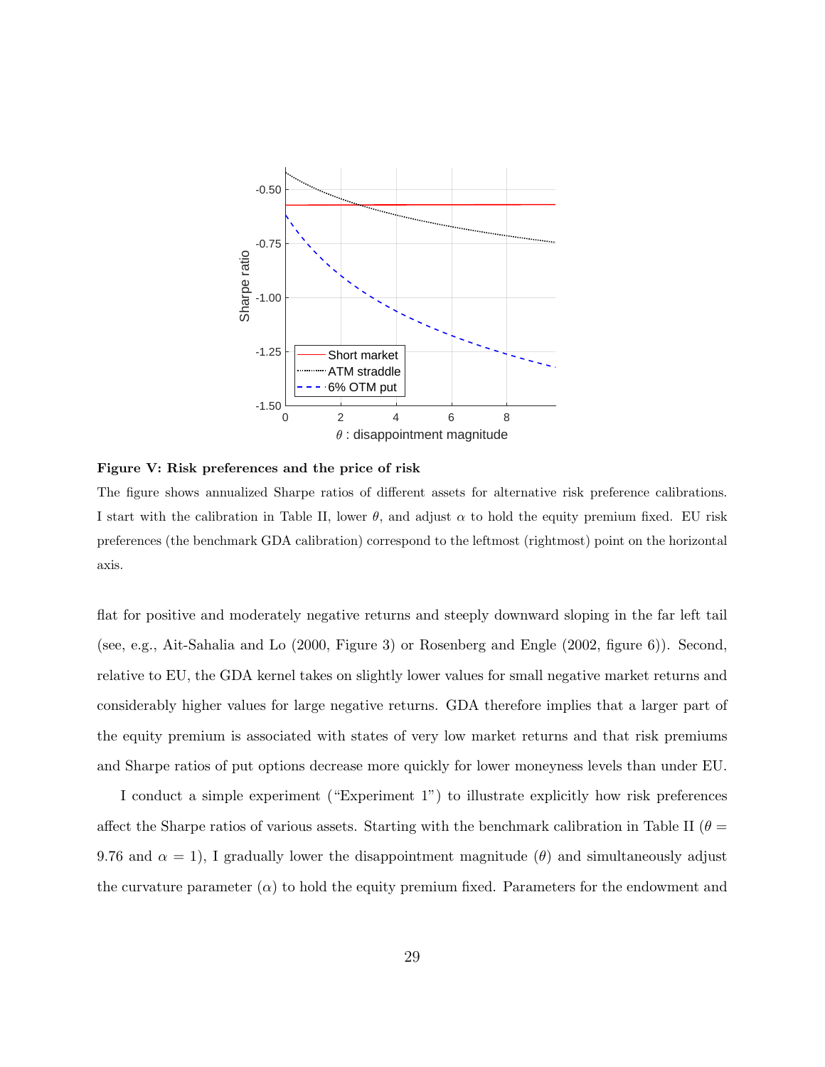**Figure V: Risk preferences and the price of risk**

The figure shows annualized Sharpe ratios of different assets for alternative risk preference calibrations. I start with the calibration in Table II, lower $\theta$, and adjust $\alpha$ to hold the equity premium fixed. EU risk preferences (the benchmark GDA calibration) correspond to the leftmost (rightmost) point on the horizontal axis.

flat for positive and moderately negative returns and steeply downward sloping in the far left tail (see, e.g., Ait-Sahalia and Lo (2000, Figure 3) or Rosenberg and Engle (2002, figure 6)). Second, relative to EU, the GDA kernel takes on slightly lower values for small negative market returns and considerably higher values for large negative returns. GDA therefore implies that a larger part of the equity premium is associated with states of very low market returns and that risk premiums and Sharpe ratios of put options decrease more quickly for lower moneyness levels than under EU.

I conduct a simple experiment ("Experiment 1") to illustrate explicitly how risk preferences affect the Sharpe ratios of various assets. Starting with the benchmark calibration in Table II ($\theta = 9.76$ and $\alpha = 1$), I gradually lower the disappointment magnitude ($\theta$) and simultaneously adjust the curvature parameter ($\alpha$) to hold the equity premium fixed. Parameters for the endowment and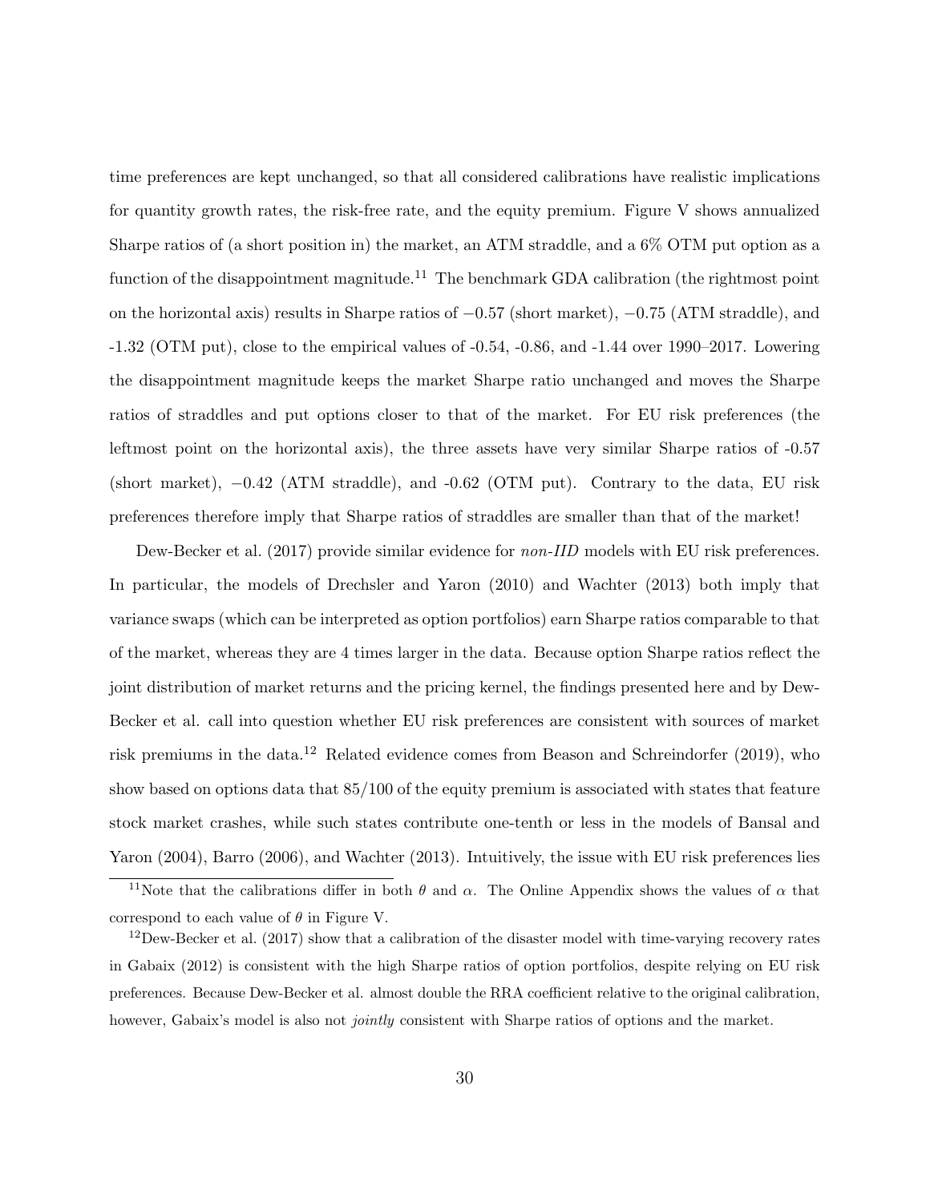time preferences are kept unchanged, so that all considered calibrations have realistic implications for quantity growth rates, the risk-free rate, and the equity premium. Figure V shows annualized Sharpe ratios of (a short position in) the market, an ATM straddle, and a 6% OTM put option as a function of the disappointment magnitude.[11] The benchmark GDA calibration (the rightmost point on the horizontal axis) results in Sharpe ratios of $-0.57$ (short market), $-0.75$ (ATM straddle), and -1.32 (OTM put), close to the empirical values of -0.54, -0.86, and -1.44 over 1990–2017. Lowering the disappointment magnitude keeps the market Sharpe ratio unchanged and moves the Sharpe ratios of straddles and put options closer to that of the market. For EU risk preferences (the leftmost point on the horizontal axis), the three assets have very similar Sharpe ratios of -0.57 (short market), $-0.42$ (ATM straddle), and -0.62 (OTM put). Contrary to the data, EU risk preferences therefore imply that Sharpe ratios of straddles are smaller than that of the market!

Dew-Becker et al. (2017) provide similar evidence for *non-IID* models with EU risk preferences. In particular, the models of Drechsler and Yaron (2010) and Wachter (2013) both imply that variance swaps (which can be interpreted as option portfolios) earn Sharpe ratios comparable to that of the market, whereas they are 4 times larger in the data. Because option Sharpe ratios reflect the joint distribution of market returns and the pricing kernel, the findings presented here and by Dew-Becker et al. call into question whether EU risk preferences are consistent with sources of market risk premiums in the data.[12] Related evidence comes from Beason and Schreindorfer (2019), who show based on options data that 85/100 of the equity premium is associated with states that feature stock market crashes, while such states contribute one-tenth or less in the models of Bansal and Yaron (2004), Barro (2006), and Wachter (2013). Intuitively, the issue with EU risk preferences lies

[11] Note that the calibrations differ in both $\theta$ and $\alpha$. The Online Appendix shows the values of $\alpha$ that correspond to each value of $\theta$ in Figure V.

[12] Dew-Becker et al. (2017) show that a calibration of the disaster model with time-varying recovery rates in Gabaix (2012) is consistent with the high Sharpe ratios of option portfolios, despite relying on EU risk preferences. Because Dew-Becker et al. almost double the RRA coefficient relative to the original calibration, however, Gabaix's model is also not *jointly* consistent with Sharpe ratios of options and the market.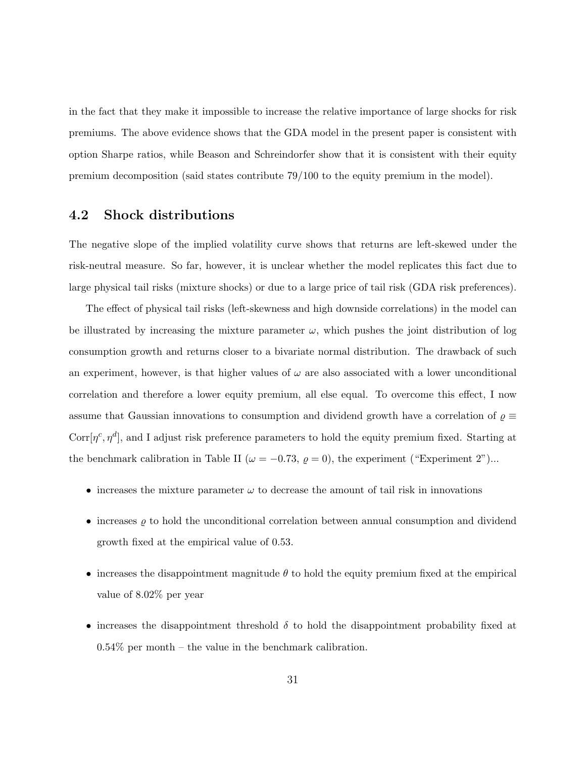in the fact that they make it impossible to increase the relative importance of large shocks for risk premiums. The above evidence shows that the GDA model in the present paper is consistent with option Sharpe ratios, while Beason and Schreindorfer show that it is consistent with their equity premium decomposition (said states contribute 79/100 to the equity premium in the model).

## 4.2 Shock distributions

The negative slope of the implied volatility curve shows that returns are left-skewed under the risk-neutral measure. So far, however, it is unclear whether the model replicates this fact due to large physical tail risks (mixture shocks) or due to a large price of tail risk (GDA risk preferences).

The effect of physical tail risks (left-skewness and high downside correlations) in the model can be illustrated by increasing the mixture parameter $\omega$, which pushes the joint distribution of log consumption growth and returns closer to a bivariate normal distribution. The drawback of such an experiment, however, is that higher values of $\omega$ are also associated with a lower unconditional correlation and therefore a lower equity premium, all else equal. To overcome this effect, I now assume that Gaussian innovations to consumption and dividend growth have a correlation of $\varrho \equiv \text{Corr}[\eta^c, \eta^d]$, and I adjust risk preference parameters to hold the equity premium fixed. Starting at the benchmark calibration in Table II ($\omega = -0.73$, $\varrho = 0$), the experiment ("Experiment 2")...

- increases the mixture parameter $\omega$ to decrease the amount of tail risk in innovations
- increases $\varrho$ to hold the unconditional correlation between annual consumption and dividend growth fixed at the empirical value of 0.53.
- increases the disappointment magnitude $\theta$ to hold the equity premium fixed at the empirical value of 8.02% per year
- increases the disappointment threshold $\delta$ to hold the disappointment probability fixed at 0.54% per month – the value in the benchmark calibration.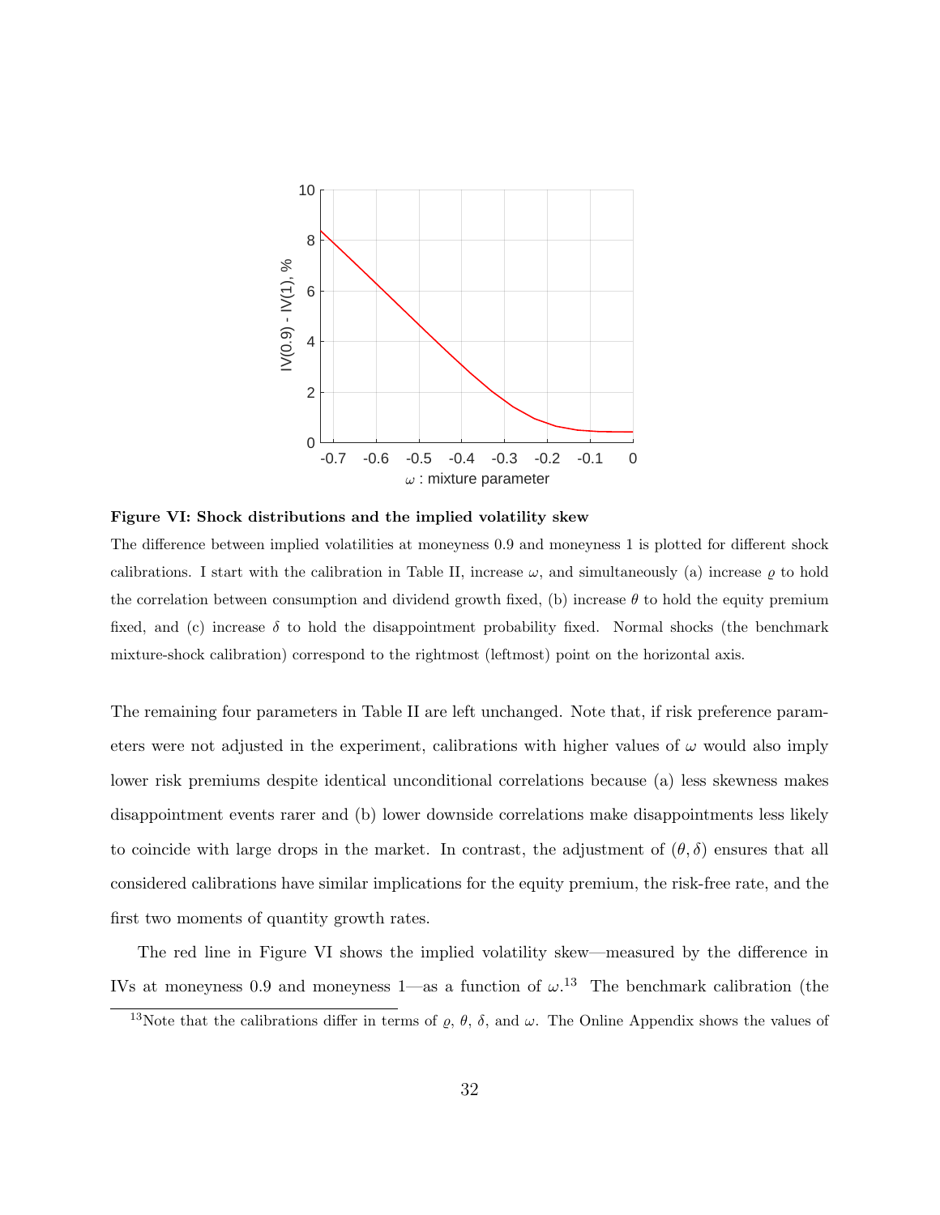**Figure VI: Shock distributions and the implied volatility skew**

The difference between implied volatilities at moneyness 0.9 and moneyness 1 is plotted for different shock calibrations. I start with the calibration in Table II, increase $\omega$, and simultaneously (a) increase $\varrho$ to hold the correlation between consumption and dividend growth fixed, (b) increase $\theta$ to hold the equity premium fixed, and (c) increase $\delta$ to hold the disappointment probability fixed. Normal shocks (the benchmark mixture-shock calibration) correspond to the rightmost (leftmost) point on the horizontal axis.

The remaining four parameters in Table II are left unchanged. Note that, if risk preference parameters were not adjusted in the experiment, calibrations with higher values of $\omega$ would also imply lower risk premiums despite identical unconditional correlations because (a) less skewness makes disappointment events rarer and (b) lower downside correlations make disappointments less likely to coincide with large drops in the market. In contrast, the adjustment of $(\theta, \delta)$ ensures that all considered calibrations have similar implications for the equity premium, the risk-free rate, and the first two moments of quantity growth rates.

The red line in Figure VI shows the implied volatility skew—measured by the difference in IVs at moneyness 0.9 and moneyness 1—as a function of $\omega$.[13] The benchmark calibration (the

[13] Note that the calibrations differ in terms of $\varrho$, $\theta$, $\delta$, and $\omega$. The Online Appendix shows the values of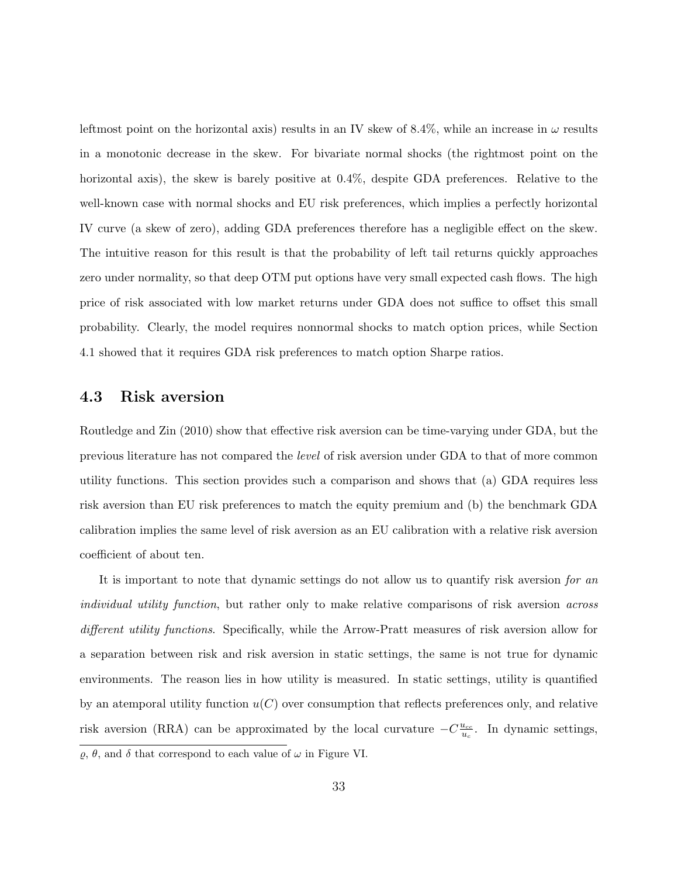leftmost point on the horizontal axis) results in an IV skew of 8.4%, while an increase in $\omega$ results in a monotonic decrease in the skew. For bivariate normal shocks (the rightmost point on the horizontal axis), the skew is barely positive at 0.4%, despite GDA preferences. Relative to the well-known case with normal shocks and EU risk preferences, which implies a perfectly horizontal IV curve (a skew of zero), adding GDA preferences therefore has a negligible effect on the skew. The intuitive reason for this result is that the probability of left tail returns quickly approaches zero under normality, so that deep OTM put options have very small expected cash flows. The high price of risk associated with low market returns under GDA does not suffice to offset this small probability. Clearly, the model requires nonnormal shocks to match option prices, while Section 4.1 showed that it requires GDA risk preferences to match option Sharpe ratios.

### 4.3 Risk aversion

Routledge and Zin (2010) show that effective risk aversion can be time-varying under GDA, but the previous literature has not compared the *level* of risk aversion under GDA to that of more common utility functions. This section provides such a comparison and shows that (a) GDA requires less risk aversion than EU risk preferences to match the equity premium and (b) the benchmark GDA calibration implies the same level of risk aversion as an EU calibration with a relative risk aversion coefficient of about ten.

It is important to note that dynamic settings do not allow us to quantify risk aversion *for an individual utility function*, but rather only to make relative comparisons of risk aversion *across different utility functions*. Specifically, while the Arrow-Pratt measures of risk aversion allow for a separation between risk and risk aversion in static settings, the same is not true for dynamic environments. The reason lies in how utility is measured. In static settings, utility is quantified by an atemporal utility function $u(C)$ over consumption that reflects preferences only, and relative risk aversion (RRA) can be approximated by the local curvature $-C\frac{u_{cc}}{u_c}$. In dynamic settings,

$\varrho$, $\theta$, and $\delta$ that correspond to each value of $\omega$ in Figure VI.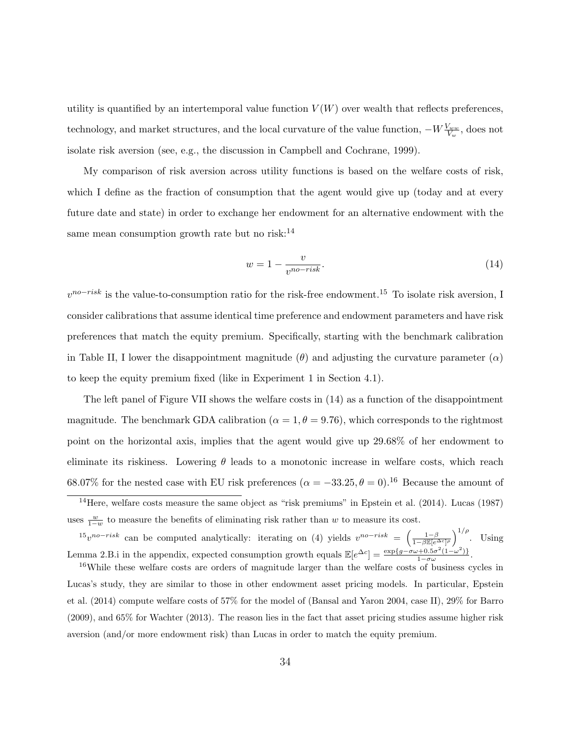utility is quantified by an intertemporal value function $V(W)$ over wealth that reflects preferences, technology, and market structures, and the local curvature of the value function, $-W\frac{V_{ww}}{V_w}$, does not isolate risk aversion (see, e.g., the discussion in Campbell and Cochrane, 1999).

My comparison of risk aversion across utility functions is based on the welfare costs of risk, which I define as the fraction of consumption that the agent would give up (today and at every future date and state) in order to exchange her endowment for an alternative endowment with the same mean consumption growth rate but no risk:[14]

$$w = 1 - \frac{v}{v^{no-risk}}. \tag{14}$$

$v^{no-risk}$ is the value-to-consumption ratio for the risk-free endowment.[15] To isolate risk aversion, I consider calibrations that assume identical time preference and endowment parameters and have risk preferences that match the equity premium. Specifically, starting with the benchmark calibration in Table II, I lower the disappointment magnitude ($\theta$) and adjusting the curvature parameter ($\alpha$) to keep the equity premium fixed (like in Experiment 1 in Section 4.1).

The left panel of Figure VII shows the welfare costs in (14) as a function of the disappointment magnitude. The benchmark GDA calibration ($\alpha = 1, \theta = 9.76$), which corresponds to the rightmost point on the horizontal axis, implies that the agent would give up 29.68% of her endowment to eliminate its riskiness. Lowering $\theta$ leads to a monotonic increase in welfare costs, which reach 68.07% for the nested case with EU risk preferences ($\alpha = -33.25, \theta = 0$).[16] Because the amount of

[14] Here, welfare costs measure the same object as "risk premiums" in Epstein et al. (2014). Lucas (1987) uses $\frac{w}{1-w}$ to measure the benefits of eliminating risk rather than $w$ to measure its cost.

[15] $v^{no-risk}$ can be computed analytically: iterating on (4) yields $v^{no-risk} = \left(\frac{1-\beta}{1-\beta\mathbb{E}[e^{\Delta c}]^{\rho}}\right)^{1/\rho}$. Using Lemma 2.B.i in the appendix, expected consumption growth equals $\mathbb{E}[e^{\Delta c}] = \frac{\exp\{g - \sigma\omega + 0.5\sigma^2(1-\omega^2)\}}{1-\sigma\omega}$.

[16] While these welfare costs are orders of magnitude larger than the welfare costs of business cycles in Lucas's study, they are similar to those in other endowment asset pricing models. In particular, Epstein et al. (2014) compute welfare costs of 57% for the model of (Bansal and Yaron 2004, case II), 29% for Barro (2009), and 65% for Wachter (2013). The reason lies in the fact that asset pricing studies assume higher risk aversion (and/or more endowment risk) than Lucas in order to match the equity premium.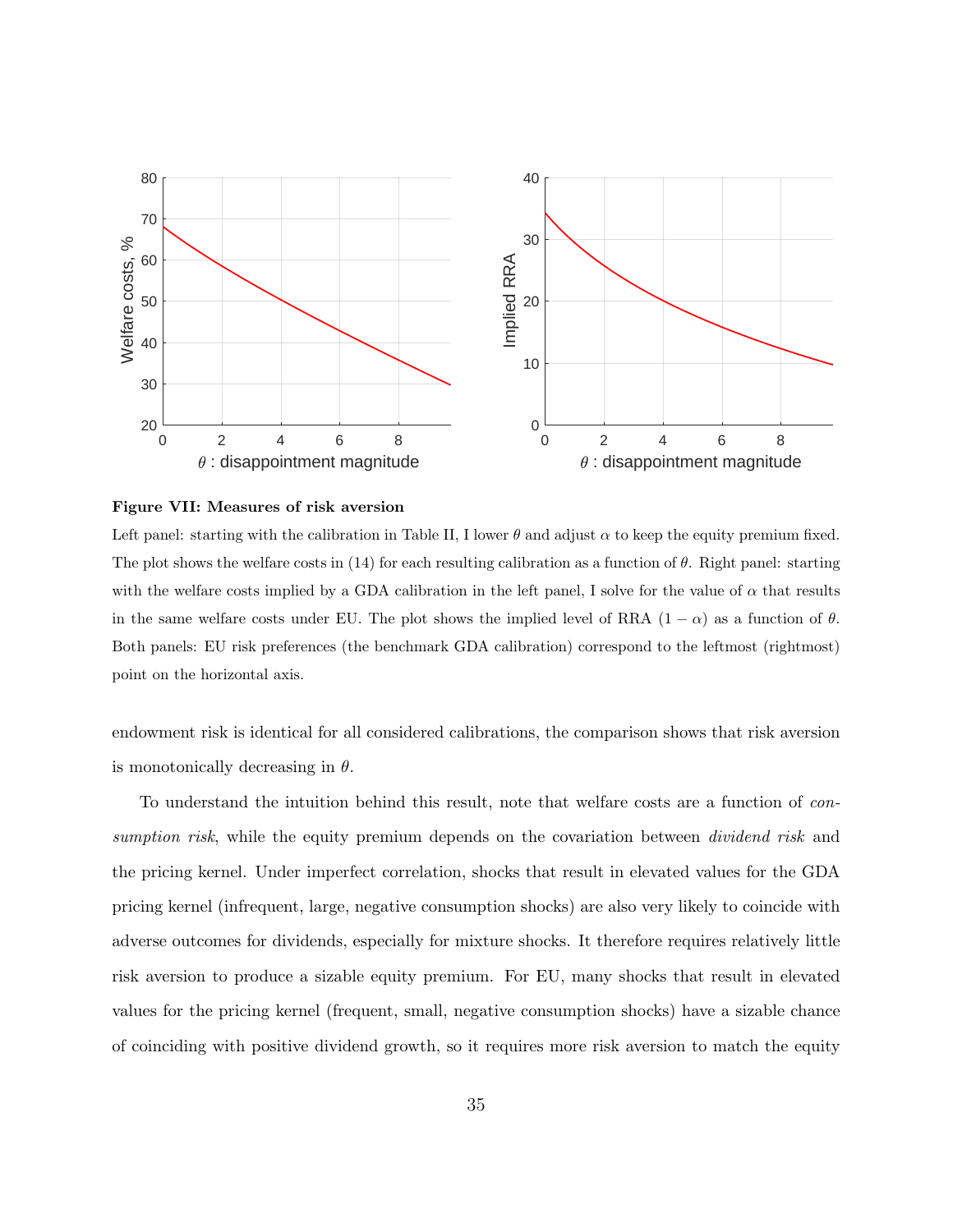**Figure VII: Measures of risk aversion**

Left panel: starting with the calibration in Table II, I lower $\theta$ and adjust $\alpha$ to keep the equity premium fixed. The plot shows the welfare costs in (14) for each resulting calibration as a function of $\theta$. Right panel: starting with the welfare costs implied by a GDA calibration in the left panel, I solve for the value of $\alpha$ that results in the same welfare costs under EU. The plot shows the implied level of RRA $(1 - \alpha)$ as a function of $\theta$. Both panels: EU risk preferences (the benchmark GDA calibration) correspond to the leftmost (rightmost) point on the horizontal axis.

endowment risk is identical for all considered calibrations, the comparison shows that risk aversion is monotonically decreasing in $\theta$.

To understand the intuition behind this result, note that welfare costs are a function of *consumption risk*, while the equity premium depends on the covariation between *dividend risk* and the pricing kernel. Under imperfect correlation, shocks that result in elevated values for the GDA pricing kernel (infrequent, large, negative consumption shocks) are also very likely to coincide with adverse outcomes for dividends, especially for mixture shocks. It therefore requires relatively little risk aversion to produce a sizable equity premium. For EU, many shocks that result in elevated values for the pricing kernel (frequent, small, negative consumption shocks) have a sizable chance of coinciding with positive dividend growth, so it requires more risk aversion to match the equity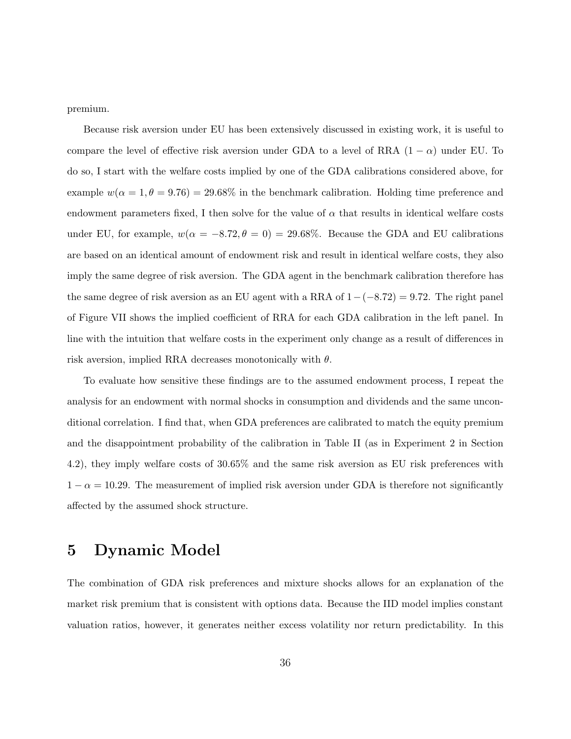premium.

Because risk aversion under EU has been extensively discussed in existing work, it is useful to compare the level of effective risk aversion under GDA to a level of RRA $(1 - \alpha)$ under EU. To do so, I start with the welfare costs implied by one of the GDA calibrations considered above, for example $w(\alpha = 1, \theta = 9.76) = 29.68\%$ in the benchmark calibration. Holding time preference and endowment parameters fixed, I then solve for the value of $\alpha$ that results in identical welfare costs under EU, for example, $w(\alpha = -8.72, \theta = 0) = 29.68\%$. Because the GDA and EU calibrations are based on an identical amount of endowment risk and result in identical welfare costs, they also imply the same degree of risk aversion. The GDA agent in the benchmark calibration therefore has the same degree of risk aversion as an EU agent with a RRA of $1 - (-8.72) = 9.72$. The right panel of Figure VII shows the implied coefficient of RRA for each GDA calibration in the left panel. In line with the intuition that welfare costs in the experiment only change as a result of differences in risk aversion, implied RRA decreases monotonically with $\theta$.

To evaluate how sensitive these findings are to the assumed endowment process, I repeat the analysis for an endowment with normal shocks in consumption and dividends and the same unconditional correlation. I find that, when GDA preferences are calibrated to match the equity premium and the disappointment probability of the calibration in Table II (as in Experiment 2 in Section 4.2), they imply welfare costs of 30.65% and the same risk aversion as EU risk preferences with $1 - \alpha = 10.29$. The measurement of implied risk aversion under GDA is therefore not significantly affected by the assumed shock structure.

# 5 Dynamic Model

The combination of GDA risk preferences and mixture shocks allows for an explanation of the market risk premium that is consistent with options data. Because the IID model implies constant valuation ratios, however, it generates neither excess volatility nor return predictability. In this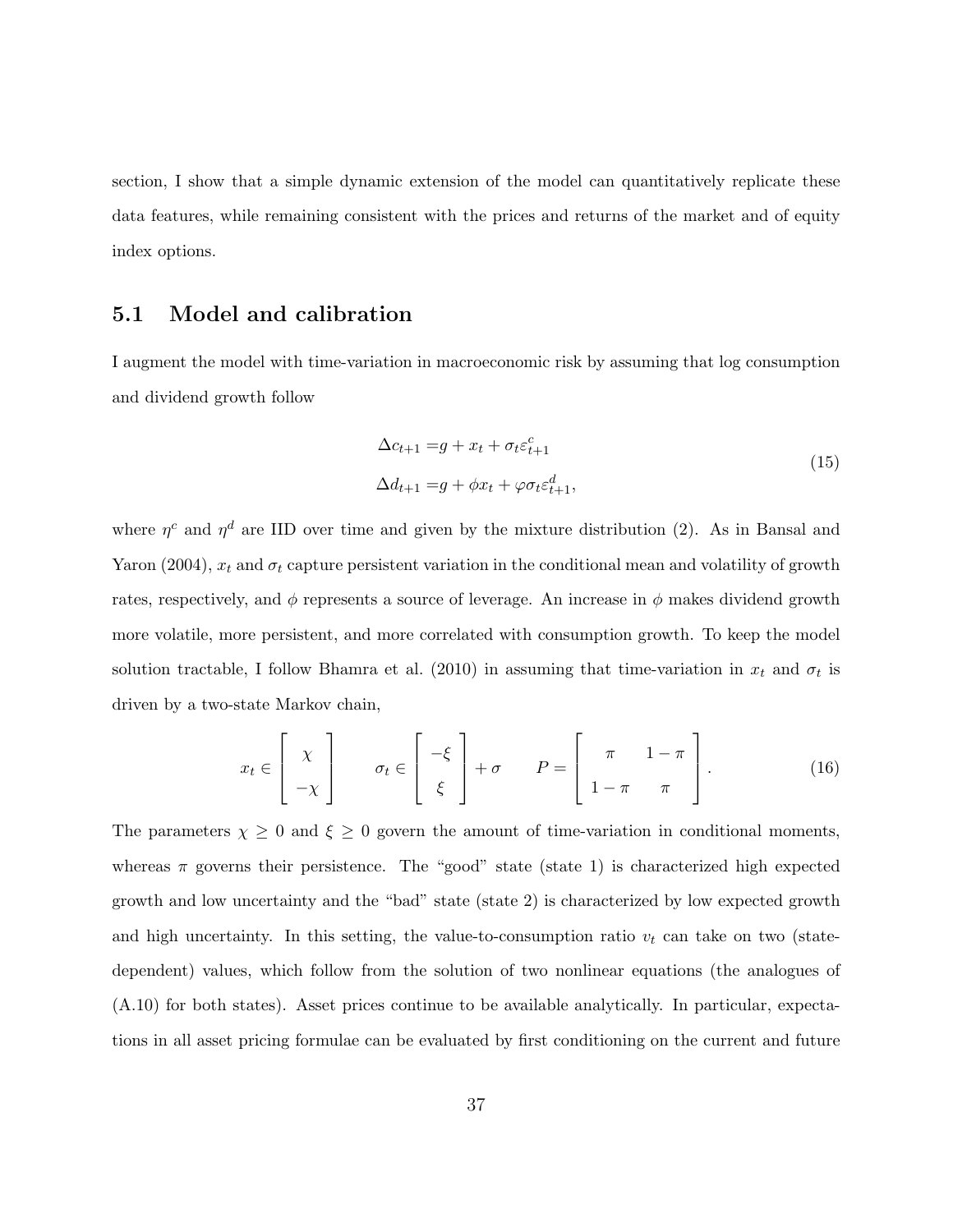section, I show that a simple dynamic extension of the model can quantitatively replicate these data features, while remaining consistent with the prices and returns of the market and of equity index options.

## 5.1 Model and calibration

I augment the model with time-variation in macroeconomic risk by assuming that log consumption and dividend growth follow

$$\begin{aligned}\Delta c_{t+1} =& g + x_t + \sigma_t \varepsilon^c_{t+1} \\ \Delta d_{t+1} =& g + \phi x_t + \varphi \sigma_t \varepsilon^d_{t+1},\end{aligned} \tag{15}$$

where $\eta^c$ and $\eta^d$ are IID over time and given by the mixture distribution (2). As in Bansal and Yaron (2004), $x_t$ and $\sigma_t$ capture persistent variation in the conditional mean and volatility of growth rates, respectively, and $\phi$ represents a source of leverage. An increase in $\phi$ makes dividend growth more volatile, more persistent, and more correlated with consumption growth. To keep the model solution tractable, I follow Bhamra et al. (2010) in assuming that time-variation in $x_t$ and $\sigma_t$ is driven by a two-state Markov chain,

$$x_t \in \begin{bmatrix} \chi \\ -\chi \end{bmatrix} \qquad \sigma_t \in \begin{bmatrix} -\xi \\ \xi \end{bmatrix} + \sigma \qquad P = \begin{bmatrix} \pi & 1-\pi \\ 1-\pi & \pi \end{bmatrix}. \tag{16}$$

The parameters $\chi \geq 0$ and $\xi \geq 0$ govern the amount of time-variation in conditional moments, whereas $\pi$ governs their persistence. The "good" state (state 1) is characterized high expected growth and low uncertainty and the "bad" state (state 2) is characterized by low expected growth and high uncertainty. In this setting, the value-to-consumption ratio $v_t$ can take on two (state-dependent) values, which follow from the solution of two nonlinear equations (the analogues of (A.10) for both states). Asset prices continue to be available analytically. In particular, expectations in all asset pricing formulae can be evaluated by first conditioning on the current and future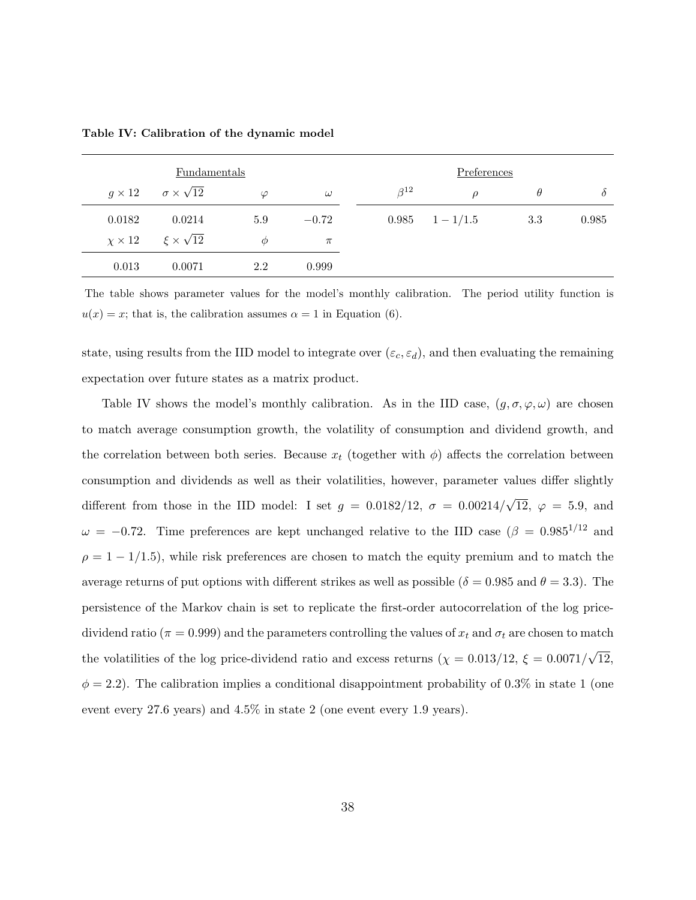**Table IV: Calibration of the dynamic model**

| Fundamentals | | | | Preferences | | | |
|---|---|---|---|---|---|---|---|
| $g \times 12$ | $\sigma \times \sqrt{12}$ | $\varphi$ | $\omega$ | $\beta^{12}$ | $\rho$ | $\theta$ | $\delta$ |
| 0.0182 | 0.0214 | 5.9 | $-0.72$ | 0.985 | $1 - 1/1.5$ | 3.3 | 0.985 |
| $\chi \times 12$ | $\xi \times \sqrt{12}$ | $\phi$ | $\pi$ | | | | |
| 0.013 | 0.0071 | 2.2 | 0.999 | | | | |

The table shows parameter values for the model's monthly calibration. The period utility function is $u(x) = x$; that is, the calibration assumes $\alpha = 1$ in Equation (6).

state, using results from the IID model to integrate over $(\varepsilon_c, \varepsilon_d)$, and then evaluating the remaining expectation over future states as a matrix product.

Table IV shows the model's monthly calibration. As in the IID case, $(g, \sigma, \varphi, \omega)$ are chosen to match average consumption growth, the volatility of consumption and dividend growth, and the correlation between both series. Because $x_t$ (together with $\phi$) affects the correlation between consumption and dividends as well as their volatilities, however, parameter values differ slightly different from those in the IID model: I set $g = 0.0182/12$, $\sigma = 0.00214/\sqrt{12}$, $\varphi = 5.9$, and $\omega = -0.72$. Time preferences are kept unchanged relative to the IID case ($\beta = 0.985^{1/12}$ and $\rho = 1 - 1/1.5$), while risk preferences are chosen to match the equity premium and to match the average returns of put options with different strikes as well as possible ($\delta = 0.985$ and $\theta = 3.3$). The persistence of the Markov chain is set to replicate the first-order autocorrelation of the log price-dividend ratio ($\pi = 0.999$) and the parameters controlling the values of $x_t$ and $\sigma_t$ are chosen to match the volatilities of the log price-dividend ratio and excess returns ($\chi = 0.013/12$, $\xi = 0.0071/\sqrt{12}$, $\phi = 2.2$). The calibration implies a conditional disappointment probability of 0.3% in state 1 (one event every 27.6 years) and 4.5% in state 2 (one event every 1.9 years).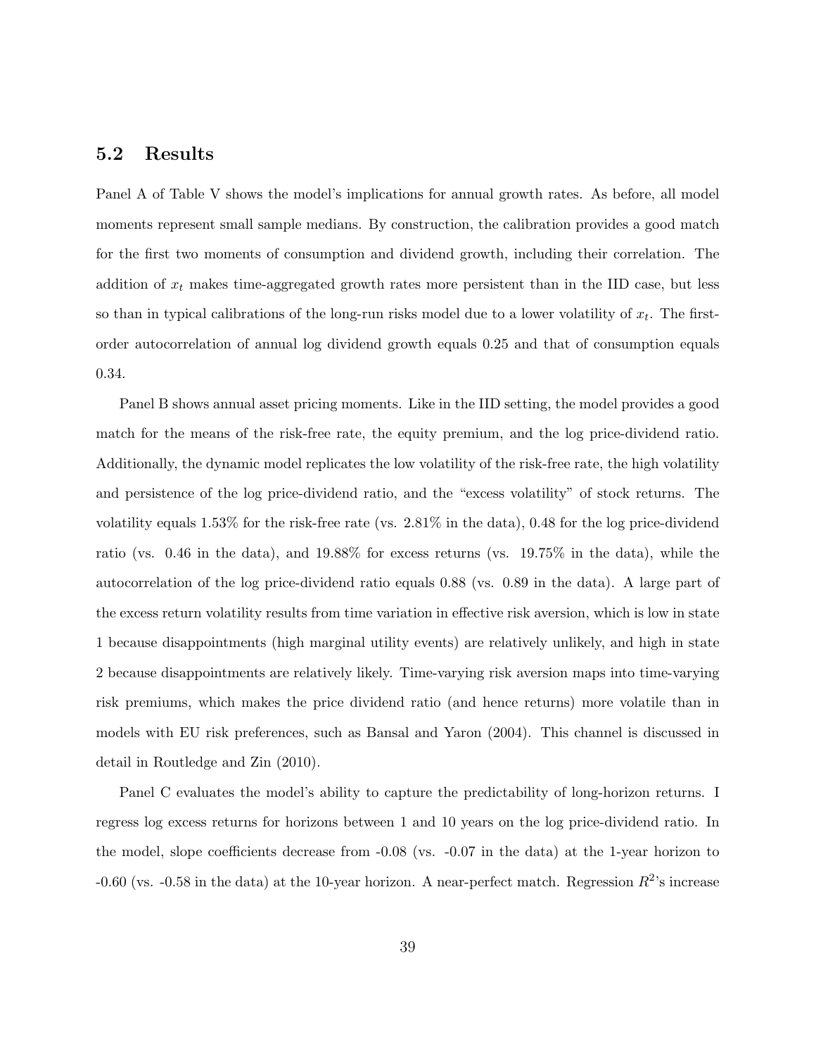## 5.2 Results

Panel A of Table V shows the model's implications for annual growth rates. As before, all model moments represent small sample medians. By construction, the calibration provides a good match for the first two moments of consumption and dividend growth, including their correlation. The addition of $x_t$ makes time-aggregated growth rates more persistent than in the IID case, but less so than in typical calibrations of the long-run risks model due to a lower volatility of $x_t$. The first-order autocorrelation of annual log dividend growth equals 0.25 and that of consumption equals 0.34.

Panel B shows annual asset pricing moments. Like in the IID setting, the model provides a good match for the means of the risk-free rate, the equity premium, and the log price-dividend ratio. Additionally, the dynamic model replicates the low volatility of the risk-free rate, the high volatility and persistence of the log price-dividend ratio, and the "excess volatility" of stock returns. The volatility equals 1.53% for the risk-free rate (vs. 2.81% in the data), 0.48 for the log price-dividend ratio (vs. 0.46 in the data), and 19.88% for excess returns (vs. 19.75% in the data), while the autocorrelation of the log price-dividend ratio equals 0.88 (vs. 0.89 in the data). A large part of the excess return volatility results from time variation in effective risk aversion, which is low in state 1 because disappointments (high marginal utility events) are relatively unlikely, and high in state 2 because disappointments are relatively likely. Time-varying risk aversion maps into time-varying risk premiums, which makes the price dividend ratio (and hence returns) more volatile than in models with EU risk preferences, such as Bansal and Yaron (2004). This channel is discussed in detail in Routledge and Zin (2010).

Panel C evaluates the model's ability to capture the predictability of long-horizon returns. I regress log excess returns for horizons between 1 and 10 years on the log price-dividend ratio. In the model, slope coefficients decrease from -0.08 (vs. -0.07 in the data) at the 1-year horizon to -0.60 (vs. -0.58 in the data) at the 10-year horizon. A near-perfect match. Regression $R^2$'s increase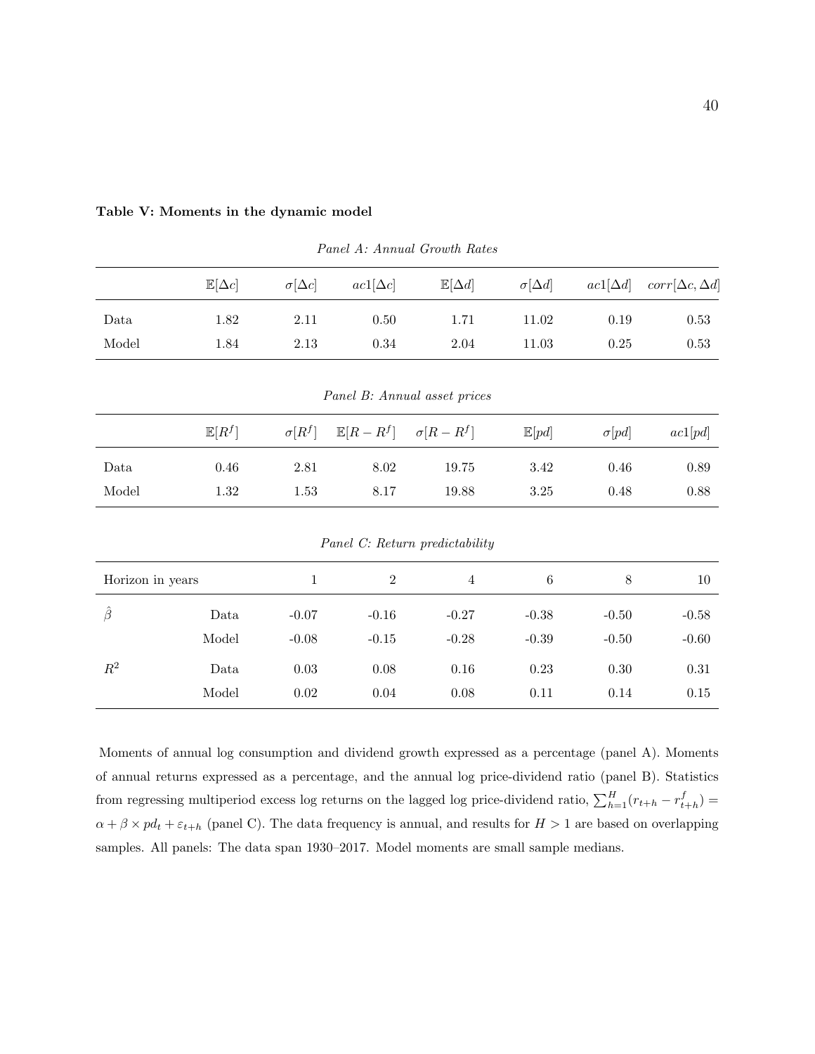**Table V: Moments in the dynamic model**

*Panel A: Annual Growth Rates*

| | $\mathbb{E}[\Delta c]$ | $\sigma[\Delta c]$ | $ac1[\Delta c]$ | $\mathbb{E}[\Delta d]$ | $\sigma[\Delta d]$ | $ac1[\Delta d]$ | $corr[\Delta c, \Delta d]$ |
|---|---|---|---|---|---|---|---|
| Data | 1.82 | 2.11 | 0.50 | 1.71 | 11.02 | 0.19 | 0.53 |
| Model | 1.84 | 2.13 | 0.34 | 2.04 | 11.03 | 0.25 | 0.53 |

*Panel B: Annual asset prices*

| | $\mathbb{E}[R^f]$ | $\sigma[R^f]$ | $\mathbb{E}[R - R^f]$ | $\sigma[R - R^f]$ | $\mathbb{E}[pd]$ | $\sigma[pd]$ | $ac1[pd]$ |
|---|---|---|---|---|---|---|---|
| Data | 0.46 | 2.81 | 8.02 | 19.75 | 3.42 | 0.46 | 0.89 |
| Model | 1.32 | 1.53 | 8.17 | 19.88 | 3.25 | 0.48 | 0.88 |

*Panel C: Return predictability*

| Horizon in years | | 1 | 2 | 4 | 6 | 8 | 10 |
|---|---|---|---|---|---|---|---|
| $\hat{\beta}$ | Data | -0.07 | -0.16 | -0.27 | -0.38 | -0.50 | -0.58 |
| | Model | -0.08 | -0.15 | -0.28 | -0.39 | -0.50 | -0.60 |
| $R^2$ | Data | 0.03 | 0.08 | 0.16 | 0.23 | 0.30 | 0.31 |
| | Model | 0.02 | 0.04 | 0.08 | 0.11 | 0.14 | 0.15 |

Moments of annual log consumption and dividend growth expressed as a percentage (panel A). Moments of annual returns expressed as a percentage, and the annual log price-dividend ratio (panel B). Statistics from regressing multiperiod excess log returns on the lagged log price-dividend ratio, $\sum_{h=1}^{H}(r_{t+h} - r_{t+h}^f) = \alpha + \beta \times pd_t + \varepsilon_{t+h}$ (panel C). The data frequency is annual, and results for $H > 1$ are based on overlapping samples. All panels: The data span 1930–2017. Model moments are small sample medians.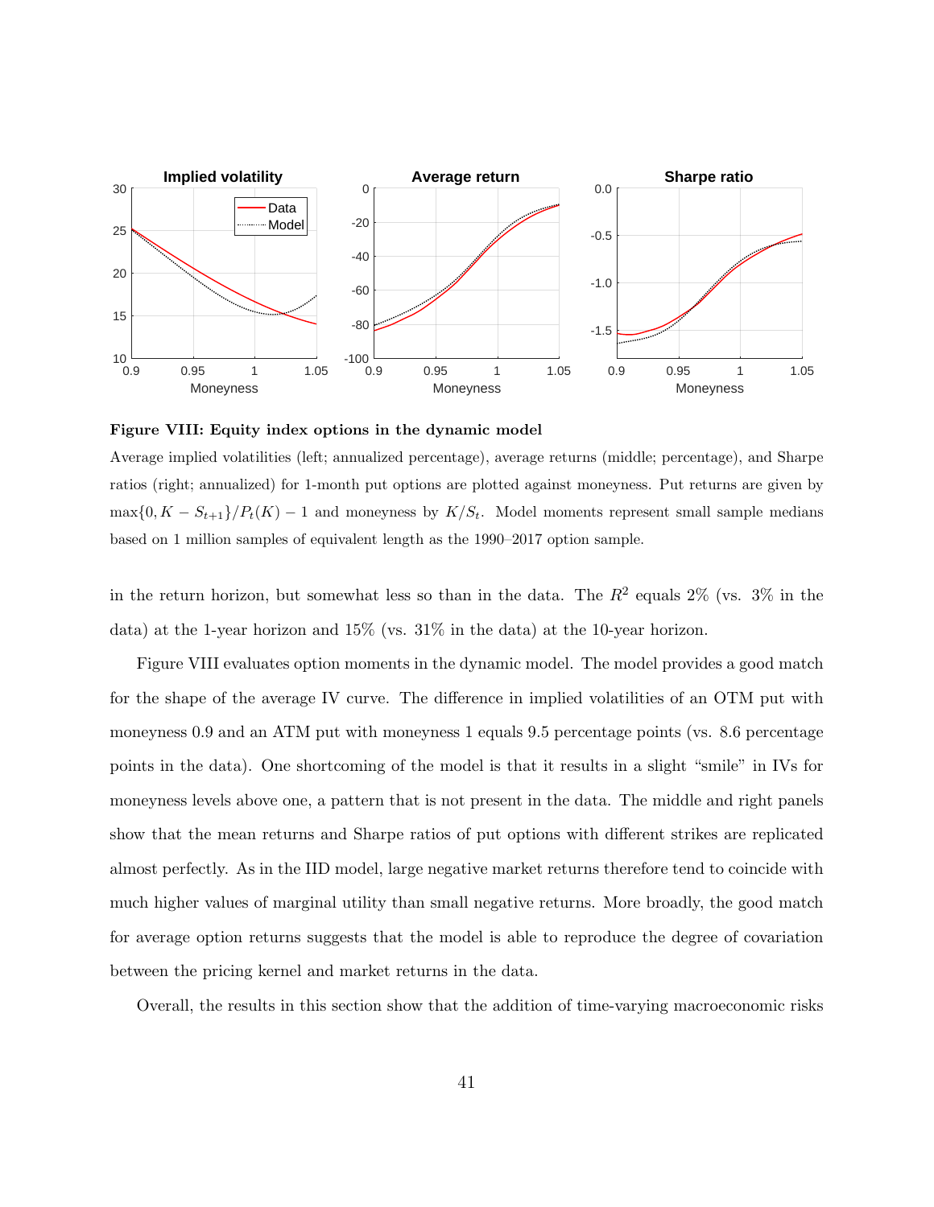**Figure VIII: Equity index options in the dynamic model**

Average implied volatilities (left; annualized percentage), average returns (middle; percentage), and Sharpe ratios (right; annualized) for 1-month put options are plotted against moneyness. Put returns are given by $\max\{0, K - S_{t+1}\}/P_t(K) - 1$ and moneyness by $K/S_t$. Model moments represent small sample medians based on 1 million samples of equivalent length as the 1990–2017 option sample.

in the return horizon, but somewhat less so than in the data. The $R^2$ equals 2% (vs. 3% in the data) at the 1-year horizon and 15% (vs. 31% in the data) at the 10-year horizon.

Figure VIII evaluates option moments in the dynamic model. The model provides a good match for the shape of the average IV curve. The difference in implied volatilities of an OTM put with moneyness 0.9 and an ATM put with moneyness 1 equals 9.5 percentage points (vs. 8.6 percentage points in the data). One shortcoming of the model is that it results in a slight "smile" in IVs for moneyness levels above one, a pattern that is not present in the data. The middle and right panels show that the mean returns and Sharpe ratios of put options with different strikes are replicated almost perfectly. As in the IID model, large negative market returns therefore tend to coincide with much higher values of marginal utility than small negative returns. More broadly, the good match for average option returns suggests that the model is able to reproduce the degree of covariation between the pricing kernel and market returns in the data.

Overall, the results in this section show that the addition of time-varying macroeconomic risks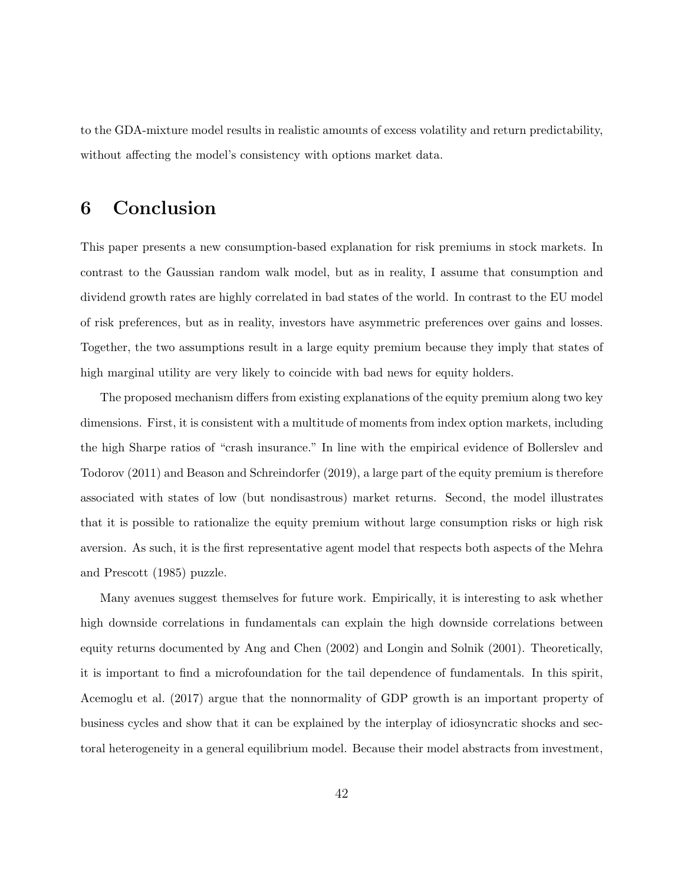to the GDA-mixture model results in realistic amounts of excess volatility and return predictability, without affecting the model's consistency with options market data.

# 6 Conclusion

This paper presents a new consumption-based explanation for risk premiums in stock markets. In contrast to the Gaussian random walk model, but as in reality, I assume that consumption and dividend growth rates are highly correlated in bad states of the world. In contrast to the EU model of risk preferences, but as in reality, investors have asymmetric preferences over gains and losses. Together, the two assumptions result in a large equity premium because they imply that states of high marginal utility are very likely to coincide with bad news for equity holders.

The proposed mechanism differs from existing explanations of the equity premium along two key dimensions. First, it is consistent with a multitude of moments from index option markets, including the high Sharpe ratios of "crash insurance." In line with the empirical evidence of Bollerslev and Todorov (2011) and Beason and Schreindorfer (2019), a large part of the equity premium is therefore associated with states of low (but nondisastrous) market returns. Second, the model illustrates that it is possible to rationalize the equity premium without large consumption risks or high risk aversion. As such, it is the first representative agent model that respects both aspects of the Mehra and Prescott (1985) puzzle.

Many avenues suggest themselves for future work. Empirically, it is interesting to ask whether high downside correlations in fundamentals can explain the high downside correlations between equity returns documented by Ang and Chen (2002) and Longin and Solnik (2001). Theoretically, it is important to find a microfoundation for the tail dependence of fundamentals. In this spirit, Acemoglu et al. (2017) argue that the nonnormality of GDP growth is an important property of business cycles and show that it can be explained by the interplay of idiosyncratic shocks and sectoral heterogeneity in a general equilibrium model. Because their model abstracts from investment,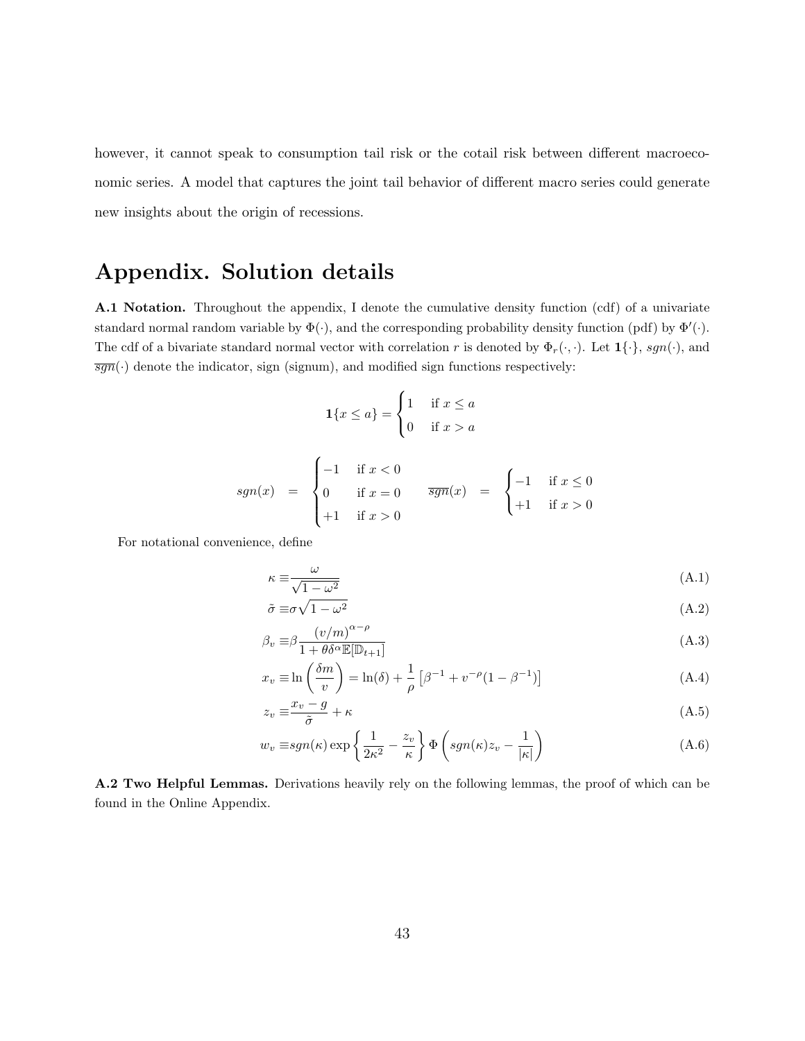however, it cannot speak to consumption tail risk or the cotail risk between different macroeconomic series. A model that captures the joint tail behavior of different macro series could generate new insights about the origin of recessions.

# Appendix. Solution details

**A.1 Notation.** Throughout the appendix, I denote the cumulative density function (cdf) of a univariate standard normal random variable by $\Phi(\cdot)$, and the corresponding probability density function (pdf) by $\Phi'(\cdot)$. The cdf of a bivariate standard normal vector with correlation $r$ is denoted by $\Phi_r(\cdot,\cdot)$. Let $\mathbf{1}\{\cdot\}$, $sgn(\cdot)$, and $\overline{sgn}(\cdot)$ denote the indicator, sign (signum), and modified sign functions respectively:

$$
\mathbf{1}\{x \leq a\} = \begin{cases} 1 & \text{if } x \leq a \\ 0 & \text{if } x > a \end{cases}
$$

$$
sgn(x) = \begin{cases} -1 & \text{if } x < 0 \\ 0 & \text{if } x = 0 \\ +1 & \text{if } x > 0 \end{cases} \qquad \overline{sgn}(x) = \begin{cases} -1 & \text{if } x \leq 0 \\ +1 & \text{if } x > 0 \end{cases}
$$

For notational convenience, define

$$
\kappa \equiv \frac{\omega}{\sqrt{1-\omega^2}} \tag{A.1}
$$

$$
\tilde{\sigma} \equiv \sigma\sqrt{1-\omega^2} \tag{A.2}
$$

$$
\beta_v \equiv \beta \frac{(v/m)^{\alpha-\rho}}{1+\theta\delta^{\alpha}\mathbb{E}[\mathbb{D}_{t+1}]} \tag{A.3}
$$

$$
x_v \equiv \ln\left(\frac{\delta m}{v}\right) = \ln(\delta) + \frac{1}{\rho}\left[\beta^{-1} + v^{-\rho}(1-\beta^{-1})\right] \tag{A.4}
$$

$$
z_v \equiv \frac{x_v - g}{\tilde{\sigma}} + \kappa \tag{A.5}
$$

$$
w_v \equiv sgn(\kappa)\exp\left\{\frac{1}{2\kappa^2} - \frac{z_v}{\kappa}\right\}\Phi\left(sgn(\kappa)z_v - \frac{1}{|\kappa|}\right) \tag{A.6}
$$

**A.2 Two Helpful Lemmas.** Derivations heavily rely on the following lemmas, the proof of which can be found in the Online Appendix.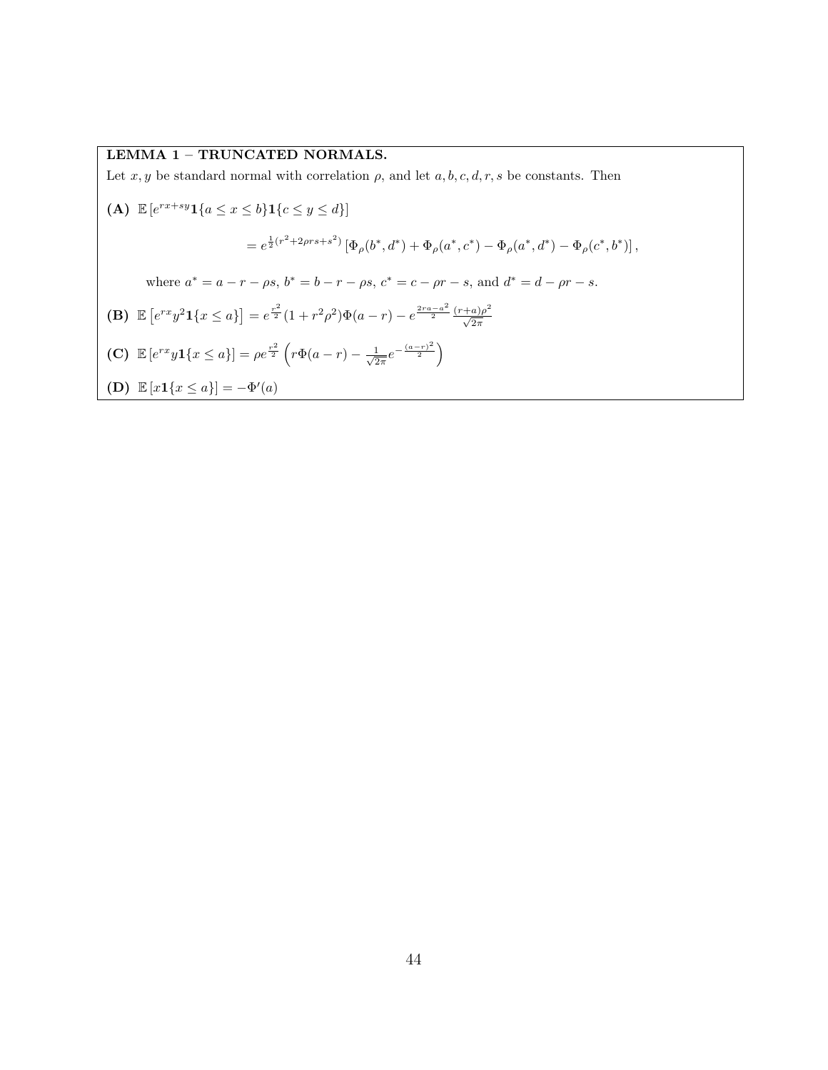**LEMMA 1 – TRUNCATED NORMALS.**

Let $x, y$ be standard normal with correlation $\rho$, and let $a, b, c, d, r, s$ be constants. Then

**(A)** $\mathbb{E}\left[e^{rx+sy}\mathbf{1}\{a \leq x \leq b\}\mathbf{1}\{c \leq y \leq d\}\right]$

$$= e^{\frac{1}{2}(r^2+2\rho rs+s^2)}\left[\Phi_\rho(b^*, d^*) + \Phi_\rho(a^*, c^*) - \Phi_\rho(a^*, d^*) - \Phi_\rho(c^*, b^*)\right],$$

where $a^* = a - r - \rho s$, $b^* = b - r - \rho s$, $c^* = c - \rho r - s$, and $d^* = d - \rho r - s$.

**(B)** $\mathbb{E}\left[e^{rx}y^2\mathbf{1}\{x \leq a\}\right] = e^{\frac{r^2}{2}}(1 + r^2\rho^2)\Phi(a - r) - e^{\frac{2ra-a^2}{2}}\frac{(r+a)\rho^2}{\sqrt{2\pi}}$

**(C)** $\mathbb{E}\left[e^{rx}y\mathbf{1}\{x \leq a\}\right] = \rho e^{\frac{r^2}{2}}\left(r\Phi(a - r) - \frac{1}{\sqrt{2\pi}}e^{-\frac{(a-r)^2}{2}}\right)$

**(D)** $\mathbb{E}\left[x\mathbf{1}\{x \leq a\}\right] = -\Phi'(a)$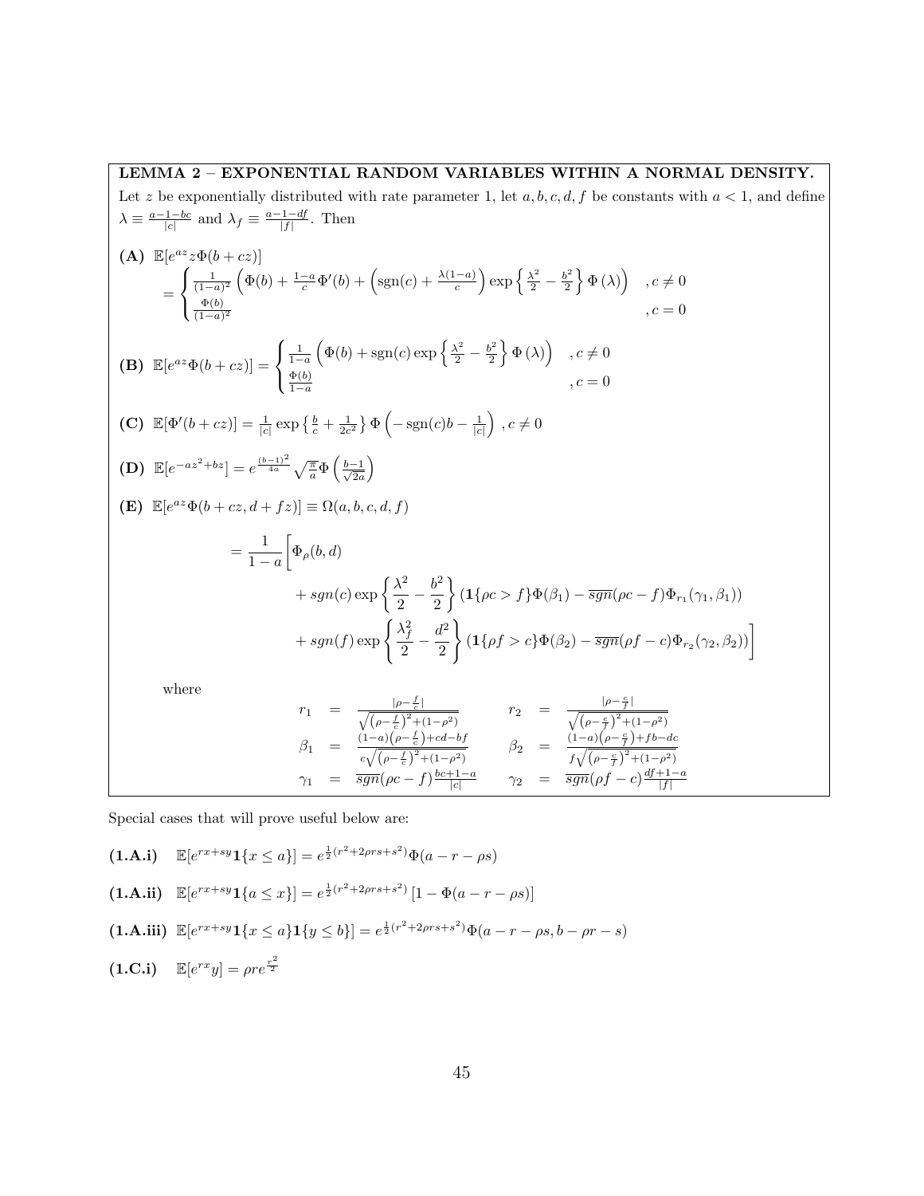**LEMMA 2 – EXPONENTIAL RANDOM VARIABLES WITHIN A NORMAL DENSITY.**

Let $z$ be exponentially distributed with rate parameter 1, let $a, b, c, d, f$ be constants with $a < 1$, and define $\lambda \equiv \frac{a-1-bc}{|c|}$ and $\lambda_f \equiv \frac{a-1-df}{|f|}$. Then

**(A)** $\mathbb{E}[e^{az} z \Phi(b + cz)]$

$$= \begin{cases} \frac{1}{(1-a)^2}\left(\Phi(b) + \frac{1-a}{c}\Phi'(b) + \left(\text{sgn}(c) + \frac{\lambda(1-a)}{c}\right)\exp\left\{\frac{\lambda^2}{2} - \frac{b^2}{2}\right\}\Phi(\lambda)\right) & , c \neq 0 \\ \frac{\Phi(b)}{(1-a)^2} & , c = 0 \end{cases}$$

**(B)** $\mathbb{E}[e^{az}\Phi(b + cz)] = \begin{cases} \frac{1}{1-a}\left(\Phi(b) + \text{sgn}(c)\exp\left\{\frac{\lambda^2}{2} - \frac{b^2}{2}\right\}\Phi(\lambda)\right) & , c \neq 0 \\ \frac{\Phi(b)}{1-a} & , c = 0 \end{cases}$

**(C)** $\mathbb{E}[\Phi'(b + cz)] = \frac{1}{|c|}\exp\left\{\frac{b}{c} + \frac{1}{2c^2}\right\}\Phi\left(-\text{sgn}(c)b - \frac{1}{|c|}\right)$ , $c \neq 0$

**(D)** $\mathbb{E}[e^{-az^2+bz}] = e^{\frac{(b-1)^2}{4a}}\sqrt{\frac{\pi}{a}}\Phi\left(\frac{b-1}{\sqrt{2a}}\right)$

**(E)** $\mathbb{E}[e^{az}\Phi(b + cz, d + fz)] \equiv \Omega(a, b, c, d, f)$

$$\begin{aligned} = \frac{1}{1-a}\Bigg[&\Phi_\rho(b, d) \\ &+ sgn(c)\exp\left\{\frac{\lambda^2}{2} - \frac{b^2}{2}\right\}(\mathbf{1}\{\rho c > f\}\Phi(\beta_1) - \overline{sgn}(\rho c - f)\Phi_{r_1}(\gamma_1, \beta_1)) \\ &+ sgn(f)\exp\left\{\frac{\lambda_f^2}{2} - \frac{d^2}{2}\right\}(\mathbf{1}\{\rho f > c\}\Phi(\beta_2) - \overline{sgn}(\rho f - c)\Phi_{r_2}(\gamma_2, \beta_2))\Bigg] \end{aligned}$$

where

$$r_1 = \frac{|\rho - \frac{f}{c}|}{\sqrt{\left(\rho - \frac{f}{c}\right)^2 + (1-\rho^2)}} \qquad r_2 = \frac{|\rho - \frac{c}{f}|}{\sqrt{\left(\rho - \frac{c}{f}\right)^2 + (1-\rho^2)}}$$

$$\beta_1 = \frac{(1-a)\left(\rho - \frac{f}{c}\right) + cd - bf}{c\sqrt{\left(\rho - \frac{f}{c}\right)^2 + (1-\rho^2)}} \qquad \beta_2 = \frac{(1-a)\left(\rho - \frac{c}{f}\right) + fb - dc}{f\sqrt{\left(\rho - \frac{c}{f}\right)^2 + (1-\rho^2)}}$$

$$\gamma_1 = \overline{sgn}(\rho c - f)\frac{bc + 1 - a}{|c|} \qquad \gamma_2 = \overline{sgn}(\rho f - c)\frac{df + 1 - a}{|f|}$$

Special cases that will prove useful below are:

**(1.A.i)** $\quad \mathbb{E}[e^{rx+sy}\mathbf{1}\{x \leq a\}] = e^{\frac{1}{2}(r^2 + 2\rho rs + s^2)}\Phi(a - r - \rho s)$

**(1.A.ii)** $\quad \mathbb{E}[e^{rx+sy}\mathbf{1}\{a \leq x\}] = e^{\frac{1}{2}(r^2 + 2\rho rs + s^2)}\left[1 - \Phi(a - r - \rho s)\right]$

**(1.A.iii)** $\mathbb{E}[e^{rx+sy}\mathbf{1}\{x \leq a\}\mathbf{1}\{y \leq b\}] = e^{\frac{1}{2}(r^2 + 2\rho rs + s^2)}\Phi(a - r - \rho s, b - \rho r - s)$

**(1.C.i)** $\quad \mathbb{E}[e^{rx}y] = \rho r e^{\frac{r^2}{2}}$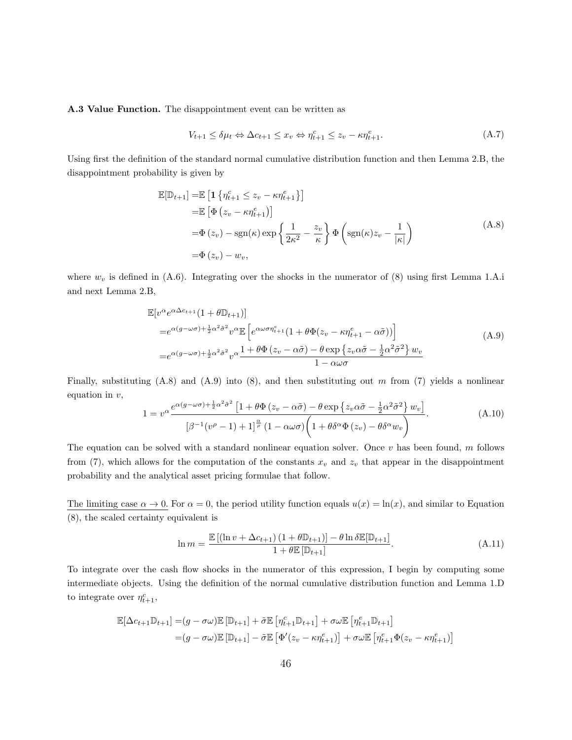**A.3 Value Function.** The disappointment event can be written as

$$V_{t+1} \leq \delta \mu_t \Leftrightarrow \Delta c_{t+1} \leq x_v \Leftrightarrow \eta^c_{t+1} \leq z_v - \kappa \eta^e_{t+1}. \tag{A.7}$$

Using first the definition of the standard normal cumulative distribution function and then Lemma 2.B, the disappointment probability is given by

$$\begin{aligned}
\mathbb{E}[\mathbb{D}_{t+1}] =& \mathbb{E}\left[\mathbf{1}\left\{\eta^c_{t+1} \leq z_v - \kappa\eta^e_{t+1}\right\}\right] \\
=& \mathbb{E}\left[\Phi\left(z_v - \kappa \eta^e_{t+1}\right)\right] \\
=& \Phi\left(z_v\right) - \operatorname{sgn}(\kappa) \exp\left\{\frac{1}{2\kappa^2} - \frac{z_v}{\kappa}\right\} \Phi\left(\operatorname{sgn}(\kappa) z_v - \frac{1}{|\kappa|}\right) \\
=& \Phi\left(z_v\right) - w_v,
\end{aligned} \tag{A.8}$$

where $w_v$ is defined in (A.6). Integrating over the shocks in the numerator of (8) using first Lemma 1.A.i and next Lemma 2.B,

$$\begin{aligned}
&\mathbb{E}[v^\alpha e^{\alpha \Delta c_{t+1}}(1 + \theta \mathbb{D}_{t+1})] \\
=& e^{\alpha(g - \omega\sigma) + \frac{1}{2}\alpha^2\tilde{\sigma}^2} v^\alpha \mathbb{E}\left[e^{\alpha\omega\sigma\eta^e_{t+1}}(1 + \theta\Phi(z_v - \kappa\eta^e_{t+1} - \alpha\tilde{\sigma}))\right] \\
=& e^{\alpha(g - \omega\sigma) + \frac{1}{2}\alpha^2\tilde{\sigma}^2} v^\alpha \frac{1 + \theta\Phi\left(z_v - \alpha\tilde{\sigma}\right) - \theta \exp\left\{z_v \alpha\tilde{\sigma} - \frac{1}{2}\alpha^2\tilde{\sigma}^2\right\} w_v}{1 - \alpha\omega\sigma}
\end{aligned} \tag{A.9}$$

Finally, substituting (A.8) and (A.9) into (8), and then substituting out $m$ from (7) yields a nonlinear equation in $v$,

$$1 = v^\alpha \frac{e^{\alpha(g - \omega\sigma) + \frac{1}{2}\alpha^2\tilde{\sigma}^2}\left[1 + \theta\Phi\left(z_v - \alpha\tilde{\sigma}\right) - \theta\exp\left\{z_v\alpha\tilde{\sigma} - \frac{1}{2}\alpha^2\tilde{\sigma}^2\right\} w_v\right]}{\left[\beta^{-1}(v^\rho - 1) + 1\right]^{\frac{\alpha}{\rho}}(1 - \alpha\omega\sigma)\left(1 + \theta\delta^\alpha\Phi\left(z_v\right) - \theta\delta^\alpha w_v\right)}. \tag{A.10}$$

The equation can be solved with a standard nonlinear equation solver. Once $v$ has been found, $m$ follows from (7), which allows for the computation of the constants $x_v$ and $z_v$ that appear in the disappointment probability and the analytical asset pricing formulae that follow.

The limiting case $\alpha \to 0$. For $\alpha = 0$, the period utility function equals $u(x) = \ln(x)$, and similar to Equation (8), the scaled certainty equivalent is

$$\ln m = \frac{\mathbb{E}\left[\left(\ln v + \Delta c_{t+1}\right)\left(1 + \theta \mathbb{D}_{t+1}\right)\right] - \theta \ln \delta \mathbb{E}[\mathbb{D}_{t+1}]}{1 + \theta \mathbb{E}\left[\mathbb{D}_{t+1}\right]}. \tag{A.11}$$

To integrate over the cash flow shocks in the numerator of this expression, I begin by computing some intermediate objects. Using the definition of the normal cumulative distribution function and Lemma 1.D to integrate over $\eta^c_{t+1}$,

$$\begin{aligned}
\mathbb{E}[\Delta c_{t+1}\mathbb{D}_{t+1}] =& (g - \sigma\omega)\mathbb{E}\left[\mathbb{D}_{t+1}\right] + \tilde{\sigma}\mathbb{E}\left[\eta^c_{t+1}\mathbb{D}_{t+1}\right] + \sigma\omega\mathbb{E}\left[\eta^e_{t+1}\mathbb{D}_{t+1}\right] \\
=& (g - \sigma\omega)\mathbb{E}\left[\mathbb{D}_{t+1}\right] - \tilde{\sigma}\mathbb{E}\left[\Phi'(z_v - \kappa\eta^e_{t+1})\right] + \sigma\omega\mathbb{E}\left[\eta^e_{t+1}\Phi(z_v - \kappa\eta^e_{t+1})\right]
\end{aligned}$$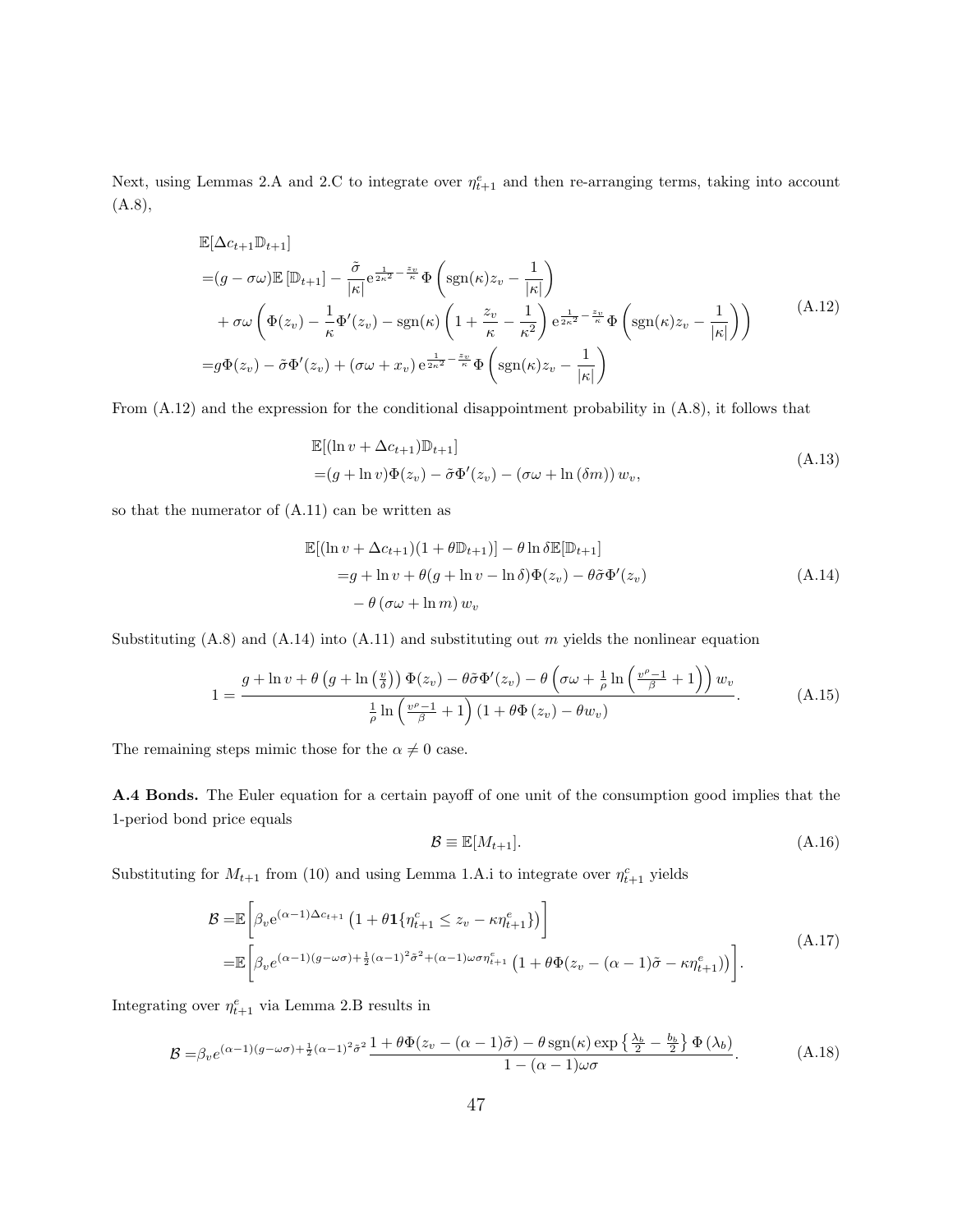Next, using Lemmas 2.A and 2.C to integrate over $\eta^e_{t+1}$ and then re-arranging terms, taking into account (A.8),

$$
\begin{aligned}
&\mathbb{E}[\Delta c_{t+1}\mathbb{D}_{t+1}] \\
=&(g-\sigma\omega)\mathbb{E}\left[\mathbb{D}_{t+1}\right] - \frac{\tilde{\sigma}}{|\kappa|}\mathrm{e}^{\frac{1}{2\kappa^2}-\frac{z_v}{\kappa}}\Phi\left(\operatorname{sgn}(\kappa)z_v - \frac{1}{|\kappa|}\right) \\
&+\sigma\omega\left(\Phi(z_v) - \frac{1}{\kappa}\Phi'(z_v) - \operatorname{sgn}(\kappa)\left(1+\frac{z_v}{\kappa}-\frac{1}{\kappa^2}\right)\mathrm{e}^{\frac{1}{2\kappa^2}-\frac{z_v}{\kappa}}\Phi\left(\operatorname{sgn}(\kappa)z_v - \frac{1}{|\kappa|}\right)\right) \\
=&g\Phi(z_v) - \tilde{\sigma}\Phi'(z_v) + (\sigma\omega + x_v)\,\mathrm{e}^{\frac{1}{2\kappa^2}-\frac{z_v}{\kappa}}\Phi\left(\operatorname{sgn}(\kappa)z_v - \frac{1}{|\kappa|}\right)
\end{aligned}
\tag{A.12}
$$

From (A.12) and the expression for the conditional disappointment probability in (A.8), it follows that

$$
\begin{aligned}
&\mathbb{E}[(\ln v + \Delta c_{t+1})\mathbb{D}_{t+1}] \\
=&(g+\ln v)\Phi(z_v) - \tilde{\sigma}\Phi'(z_v) - (\sigma\omega + \ln(\delta m))\,w_v,
\end{aligned}
\tag{A.13}
$$

so that the numerator of (A.11) can be written as

$$
\begin{aligned}
&\mathbb{E}[(\ln v + \Delta c_{t+1})(1+\theta\mathbb{D}_{t+1})] - \theta\ln\delta\,\mathbb{E}[\mathbb{D}_{t+1}] \\
&\quad= g + \ln v + \theta(g + \ln v - \ln\delta)\Phi(z_v) - \theta\tilde{\sigma}\Phi'(z_v) \\
&\qquad - \theta\left(\sigma\omega + \ln m\right)w_v
\end{aligned}
\tag{A.14}
$$

Substituting (A.8) and (A.14) into (A.11) and substituting out $m$ yields the nonlinear equation

$$
1 = \frac{g + \ln v + \theta\left(g + \ln\left(\frac{v}{\delta}\right)\right)\Phi(z_v) - \theta\tilde{\sigma}\Phi'(z_v) - \theta\left(\sigma\omega + \frac{1}{\rho}\ln\left(\frac{v^\rho - 1}{\beta}+1\right)\right)w_v}{\frac{1}{\rho}\ln\left(\frac{v^\rho-1}{\beta}+1\right)\left(1+\theta\Phi\left(z_v\right) - \theta w_v\right)}.
\tag{A.15}
$$

The remaining steps mimic those for the $\alpha \neq 0$ case.

**A.4 Bonds.** The Euler equation for a certain payoff of one unit of the consumption good implies that the 1-period bond price equals

$$
\mathcal{B} \equiv \mathbb{E}[M_{t+1}].
\tag{A.16}
$$

Substituting for $M_{t+1}$ from (10) and using Lemma 1.A.i to integrate over $\eta^c_{t+1}$ yields

$$
\begin{aligned}
\mathcal{B} =&\mathbb{E}\left[\beta_v \mathrm{e}^{(\alpha-1)\Delta c_{t+1}}\left(1+\theta\mathbf{1}\{\eta^c_{t+1} \leq z_v - \kappa\eta^e_{t+1}\}\right)\right] \\
=&\mathbb{E}\left[\beta_v e^{(\alpha-1)(g-\omega\sigma)+\frac{1}{2}(\alpha-1)^2\tilde{\sigma}^2+(\alpha-1)\omega\sigma\eta^e_{t+1}}\left(1+\theta\Phi(z_v-(\alpha-1)\tilde{\sigma}-\kappa\eta^e_{t+1})\right)\right].
\end{aligned}
\tag{A.17}
$$

Integrating over $\eta^e_{t+1}$ via Lemma 2.B results in

$$
\mathcal{B} = \beta_v e^{(\alpha-1)(g-\omega\sigma)+\frac{1}{2}(\alpha-1)^2\tilde{\sigma}^2}\frac{1+\theta\Phi(z_v-(\alpha-1)\tilde{\sigma}) - \theta\operatorname{sgn}(\kappa)\exp\left\{\frac{\lambda_b}{2}-\frac{b_b}{2}\right\}\Phi\left(\lambda_b\right)}{1-(\alpha-1)\omega\sigma}.
\tag{A.18}
$$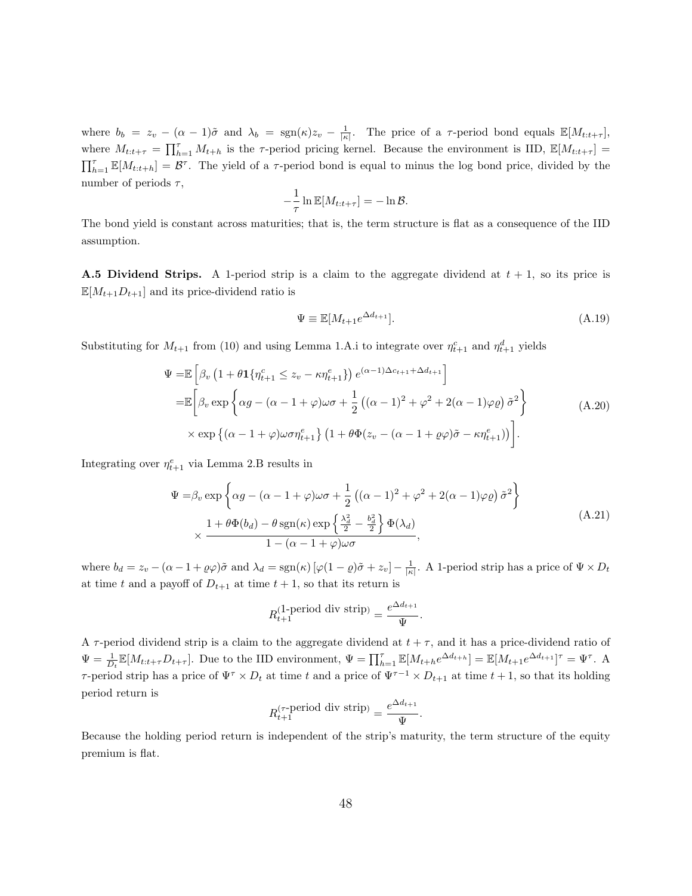where $b_b = z_v - (\alpha - 1)\tilde{\sigma}$ and $\lambda_b = \text{sgn}(\kappa)z_v - \frac{1}{|\kappa|}$. The price of a $\tau$-period bond equals $\mathbb{E}[M_{t:t+\tau}]$, where $M_{t:t+\tau} = \prod_{h=1}^{\tau} M_{t+h}$ is the $\tau$-period pricing kernel. Because the environment is IID, $\mathbb{E}[M_{t:t+\tau}] = \prod_{h=1}^{\tau} \mathbb{E}[M_{t:t+h}] = \mathcal{B}^{\tau}$. The yield of a $\tau$-period bond is equal to minus the log bond price, divided by the number of periods $\tau$,

$$-\frac{1}{\tau}\ln \mathbb{E}[M_{t:t+\tau}] = -\ln \mathcal{B}.$$

The bond yield is constant across maturities; that is, the term structure is flat as a consequence of the IID assumption.

**A.5 Dividend Strips.** A 1-period strip is a claim to the aggregate dividend at $t+1$, so its price is $\mathbb{E}[M_{t+1}D_{t+1}]$ and its price-dividend ratio is

$$\Psi \equiv \mathbb{E}[M_{t+1}e^{\Delta d_{t+1}}]. \tag{A.19}$$

Substituting for $M_{t+1}$ from (10) and using Lemma 1.A.i to integrate over $\eta_{t+1}^c$ and $\eta_{t+1}^d$ yields

$$\begin{aligned}
\Psi =& \mathbb{E}\left[\beta_v\left(1+\theta\mathbf{1}\{\eta_{t+1}^c \leq z_v - \kappa\eta_{t+1}^e\}\right)e^{(\alpha-1)\Delta c_{t+1}+\Delta d_{t+1}}\right] \\
=& \mathbb{E}\Bigg[\beta_v \exp\left\{\alpha g - (\alpha - 1 + \varphi)\omega\sigma + \frac{1}{2}\left((\alpha-1)^2 + \varphi^2 + 2(\alpha-1)\varphi\varrho\right)\tilde{\sigma}^2\right\} \\
& \times \exp\left\{(\alpha-1+\varphi)\omega\sigma\eta_{t+1}^e\right\}\left(1+\theta\Phi(z_v - (\alpha-1+\varrho\varphi)\tilde{\sigma} - \kappa\eta_{t+1}^e)\right)\Bigg].
\end{aligned} \tag{A.20}$$

Integrating over $\eta_{t+1}^e$ via Lemma 2.B results in

$$\begin{aligned}
\Psi =& \beta_v \exp\left\{\alpha g - (\alpha-1+\varphi)\omega\sigma + \frac{1}{2}\left((\alpha-1)^2 + \varphi^2 + 2(\alpha-1)\varphi\varrho\right)\tilde{\sigma}^2\right\} \\
& \times \frac{1+\theta\Phi(b_d) - \theta\,\text{sgn}(\kappa)\exp\left\{\frac{\lambda_d^2}{2} - \frac{b_d^2}{2}\right\}\Phi(\lambda_d)}{1-(\alpha-1+\varphi)\omega\sigma},
\end{aligned} \tag{A.21}$$

where $b_d = z_v - (\alpha - 1 + \varrho\varphi)\tilde{\sigma}$ and $\lambda_d = \text{sgn}(\kappa)\left[\varphi(1-\varrho)\tilde{\sigma} + z_v\right] - \frac{1}{|\kappa|}$. A 1-period strip has a price of $\Psi \times D_t$ at time $t$ and a payoff of $D_{t+1}$ at time $t+1$, so that its return is

$$R_{t+1}^{(\text{1-period div strip})} = \frac{e^{\Delta d_{t+1}}}{\Psi}.$$

A $\tau$-period dividend strip is a claim to the aggregate dividend at $t+\tau$, and it has a price-dividend ratio of $\Psi = \frac{1}{D_t}\mathbb{E}[M_{t:t+\tau}D_{t+\tau}]$. Due to the IID environment, $\Psi = \prod_{h=1}^{\tau}\mathbb{E}[M_{t+h}e^{\Delta d_{t+h}}] = \mathbb{E}[M_{t+1}e^{\Delta d_{t+1}}]^{\tau} = \Psi^{\tau}$. A $\tau$-period strip has a price of $\Psi^{\tau} \times D_t$ at time $t$ and a price of $\Psi^{\tau-1} \times D_{t+1}$ at time $t+1$, so that its holding period return is

$$R_{t+1}^{(\tau\text{-period div strip})} = \frac{e^{\Delta d_{t+1}}}{\Psi}.$$

Because the holding period return is independent of the strip's maturity, the term structure of the equity premium is flat.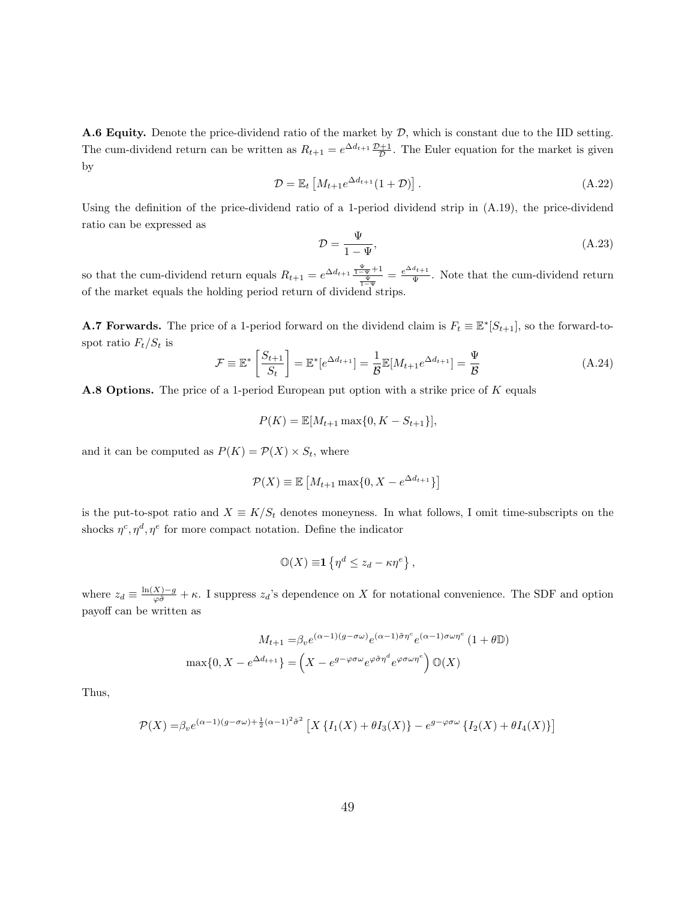**A.6 Equity.** Denote the price-dividend ratio of the market by $\mathcal{D}$, which is constant due to the IID setting. The cum-dividend return can be written as $R_{t+1} = e^{\Delta d_{t+1}} \frac{\mathcal{D}+1}{\mathcal{D}}$. The Euler equation for the market is given by

$$\mathcal{D} = \mathbb{E}_t \left[ M_{t+1} e^{\Delta d_{t+1}} (1 + \mathcal{D}) \right]. \tag{A.22}$$

Using the definition of the price-dividend ratio of a 1-period dividend strip in (A.19), the price-dividend ratio can be expressed as

$$\mathcal{D} = \frac{\Psi}{1 - \Psi}, \tag{A.23}$$

so that the cum-dividend return equals $R_{t+1} = e^{\Delta d_{t+1}} \frac{\frac{\Psi}{1-\Psi}+1}{\frac{\Psi}{1-\Psi}} = \frac{e^{\Delta d_{t+1}}}{\Psi}$. Note that the cum-dividend return of the market equals the holding period return of dividend strips.

**A.7 Forwards.** The price of a 1-period forward on the dividend claim is $F_t \equiv \mathbb{E}^*[S_{t+1}]$, so the forward-to-spot ratio $F_t/S_t$ is

$$\mathcal{F} \equiv \mathbb{E}^* \left[ \frac{S_{t+1}}{S_t} \right] = \mathbb{E}^*[e^{\Delta d_{t+1}}] = \frac{1}{\mathcal{B}} \mathbb{E}[M_{t+1} e^{\Delta d_{t+1}}] = \frac{\Psi}{\mathcal{B}} \tag{A.24}$$

**A.8 Options.** The price of a 1-period European put option with a strike price of $K$ equals

$$P(K) = \mathbb{E}[M_{t+1} \max\{0, K - S_{t+1}\}],$$

and it can be computed as $P(K) = \mathcal{P}(X) \times S_t$, where

$$\mathcal{P}(X) \equiv \mathbb{E} \left[ M_{t+1} \max\{0, X - e^{\Delta d_{t+1}}\} \right]$$

is the put-to-spot ratio and $X \equiv K/S_t$ denotes moneyness. In what follows, I omit time-subscripts on the shocks $\eta^c, \eta^d, \eta^e$ for more compact notation. Define the indicator

$$\mathbb{O}(X) \equiv \mathbf{1} \left\{ \eta^d \leq z_d - \kappa \eta^e \right\},$$

where $z_d \equiv \frac{\ln(X) - g}{\varphi \tilde{\sigma}} + \kappa$. I suppress $z_d$'s dependence on $X$ for notational convenience. The SDF and option payoff can be written as

$$\begin{aligned}
M_{t+1} =& \beta_v e^{(\alpha-1)(g-\sigma\omega)} e^{(\alpha-1)\tilde{\sigma}\eta^c} e^{(\alpha-1)\sigma\omega\eta^e} (1 + \theta \mathbb{D}) \\
\max\{0, X - e^{\Delta d_{t+1}}\} =& \left( X - e^{g-\varphi\sigma\omega} e^{\varphi\tilde{\sigma}\eta^d} e^{\varphi\sigma\omega\eta^e} \right) \mathbb{O}(X)
\end{aligned}$$

Thus,

$$\mathcal{P}(X) = \beta_v e^{(\alpha-1)(g-\sigma\omega) + \frac{1}{2}(\alpha-1)^2\tilde{\sigma}^2} \left[ X \left\{ I_1(X) + \theta I_3(X) \right\} - e^{g-\varphi\sigma\omega} \left\{ I_2(X) + \theta I_4(X) \right\} \right]$$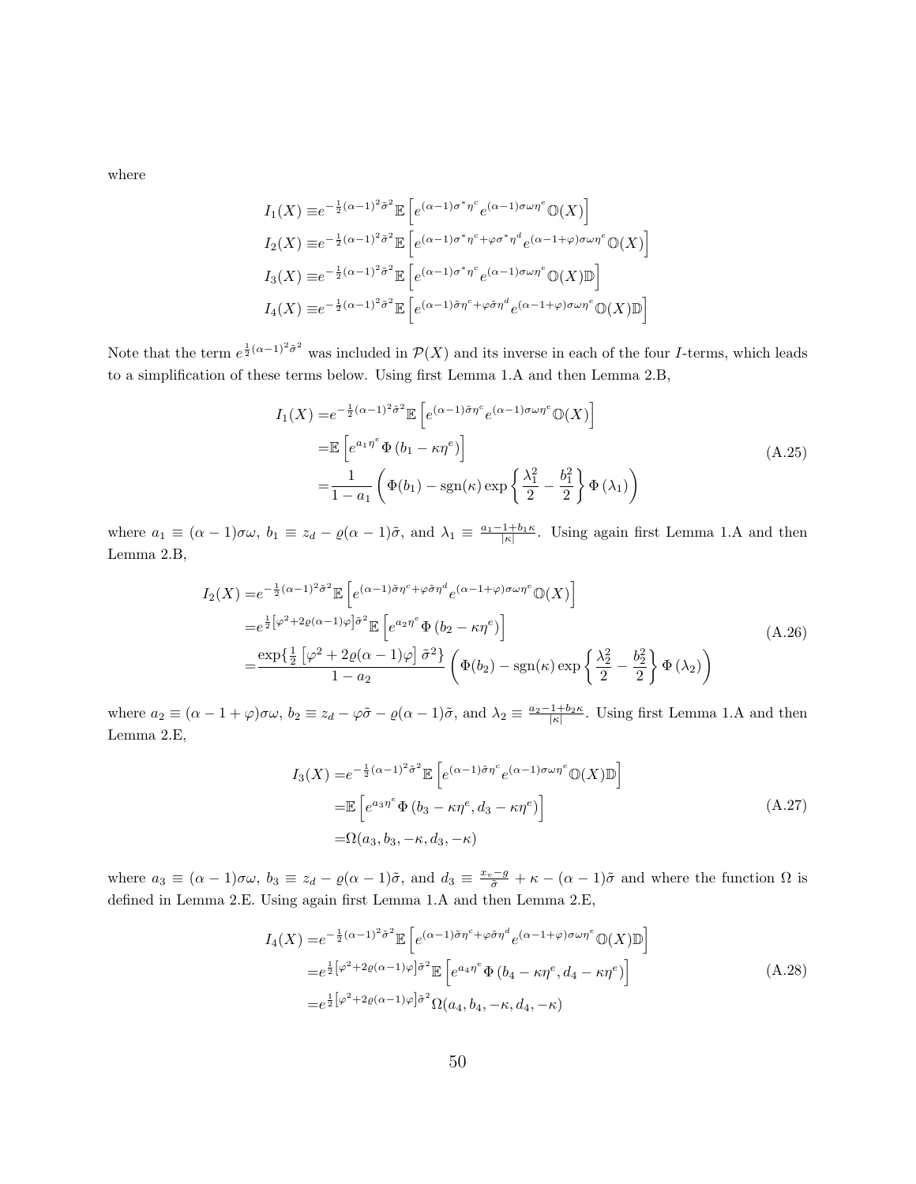where

$$
\begin{aligned}
I_1(X) \equiv& e^{-\frac{1}{2}(\alpha-1)^2\tilde{\sigma}^2}\mathbb{E}\left[e^{(\alpha-1)\sigma^*\eta^c}e^{(\alpha-1)\sigma\omega\eta^e}\mathbb{O}(X)\right] \\
I_2(X) \equiv& e^{-\frac{1}{2}(\alpha-1)^2\tilde{\sigma}^2}\mathbb{E}\left[e^{(\alpha-1)\sigma^*\eta^c+\varphi\sigma^*\eta^d}e^{(\alpha-1+\varphi)\sigma\omega\eta^e}\mathbb{O}(X)\right] \\
I_3(X) \equiv& e^{-\frac{1}{2}(\alpha-1)^2\tilde{\sigma}^2}\mathbb{E}\left[e^{(\alpha-1)\sigma^*\eta^c}e^{(\alpha-1)\sigma\omega\eta^e}\mathbb{O}(X)\mathbb{D}\right] \\
I_4(X) \equiv& e^{-\frac{1}{2}(\alpha-1)^2\tilde{\sigma}^2}\mathbb{E}\left[e^{(\alpha-1)\tilde{\sigma}\eta^c+\varphi\tilde{\sigma}\eta^d}e^{(\alpha-1+\varphi)\sigma\omega\eta^e}\mathbb{O}(X)\mathbb{D}\right]
\end{aligned}
$$

Note that the term $e^{\frac{1}{2}(\alpha-1)^2\tilde{\sigma}^2}$ was included in $\mathcal{P}(X)$ and its inverse in each of the four $I$-terms, which leads to a simplification of these terms below. Using first Lemma 1.A and then Lemma 2.B,

$$
\begin{aligned}
I_1(X) =& e^{-\frac{1}{2}(\alpha-1)^2\tilde{\sigma}^2}\mathbb{E}\left[e^{(\alpha-1)\tilde{\sigma}\eta^c}e^{(\alpha-1)\sigma\omega\eta^e}\mathbb{O}(X)\right] \\
=& \mathbb{E}\left[e^{a_1\eta^e}\Phi\left(b_1-\kappa\eta^e\right)\right] \\
=& \frac{1}{1-a_1}\left(\Phi(b_1)-\text{sgn}(\kappa)\exp\left\{\frac{\lambda_1^2}{2}-\frac{b_1^2}{2}\right\}\Phi\left(\lambda_1\right)\right)
\end{aligned}
\tag{A.25}
$$

where $a_1 \equiv (\alpha-1)\sigma\omega$, $b_1 \equiv z_d - \varrho(\alpha-1)\tilde{\sigma}$, and $\lambda_1 \equiv \frac{a_1-1+b_1\kappa}{|\kappa|}$. Using again first Lemma 1.A and then Lemma 2.B,

$$
\begin{aligned}
I_2(X) =& e^{-\frac{1}{2}(\alpha-1)^2\tilde{\sigma}^2}\mathbb{E}\left[e^{(\alpha-1)\tilde{\sigma}\eta^c+\varphi\tilde{\sigma}\eta^d}e^{(\alpha-1+\varphi)\sigma\omega\eta^e}\mathbb{O}(X)\right] \\
=& e^{\frac{1}{2}\left[\varphi^2+2\varrho(\alpha-1)\varphi\right]\tilde{\sigma}^2}\mathbb{E}\left[e^{a_2\eta^e}\Phi\left(b_2-\kappa\eta^e\right)\right] \\
=& \frac{\exp\{\frac{1}{2}\left[\varphi^2+2\varrho(\alpha-1)\varphi\right]\tilde{\sigma}^2\}}{1-a_2}\left(\Phi(b_2)-\text{sgn}(\kappa)\exp\left\{\frac{\lambda_2^2}{2}-\frac{b_2^2}{2}\right\}\Phi\left(\lambda_2\right)\right)
\end{aligned}
\tag{A.26}
$$

where $a_2 \equiv (\alpha-1+\varphi)\sigma\omega$, $b_2 \equiv z_d - \varphi\tilde{\sigma} - \varrho(\alpha-1)\tilde{\sigma}$, and $\lambda_2 \equiv \frac{a_2-1+b_2\kappa}{|\kappa|}$. Using first Lemma 1.A and then Lemma 2.E,

$$
\begin{aligned}
I_3(X) =& e^{-\frac{1}{2}(\alpha-1)^2\tilde{\sigma}^2}\mathbb{E}\left[e^{(\alpha-1)\tilde{\sigma}\eta^c}e^{(\alpha-1)\sigma\omega\eta^e}\mathbb{O}(X)\mathbb{D}\right] \\
=& \mathbb{E}\left[e^{a_3\eta^e}\Phi\left(b_3-\kappa\eta^e, d_3-\kappa\eta^e\right)\right] \\
=& \Omega(a_3, b_3, -\kappa, d_3, -\kappa)
\end{aligned}
\tag{A.27}
$$

where $a_3 \equiv (\alpha-1)\sigma\omega$, $b_3 \equiv z_d - \varrho(\alpha-1)\tilde{\sigma}$, and $d_3 \equiv \frac{x_v-g}{\tilde{\sigma}} + \kappa - (\alpha-1)\tilde{\sigma}$ and where the function $\Omega$ is defined in Lemma 2.E. Using again first Lemma 1.A and then Lemma 2.E,

$$
\begin{aligned}
I_4(X) =& e^{-\frac{1}{2}(\alpha-1)^2\tilde{\sigma}^2}\mathbb{E}\left[e^{(\alpha-1)\tilde{\sigma}\eta^c+\varphi\tilde{\sigma}\eta^d}e^{(\alpha-1+\varphi)\sigma\omega\eta^e}\mathbb{O}(X)\mathbb{D}\right] \\
=& e^{\frac{1}{2}\left[\varphi^2+2\varrho(\alpha-1)\varphi\right]\tilde{\sigma}^2}\mathbb{E}\left[e^{a_4\eta^e}\Phi\left(b_4-\kappa\eta^e, d_4-\kappa\eta^e\right)\right] \\
=& e^{\frac{1}{2}\left[\varphi^2+2\varrho(\alpha-1)\varphi\right]\tilde{\sigma}^2}\Omega(a_4, b_4, -\kappa, d_4, -\kappa)
\end{aligned}
\tag{A.28}
$$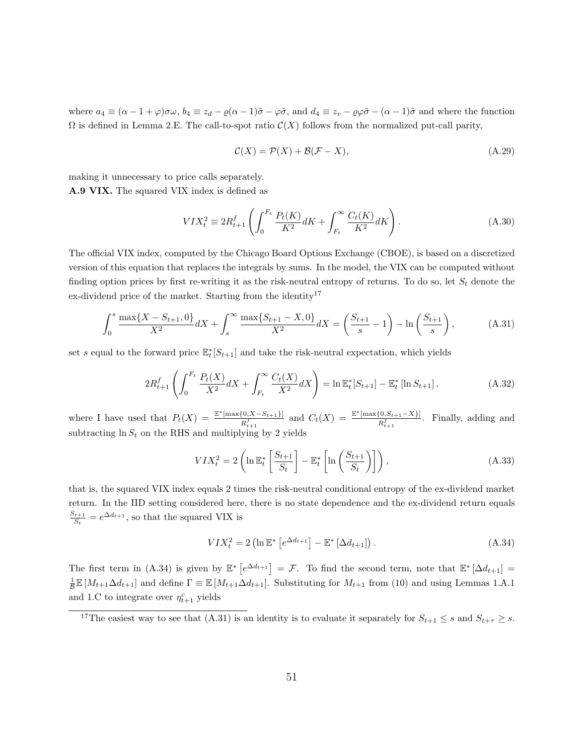where $a_4 \equiv (\alpha - 1 + \varphi)\sigma\omega$, $b_4 \equiv z_d - \varrho(\alpha-1)\tilde{\sigma} - \varphi\tilde{\sigma}$, and $d_4 \equiv z_v - \varrho\varphi\tilde{\sigma} - (\alpha-1)\tilde{\sigma}$ and where the function $\Omega$ is defined in Lemma 2.E. The call-to-spot ratio $\mathcal{C}(X)$ follows from the normalized put-call parity,

$$\mathcal{C}(X) = \mathcal{P}(X) + \mathcal{B}(\mathcal{F} - X), \tag{A.29}$$

making it unnecessary to price calls separately.

**A.9 VIX.** The squared VIX index is defined as

$$VIX_t^2 \equiv 2R_{t+1}^f \left( \int_0^{F_t} \frac{P_t(K)}{K^2} dK + \int_{F_t}^{\infty} \frac{C_t(K)}{K^2} dK \right). \tag{A.30}$$

The official VIX index, computed by the Chicago Board Options Exchange (CBOE), is based on a discretized version of this equation that replaces the integrals by sums. In the model, the VIX can be computed without finding option prices by first re-writing it as the risk-neutral entropy of returns. To do so, let $S_t$ denote the ex-dividend price of the market. Starting from the identity[17]

$$\int_0^s \frac{\max\{X - S_{t+1}, 0\}}{X^2} dX + \int_s^{\infty} \frac{\max\{S_{t+1} - X, 0\}}{X^2} dX = \left( \frac{S_{t+1}}{s} - 1 \right) - \ln\left( \frac{S_{t+1}}{s} \right), \tag{A.31}$$

set $s$ equal to the forward price $\mathbb{E}_t^*[S_{t+1}]$ and take the risk-neutral expectation, which yields

$$2R_{t+1}^f \left( \int_0^{F_t} \frac{P_t(X)}{X^2} dX + \int_{F_t}^{\infty} \frac{C_t(X)}{X^2} dX \right) = \ln \mathbb{E}_t^*[S_{t+1}] - \mathbb{E}_t^* \left[ \ln S_{t+1} \right], \tag{A.32}$$

where I have used that $P_t(X) = \frac{\mathbb{E}^*[\max\{0, X - S_{t+1}\}]}{R_{t+1}^f}$ and $C_t(X) = \frac{\mathbb{E}^*[\max\{0, S_{t+1} - X\}]}{R_{t+1}^f}$. Finally, adding and subtracting $\ln S_t$ on the RHS and multiplying by 2 yields

$$VIX_t^2 = 2\left( \ln \mathbb{E}_t^* \left[ \frac{S_{t+1}}{S_t} \right] - \mathbb{E}_t^* \left[ \ln\left( \frac{S_{t+1}}{S_t} \right) \right] \right), \tag{A.33}$$

that is, the squared VIX index equals 2 times the risk-neutral conditional entropy of the ex-dividend market return. In the IID setting considered here, there is no state dependence and the ex-dividend return equals $\frac{S_{t+1}}{S_t} = e^{\Delta d_{t+1}}$, so that the squared VIX is

$$VIX_t^2 = 2\left( \ln \mathbb{E}^* \left[ e^{\Delta d_{t+1}} \right] - \mathbb{E}^* \left[ \Delta d_{t+1} \right] \right). \tag{A.34}$$

The first term in (A.34) is given by $\mathbb{E}^* \left[ e^{\Delta d_{t+1}} \right] = \mathcal{F}$. To find the second term, note that $\mathbb{E}^* \left[ \Delta d_{t+1} \right] = \frac{1}{\mathcal{B}} \mathbb{E} \left[ M_{t+1} \Delta d_{t+1} \right]$ and define $\Gamma \equiv \mathbb{E} \left[ M_{t+1} \Delta d_{t+1} \right]$. Substituting for $M_{t+1}$ from (10) and using Lemmas 1.A.1 and 1.C to integrate over $\eta_{t+1}^c$ yields

[17] The easiest way to see that (A.31) is an identity is to evaluate it separately for $S_{t+1} \leq s$ and $S_{t+\tau} \geq s$.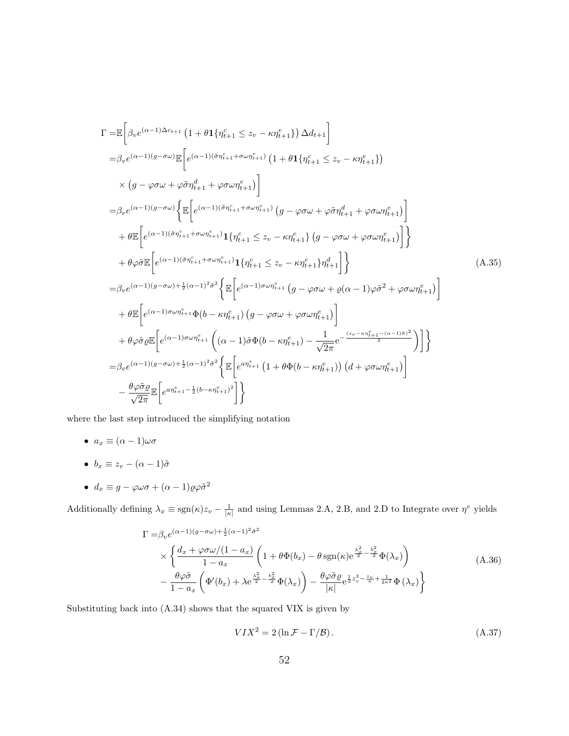$$
\begin{aligned}
\Gamma =&\mathbb{E}\Bigg[\beta_v e^{(\alpha-1)\Delta c_{t+1}}\left(1+\theta\mathbf{1}\{\eta^c_{t+1}\le z_v-\kappa\eta^e_{t+1}\}\right)\Delta d_{t+1}\Bigg]\\
=&\beta_v e^{(\alpha-1)(g-\sigma\omega)}\mathbb{E}\Bigg[e^{(\alpha-1)(\tilde\sigma\eta^c_{t+1}+\sigma\omega\eta^e_{t+1})}\left(1+\theta\mathbf{1}\{\eta^c_{t+1}\le z_v-\kappa\eta^e_{t+1}\}\right)\\
&\times\left(g-\varphi\sigma\omega+\varphi\tilde\sigma\eta^d_{t+1}+\varphi\sigma\omega\eta^e_{t+1}\right)\Bigg]\\
=&\beta_v e^{(\alpha-1)(g-\sigma\omega)}\Bigg\{\mathbb{E}\Bigg[e^{(\alpha-1)(\tilde\sigma\eta^c_{t+1}+\sigma\omega\eta^e_{t+1})}\left(g-\varphi\sigma\omega+\varphi\tilde\sigma\eta^d_{t+1}+\varphi\sigma\omega\eta^e_{t+1}\right)\Bigg]\\
&+\theta\mathbb{E}\Bigg[e^{(\alpha-1)(\tilde\sigma\eta^c_{t+1}+\sigma\omega\eta^e_{t+1})}\mathbf{1}\{\eta^c_{t+1}\le z_v-\kappa\eta^e_{t+1}\}\left(g-\varphi\sigma\omega+\varphi\sigma\omega\eta^e_{t+1}\right)\Bigg]\Bigg\}\\
&+\theta\varphi\tilde\sigma\mathbb{E}\Bigg[e^{(\alpha-1)(\tilde\sigma\eta^c_{t+1}+\sigma\omega\eta^e_{t+1})}\mathbf{1}\{\eta^c_{t+1}\le z_v-\kappa\eta^e_{t+1}\}\eta^d_{t+1}\Bigg]\Bigg\} \qquad\qquad (A.35)\\
=&\beta_v e^{(\alpha-1)(g-\sigma\omega)+\frac{1}{2}(\alpha-1)^2\tilde\sigma^2}\Bigg\{\mathbb{E}\Bigg[e^{(\alpha-1)\sigma\omega\eta^e_{t+1}}\left(g-\varphi\sigma\omega+\varrho(\alpha-1)\varphi\tilde\sigma^2+\varphi\sigma\omega\eta^e_{t+1}\right)\Bigg]\\
&+\theta\mathbb{E}\Bigg[e^{(\alpha-1)\sigma\omega\eta^e_{t+1}}\Phi(b-\kappa\eta^e_{t+1})\left(g-\varphi\sigma\omega+\varphi\sigma\omega\eta^e_{t+1}\right)\Bigg]\\
&+\theta\varphi\tilde\sigma\varrho\mathbb{E}\Bigg[e^{(\alpha-1)\sigma\omega\eta^e_{t+1}}\left((\alpha-1)\tilde\sigma\Phi(b-\kappa\eta^e_{t+1})-\frac{1}{\sqrt{2\pi}}\mathrm{e}^{-\frac{(z_v-\kappa\eta^e_{t+1}-(\alpha-1)\tilde\sigma)^2}{2}}\right)\Bigg]\Bigg\}\\
=&\beta_v e^{(\alpha-1)(g-\sigma\omega)+\frac{1}{2}(\alpha-1)^2\tilde\sigma^2}\Bigg\{\mathbb{E}\Bigg[e^{a\eta^e_{t+1}}\left(1+\theta\Phi(b-\kappa\eta^e_{t+1})\right)\left(d+\varphi\sigma\omega\eta^e_{t+1}\right)\Bigg]\\
&-\frac{\theta\varphi\tilde\sigma\varrho}{\sqrt{2\pi}}\mathbb{E}\Bigg[e^{a\eta^e_{t+1}-\frac{1}{2}(b-\kappa\eta^e_{t+1})^2}\Bigg]\Bigg\}
\end{aligned}
$$

where the last step introduced the simplifying notation

- $a_x \equiv (\alpha-1)\omega\sigma$
- $b_x \equiv z_v-(\alpha-1)\tilde\sigma$
- $d_x \equiv g-\varphi\omega\sigma+(\alpha-1)\varrho\varphi\tilde\sigma^2$

Additionally defining $\lambda_x \equiv \operatorname{sgn}(\kappa)z_v-\frac{1}{|\kappa|}$ and using Lemmas 2.A, 2.B, and 2.D to Integrate over $\eta^e$ yields

$$
\begin{aligned}
\Gamma =&\beta_v e^{(\alpha-1)(g-\sigma\omega)+\frac{1}{2}(\alpha-1)^2\tilde\sigma^2}\\
&\times\Bigg\{\frac{d_x+\varphi\sigma\omega/(1-a_x)}{1-a_x}\left(1+\theta\Phi(b_x)-\theta\operatorname{sgn}(\kappa)\mathrm{e}^{\frac{\lambda_x^2}{2}-\frac{b_x^2}{2}}\Phi(\lambda_x)\right)\\
&-\frac{\theta\varphi\tilde\sigma}{1-a_x}\left(\Phi'(b_x)+\lambda\mathrm{e}^{\frac{\lambda_x^2}{2}-\frac{b_x^2}{2}}\Phi(\lambda_x)\right)-\frac{\theta\varphi\tilde\sigma\varrho}{|\kappa|}\mathrm{e}^{\frac{1}{2}z_v^2-\frac{z_v}{\kappa}+\frac{1}{2\kappa^2}}\Phi\left(\lambda_x\right)\Bigg\}
\end{aligned}
\tag{A.36}
$$

Substituting back into (A.34) shows that the squared VIX is given by

$$
VIX^2 = 2\left(\ln\mathcal{F}-\Gamma/\mathcal{B}\right). \tag{A.37}
$$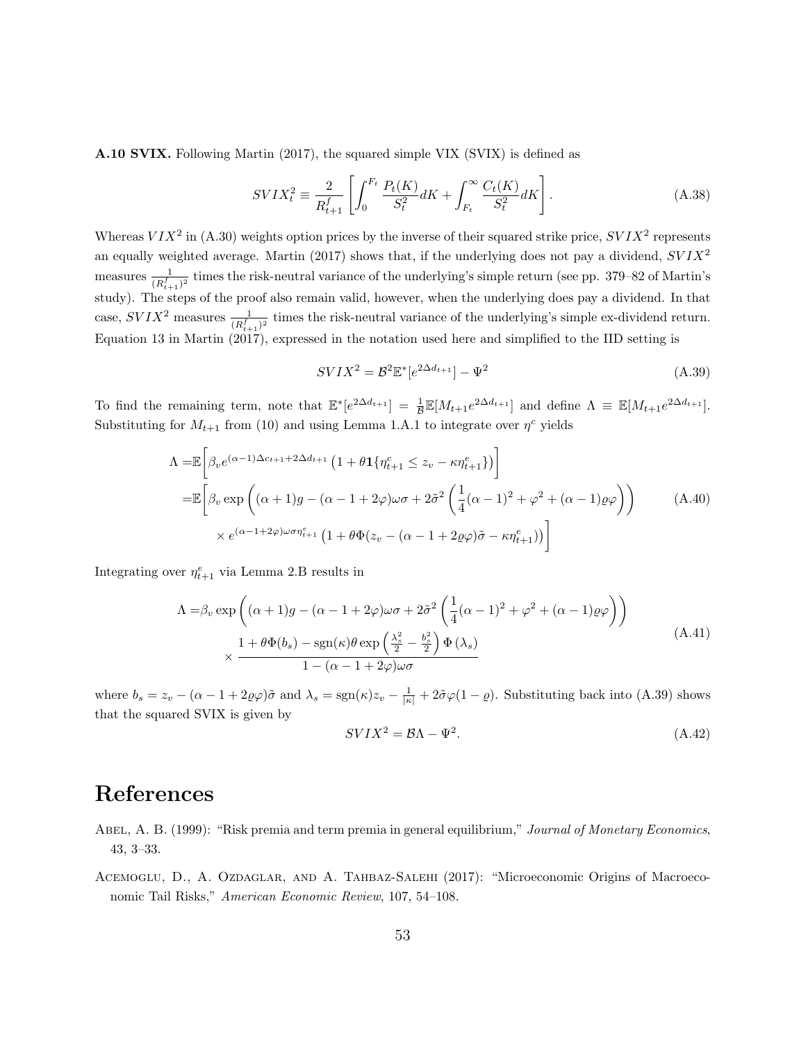**A.10 SVIX.** Following Martin (2017), the squared simple VIX (SVIX) is defined as

$$SVIX_t^2 \equiv \frac{2}{R_{t+1}^f}\left[\int_0^{F_t} \frac{P_t(K)}{S_t^2}dK + \int_{F_t}^{\infty} \frac{C_t(K)}{S_t^2}dK\right]. \tag{A.38}$$

Whereas $VIX^2$ in (A.30) weights option prices by the inverse of their squared strike price, $SVIX^2$ represents an equally weighted average. Martin (2017) shows that, if the underlying does not pay a dividend, $SVIX^2$ measures $\frac{1}{(R_{t+1}^f)^2}$ times the risk-neutral variance of the underlying's simple return (see pp. 379–82 of Martin's study). The steps of the proof also remain valid, however, when the underlying does pay a dividend. In that case, $SVIX^2$ measures $\frac{1}{(R_{t+1}^f)^2}$ times the risk-neutral variance of the underlying's simple ex-dividend return. Equation 13 in Martin (2017), expressed in the notation used here and simplified to the IID setting is

$$SVIX^2 = \mathcal{B}^2\mathbb{E}^*[e^{2\Delta d_{t+1}}] - \Psi^2 \tag{A.39}$$

To find the remaining term, note that $\mathbb{E}^*[e^{2\Delta d_{t+1}}] = \frac{1}{\mathcal{B}}\mathbb{E}[M_{t+1}e^{2\Delta d_{t+1}}]$ and define $\Lambda \equiv \mathbb{E}[M_{t+1}e^{2\Delta d_{t+1}}]$. Substituting for $M_{t+1}$ from (10) and using Lemma 1.A.1 to integrate over $\eta^c$ yields

$$\begin{aligned}
\Lambda =& \mathbb{E}\Bigg[\beta_v e^{(\alpha-1)\Delta c_{t+1}+2\Delta d_{t+1}}\left(1+\theta\mathbf{1}\{\eta_{t+1}^c \le z_v - \kappa\eta_{t+1}^e\}\right)\Bigg] \\
=& \mathbb{E}\Bigg[\beta_v \exp\left((\alpha+1)g - (\alpha-1+2\varphi)\omega\sigma + 2\tilde{\sigma}^2\left(\frac{1}{4}(\alpha-1)^2+\varphi^2+(\alpha-1)\varrho\varphi\right)\right) \\
& \times e^{(\alpha-1+2\varphi)\omega\sigma\eta_{t+1}^e}\left(1+\theta\Phi(z_v-(\alpha-1+2\varrho\varphi)\tilde{\sigma}-\kappa\eta_{t+1}^e)\right)\Bigg]
\end{aligned} \tag{A.40}$$

Integrating over $\eta_{t+1}^e$ via Lemma 2.B results in

$$\begin{aligned}
\Lambda =& \beta_v \exp\left((\alpha+1)g - (\alpha-1+2\varphi)\omega\sigma + 2\tilde{\sigma}^2\left(\frac{1}{4}(\alpha-1)^2+\varphi^2+(\alpha-1)\varrho\varphi\right)\right) \\
& \times \frac{1+\theta\Phi(b_s) - \text{sgn}(\kappa)\theta\exp\left(\frac{\lambda_s^2}{2}-\frac{b_s^2}{2}\right)\Phi\left(\lambda_s\right)}{1-(\alpha-1+2\varphi)\omega\sigma}
\end{aligned} \tag{A.41}$$

where $b_s = z_v - (\alpha-1+2\varrho\varphi)\tilde{\sigma}$ and $\lambda_s = \text{sgn}(\kappa)z_v - \frac{1}{|\kappa|} + 2\tilde{\sigma}\varphi(1-\varrho)$. Substituting back into (A.39) shows that the squared SVIX is given by

$$SVIX^2 = \mathcal{B}\Lambda - \Psi^2. \tag{A.42}$$

# References

Abel, A. B. (1999): "Risk premia and term premia in general equilibrium," *Journal of Monetary Economics*, 43, 3–33.

Acemoglu, D., A. Ozdaglar, and A. Tahbaz-Salehi (2017): "Microeconomic Origins of Macroeconomic Tail Risks," *American Economic Review*, 107, 54–108.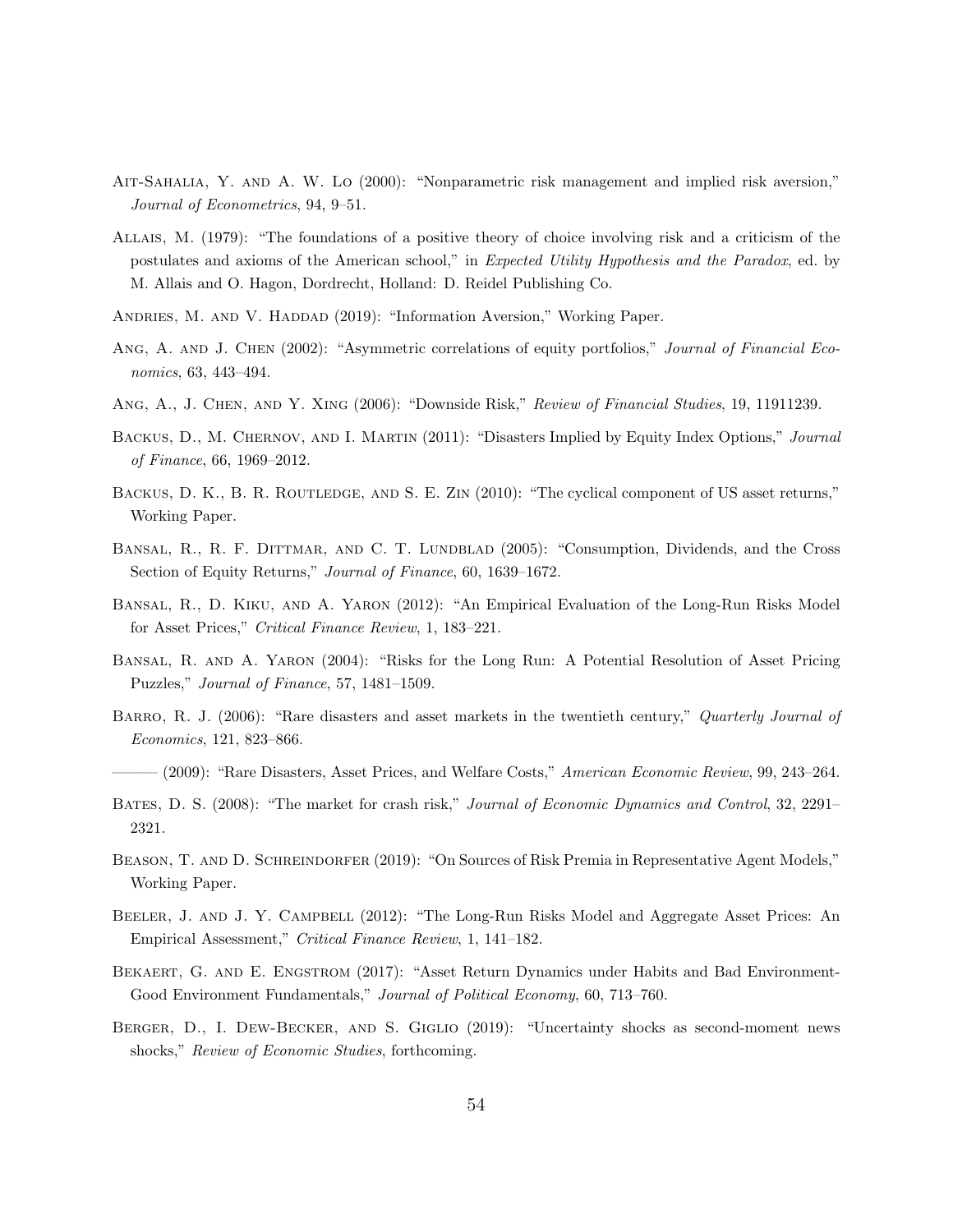Ait-Sahalia, Y. and A. W. Lo (2000): "Nonparametric risk management and implied risk aversion," *Journal of Econometrics*, 94, 9–51.

Allais, M. (1979): "The foundations of a positive theory of choice involving risk and a criticism of the postulates and axioms of the American school," in *Expected Utility Hypothesis and the Paradox*, ed. by M. Allais and O. Hagon, Dordrecht, Holland: D. Reidel Publishing Co.

Andries, M. and V. Haddad (2019): "Information Aversion," Working Paper.

Ang, A. and J. Chen (2002): "Asymmetric correlations of equity portfolios," *Journal of Financial Economics*, 63, 443–494.

Ang, A., J. Chen, and Y. Xing (2006): "Downside Risk," *Review of Financial Studies*, 19, 11911239.

Backus, D., M. Chernov, and I. Martin (2011): "Disasters Implied by Equity Index Options," *Journal of Finance*, 66, 1969–2012.

Backus, D. K., B. R. Routledge, and S. E. Zin (2010): "The cyclical component of US asset returns," Working Paper.

Bansal, R., R. F. Dittmar, and C. T. Lundblad (2005): "Consumption, Dividends, and the Cross Section of Equity Returns," *Journal of Finance*, 60, 1639–1672.

Bansal, R., D. Kiku, and A. Yaron (2012): "An Empirical Evaluation of the Long-Run Risks Model for Asset Prices," *Critical Finance Review*, 1, 183–221.

Bansal, R. and A. Yaron (2004): "Risks for the Long Run: A Potential Resolution of Asset Pricing Puzzles," *Journal of Finance*, 57, 1481–1509.

Barro, R. J. (2006): "Rare disasters and asset markets in the twentieth century," *Quarterly Journal of Economics*, 121, 823–866.

——— (2009): "Rare Disasters, Asset Prices, and Welfare Costs," *American Economic Review*, 99, 243–264.

Bates, D. S. (2008): "The market for crash risk," *Journal of Economic Dynamics and Control*, 32, 2291–2321.

Beason, T. and D. Schreindorfer (2019): "On Sources of Risk Premia in Representative Agent Models," Working Paper.

Beeler, J. and J. Y. Campbell (2012): "The Long-Run Risks Model and Aggregate Asset Prices: An Empirical Assessment," *Critical Finance Review*, 1, 141–182.

Bekaert, G. and E. Engstrom (2017): "Asset Return Dynamics under Habits and Bad Environment-Good Environment Fundamentals," *Journal of Political Economy*, 60, 713–760.

Berger, D., I. Dew-Becker, and S. Giglio (2019): "Uncertainty shocks as second-moment news shocks," *Review of Economic Studies*, forthcoming.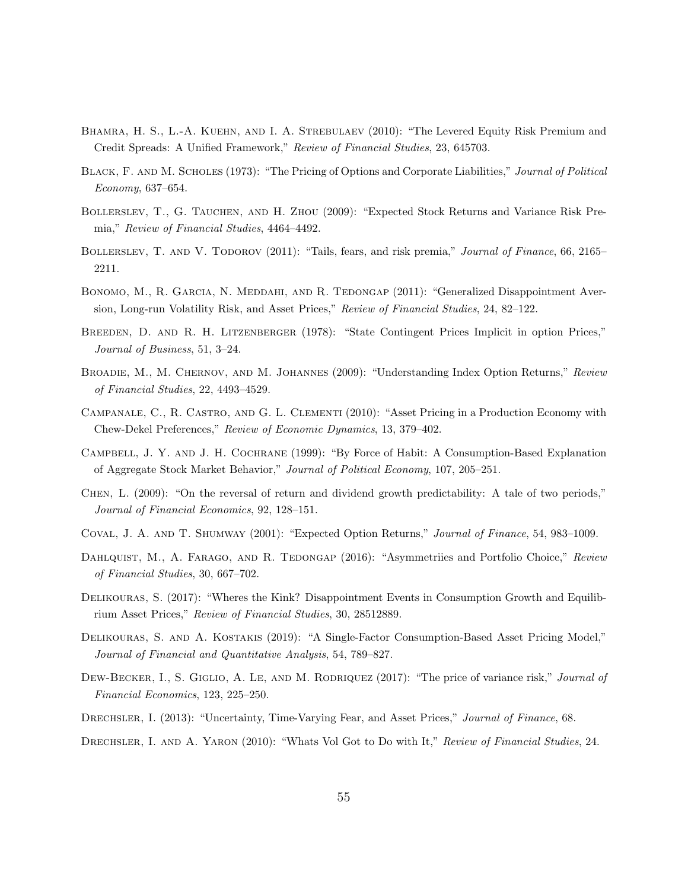Bhamra, H. S., L.-A. Kuehn, and I. A. Strebulaev (2010): "The Levered Equity Risk Premium and Credit Spreads: A Unified Framework," *Review of Financial Studies*, 23, 645703.

Black, F. and M. Scholes (1973): "The Pricing of Options and Corporate Liabilities," *Journal of Political Economy*, 637–654.

Bollerslev, T., G. Tauchen, and H. Zhou (2009): "Expected Stock Returns and Variance Risk Premia," *Review of Financial Studies*, 4464–4492.

Bollerslev, T. and V. Todorov (2011): "Tails, fears, and risk premia," *Journal of Finance*, 66, 2165–2211.

Bonomo, M., R. Garcia, N. Meddahi, and R. Tedongap (2011): "Generalized Disappointment Aversion, Long-run Volatility Risk, and Asset Prices," *Review of Financial Studies*, 24, 82–122.

Breeden, D. and R. H. Litzenberger (1978): "State Contingent Prices Implicit in option Prices," *Journal of Business*, 51, 3–24.

Broadie, M., M. Chernov, and M. Johannes (2009): "Understanding Index Option Returns," *Review of Financial Studies*, 22, 4493–4529.

Campanale, C., R. Castro, and G. L. Clementi (2010): "Asset Pricing in a Production Economy with Chew-Dekel Preferences," *Review of Economic Dynamics*, 13, 379–402.

Campbell, J. Y. and J. H. Cochrane (1999): "By Force of Habit: A Consumption-Based Explanation of Aggregate Stock Market Behavior," *Journal of Political Economy*, 107, 205–251.

Chen, L. (2009): "On the reversal of return and dividend growth predictability: A tale of two periods," *Journal of Financial Economics*, 92, 128–151.

Coval, J. A. and T. Shumway (2001): "Expected Option Returns," *Journal of Finance*, 54, 983–1009.

Dahlquist, M., A. Farago, and R. Tedongap (2016): "Asymmetriies and Portfolio Choice," *Review of Financial Studies*, 30, 667–702.

Delikouras, S. (2017): "Wheres the Kink? Disappointment Events in Consumption Growth and Equilibrium Asset Prices," *Review of Financial Studies*, 30, 28512889.

Delikouras, S. and A. Kostakis (2019): "A Single-Factor Consumption-Based Asset Pricing Model," *Journal of Financial and Quantitative Analysis*, 54, 789–827.

Dew-Becker, I., S. Giglio, A. Le, and M. Rodriquez (2017): "The price of variance risk," *Journal of Financial Economics*, 123, 225–250.

Drechsler, I. (2013): "Uncertainty, Time-Varying Fear, and Asset Prices," *Journal of Finance*, 68.

Drechsler, I. and A. Yaron (2010): "Whats Vol Got to Do with It," *Review of Financial Studies*, 24.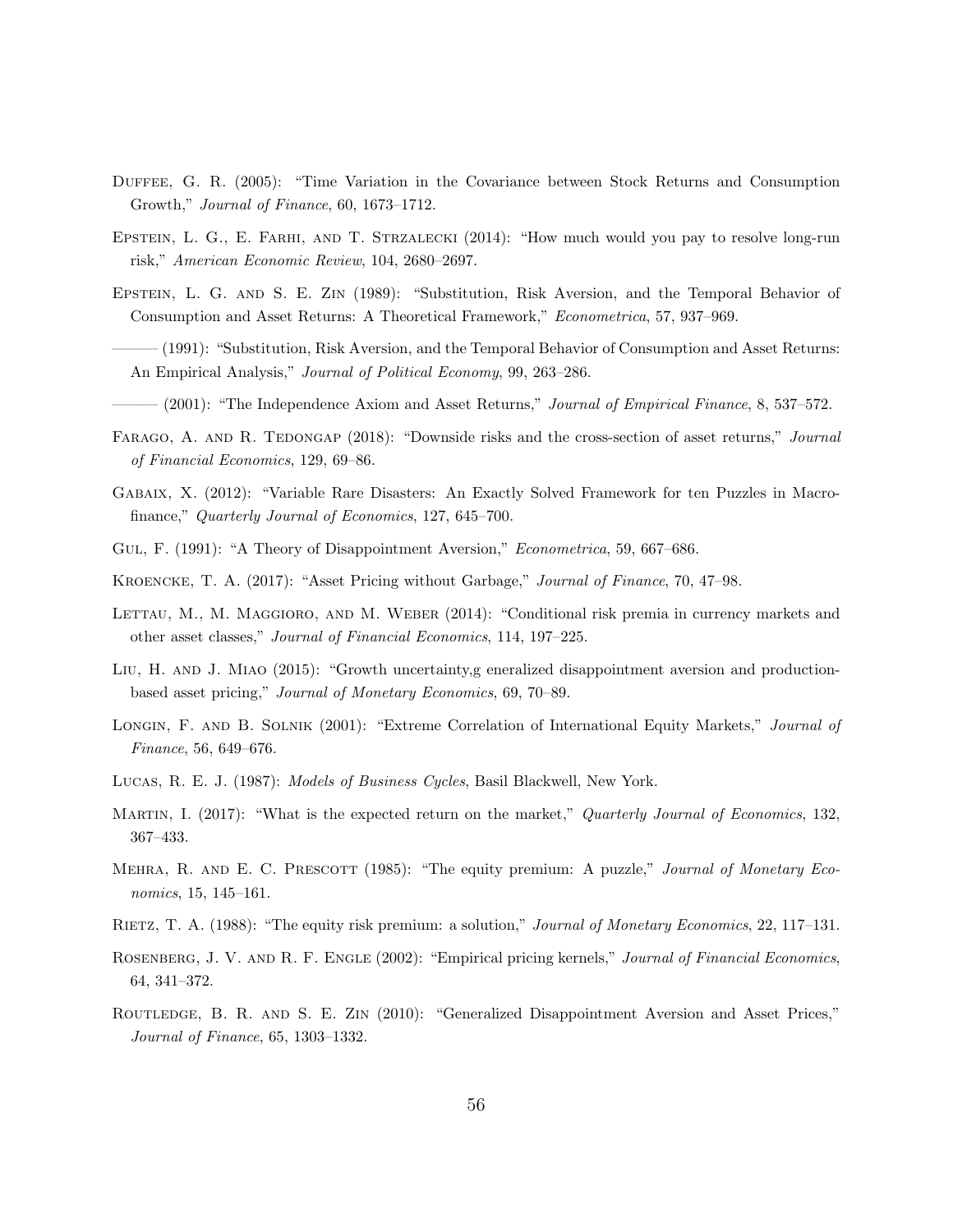Duffee, G. R. (2005): "Time Variation in the Covariance between Stock Returns and Consumption Growth," *Journal of Finance*, 60, 1673–1712.

Epstein, L. G., E. Farhi, and T. Strzalecki (2014): "How much would you pay to resolve long-run risk," *American Economic Review*, 104, 2680–2697.

Epstein, L. G. and S. E. Zin (1989): "Substitution, Risk Aversion, and the Temporal Behavior of Consumption and Asset Returns: A Theoretical Framework," *Econometrica*, 57, 937–969.

——— (1991): "Substitution, Risk Aversion, and the Temporal Behavior of Consumption and Asset Returns: An Empirical Analysis," *Journal of Political Economy*, 99, 263–286.

——— (2001): "The Independence Axiom and Asset Returns," *Journal of Empirical Finance*, 8, 537–572.

Farago, A. and R. Tedongap (2018): "Downside risks and the cross-section of asset returns," *Journal of Financial Economics*, 129, 69–86.

Gabaix, X. (2012): "Variable Rare Disasters: An Exactly Solved Framework for ten Puzzles in Macro-finance," *Quarterly Journal of Economics*, 127, 645–700.

Gul, F. (1991): "A Theory of Disappointment Aversion," *Econometrica*, 59, 667–686.

Kroencke, T. A. (2017): "Asset Pricing without Garbage," *Journal of Finance*, 70, 47–98.

Lettau, M., M. Maggioro, and M. Weber (2014): "Conditional risk premia in currency markets and other asset classes," *Journal of Financial Economics*, 114, 197–225.

Liu, H. and J. Miao (2015): "Growth uncertainty,g eneralized disappointment aversion and production-based asset pricing," *Journal of Monetary Economics*, 69, 70–89.

Longin, F. and B. Solnik (2001): "Extreme Correlation of International Equity Markets," *Journal of Finance*, 56, 649–676.

Lucas, R. E. J. (1987): *Models of Business Cycles*, Basil Blackwell, New York.

Martin, I. (2017): "What is the expected return on the market," *Quarterly Journal of Economics*, 132, 367–433.

Mehra, R. and E. C. Prescott (1985): "The equity premium: A puzzle," *Journal of Monetary Economics*, 15, 145–161.

Rietz, T. A. (1988): "The equity risk premium: a solution," *Journal of Monetary Economics*, 22, 117–131.

Rosenberg, J. V. and R. F. Engle (2002): "Empirical pricing kernels," *Journal of Financial Economics*, 64, 341–372.

Routledge, B. R. and S. E. Zin (2010): "Generalized Disappointment Aversion and Asset Prices," *Journal of Finance*, 65, 1303–1332.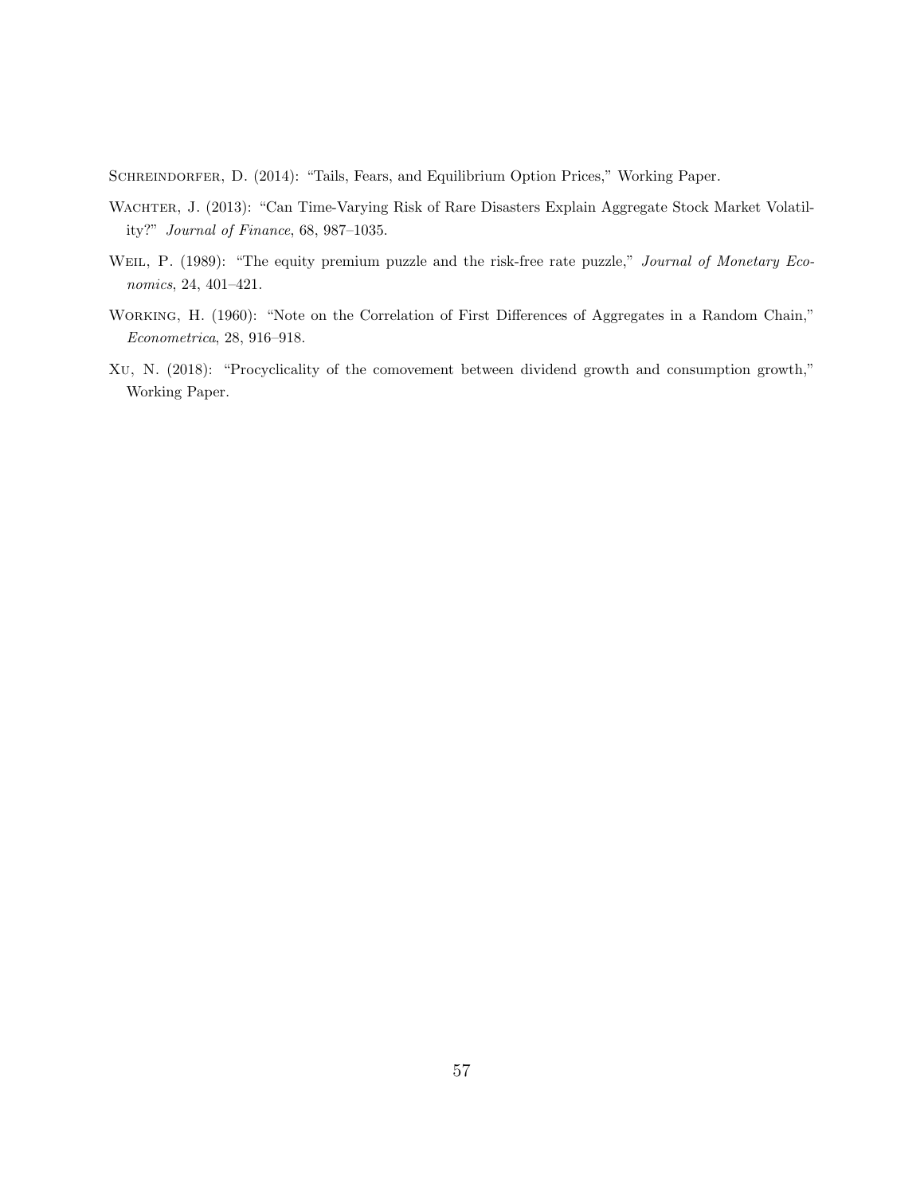Schreindorfer, D. (2014): "Tails, Fears, and Equilibrium Option Prices," Working Paper.

Wachter, J. (2013): "Can Time-Varying Risk of Rare Disasters Explain Aggregate Stock Market Volatility?" *Journal of Finance*, 68, 987–1035.

Weil, P. (1989): "The equity premium puzzle and the risk-free rate puzzle," *Journal of Monetary Economics*, 24, 401–421.

Working, H. (1960): "Note on the Correlation of First Differences of Aggregates in a Random Chain," *Econometrica*, 28, 916–918.

Xu, N. (2018): "Procyclicality of the comovement between dividend growth and consumption growth," Working Paper.